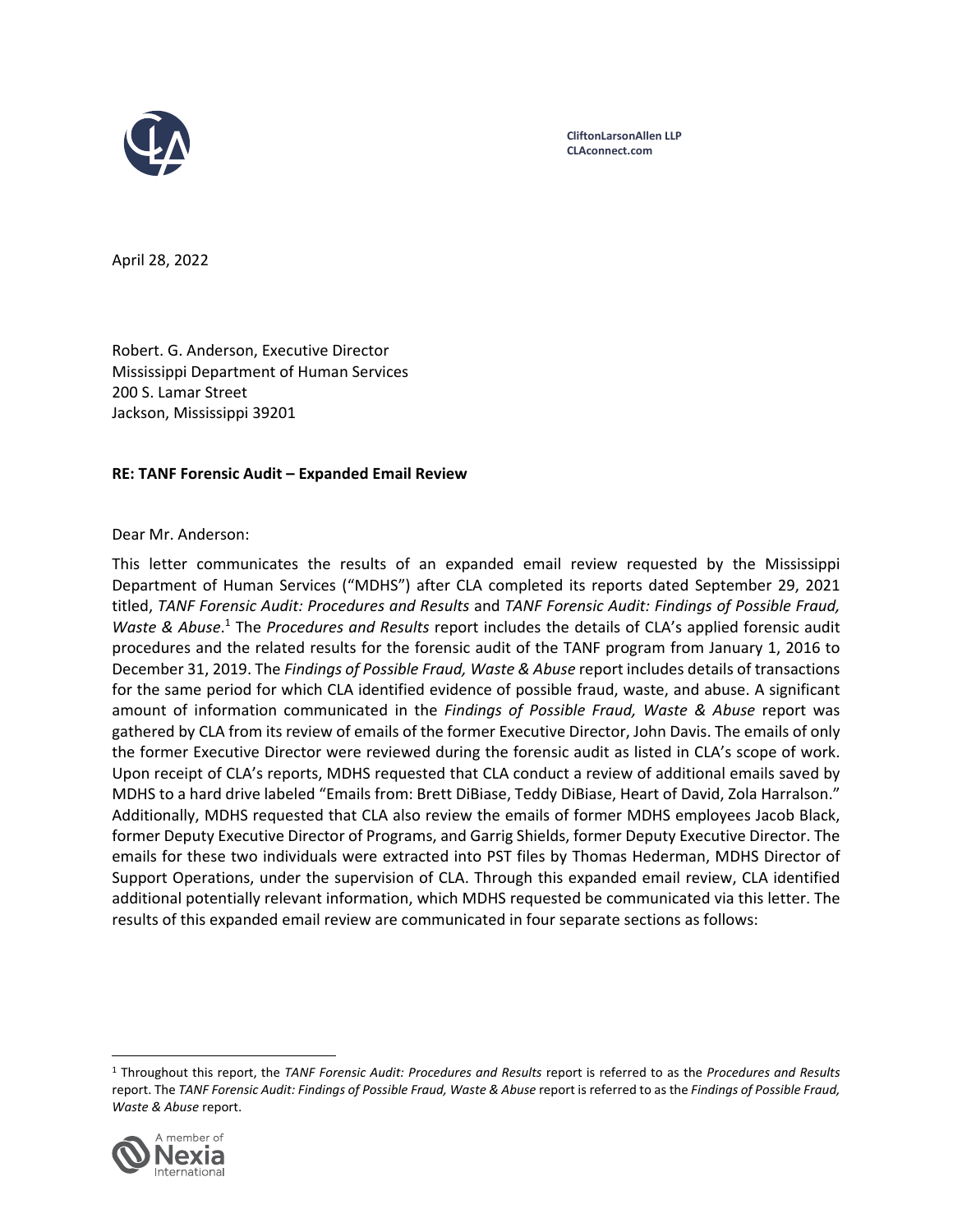CliftonLarsonAllen LLP
CLAconnect.com

April 28, 2022

Robert. G. Anderson, Executive Director
Mississippi Department of Human Services
200 S. Lamar Street
Jackson, Mississippi 39201

**RE: TANF Forensic Audit – Expanded Email Review**

Dear Mr. Anderson:

This letter communicates the results of an expanded email review requested by the Mississippi Department of Human Services ("MDHS") after CLA completed its reports dated September 29, 2021 titled, *TANF Forensic Audit: Procedures and Results* and *TANF Forensic Audit: Findings of Possible Fraud, Waste & Abuse*.[1] The *Procedures and Results* report includes the details of CLA's applied forensic audit procedures and the related results for the forensic audit of the TANF program from January 1, 2016 to December 31, 2019. The *Findings of Possible Fraud, Waste & Abuse* report includes details of transactions for the same period for which CLA identified evidence of possible fraud, waste, and abuse. A significant amount of information communicated in the *Findings of Possible Fraud, Waste & Abuse* report was gathered by CLA from its review of emails of the former Executive Director, John Davis. The emails of only the former Executive Director were reviewed during the forensic audit as listed in CLA's scope of work. Upon receipt of CLA's reports, MDHS requested that CLA conduct a review of additional emails saved by MDHS to a hard drive labeled "Emails from: Brett DiBiase, Teddy DiBiase, Heart of David, Zola Harralson." Additionally, MDHS requested that CLA also review the emails of former MDHS employees Jacob Black, former Deputy Executive Director of Programs, and Garrig Shields, former Deputy Executive Director. The emails for these two individuals were extracted into PST files by Thomas Hederman, MDHS Director of Support Operations, under the supervision of CLA. Through this expanded email review, CLA identified additional potentially relevant information, which MDHS requested be communicated via this letter. The results of this expanded email review are communicated in four separate sections as follows:

[1] Throughout this report, the *TANF Forensic Audit: Procedures and Results* report is referred to as the *Procedures and Results* report. The *TANF Forensic Audit: Findings of Possible Fraud, Waste & Abuse* report is referred to as the *Findings of Possible Fraud, Waste & Abuse* report.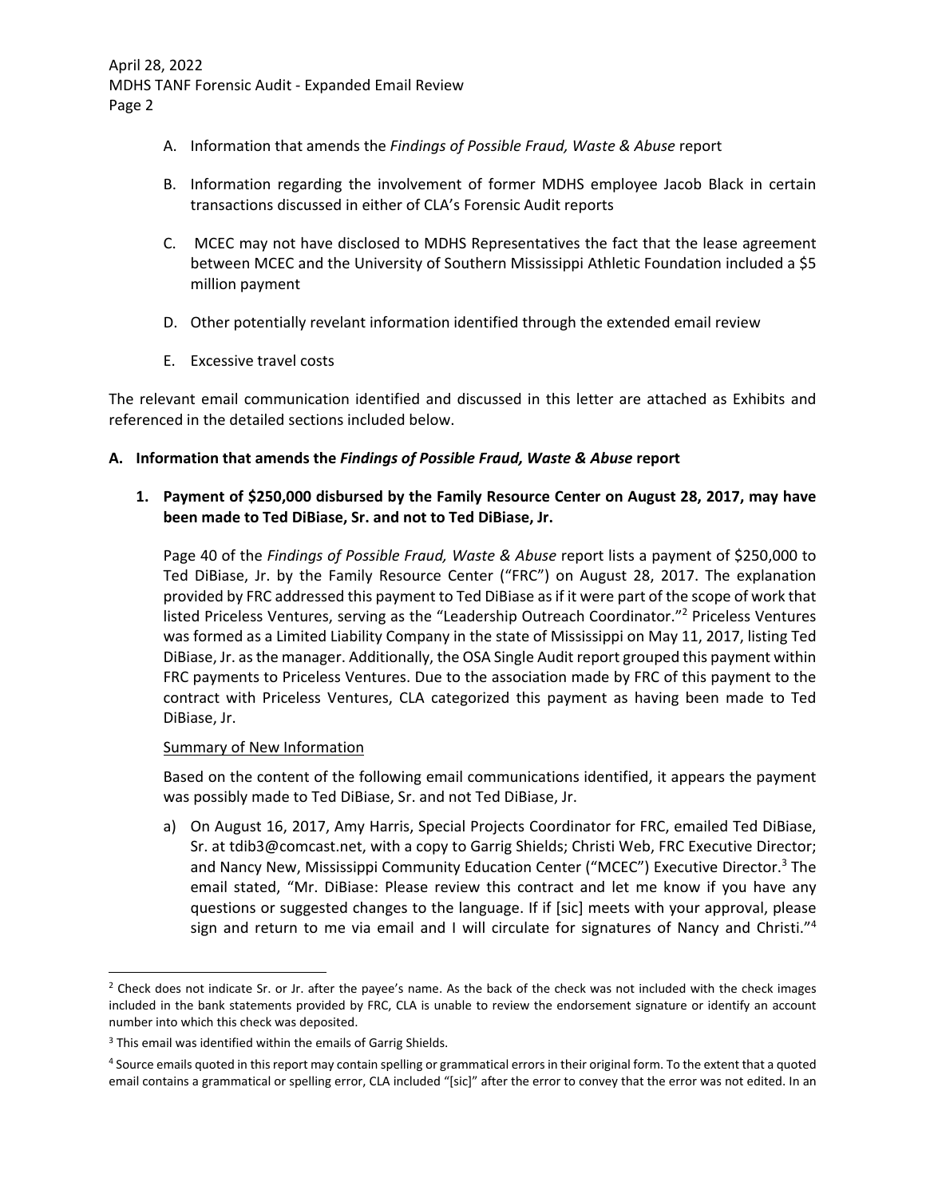A. Information that amends the *Findings of Possible Fraud, Waste & Abuse* report

B. Information regarding the involvement of former MDHS employee Jacob Black in certain transactions discussed in either of CLA's Forensic Audit reports

C. MCEC may not have disclosed to MDHS Representatives the fact that the lease agreement between MCEC and the University of Southern Mississippi Athletic Foundation included a $5 million payment

D. Other potentially revelant information identified through the extended email review

E. Excessive travel costs

The relevant email communication identified and discussed in this letter are attached as Exhibits and referenced in the detailed sections included below.

## A. Information that amends the *Findings of Possible Fraud, Waste & Abuse* report

### 1. Payment of $250,000 disbursed by the Family Resource Center on August 28, 2017, may have been made to Ted DiBiase, Sr. and not to Ted DiBiase, Jr.

Page 40 of the *Findings of Possible Fraud, Waste & Abuse* report lists a payment of $250,000 to Ted DiBiase, Jr. by the Family Resource Center ("FRC") on August 28, 2017. The explanation provided by FRC addressed this payment to Ted DiBiase as if it were part of the scope of work that listed Priceless Ventures, serving as the "Leadership Outreach Coordinator."[2] Priceless Ventures was formed as a Limited Liability Company in the state of Mississippi on May 11, 2017, listing Ted DiBiase, Jr. as the manager. Additionally, the OSA Single Audit report grouped this payment within FRC payments to Priceless Ventures. Due to the association made by FRC of this payment to the contract with Priceless Ventures, CLA categorized this payment as having been made to Ted DiBiase, Jr.

<u>Summary of New Information</u>

Based on the content of the following email communications identified, it appears the payment was possibly made to Ted DiBiase, Sr. and not Ted DiBiase, Jr.

a) On August 16, 2017, Amy Harris, Special Projects Coordinator for FRC, emailed Ted DiBiase, Sr. at tdib3@comcast.net, with a copy to Garrig Shields; Christi Web, FRC Executive Director; and Nancy New, Mississippi Community Education Center ("MCEC") Executive Director.[3] The email stated, "Mr. DiBiase: Please review this contract and let me know if you have any questions or suggested changes to the language. If if [sic] meets with your approval, please sign and return to me via email and I will circulate for signatures of Nancy and Christi."[4]

---

[2] Check does not indicate Sr. or Jr. after the payee's name. As the back of the check was not included with the check images included in the bank statements provided by FRC, CLA is unable to review the endorsement signature or identify an account number into which this check was deposited.

[3] This email was identified within the emails of Garrig Shields.

[4] Source emails quoted in this report may contain spelling or grammatical errors in their original form. To the extent that a quoted email contains a grammatical or spelling error, CLA included "[sic]" after the error to convey that the error was not edited. In an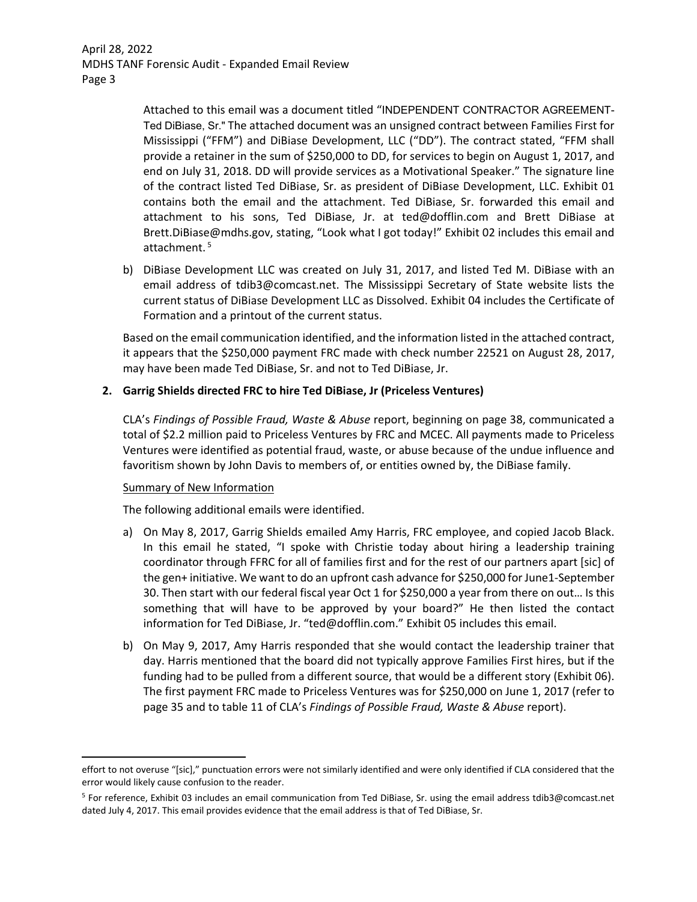Attached to this email was a document titled "INDEPENDENT CONTRACTOR AGREEMENT-Ted DiBiase, Sr." The attached document was an unsigned contract between Families First for Mississippi ("FFM") and DiBiase Development, LLC ("DD"). The contract stated, "FFM shall provide a retainer in the sum of $250,000 to DD, for services to begin on August 1, 2017, and end on July 31, 2018. DD will provide services as a Motivational Speaker." The signature line of the contract listed Ted DiBiase, Sr. as president of DiBiase Development, LLC. Exhibit 01 contains both the email and the attachment. Ted DiBiase, Sr. forwarded this email and attachment to his sons, Ted DiBiase, Jr. at ted@dofflin.com and Brett DiBiase at Brett.DiBiase@mdhs.gov, stating, "Look what I got today!" Exhibit 02 includes this email and attachment.[5]

b) DiBiase Development LLC was created on July 31, 2017, and listed Ted M. DiBiase with an email address of tdib3@comcast.net. The Mississippi Secretary of State website lists the current status of DiBiase Development LLC as Dissolved. Exhibit 04 includes the Certificate of Formation and a printout of the current status.

Based on the email communication identified, and the information listed in the attached contract, it appears that the $250,000 payment FRC made with check number 22521 on August 28, 2017, may have been made Ted DiBiase, Sr. and not to Ted DiBiase, Jr.

**2. Garrig Shields directed FRC to hire Ted DiBiase, Jr (Priceless Ventures)**

CLA's *Findings of Possible Fraud, Waste & Abuse* report, beginning on page 38, communicated a total of $2.2 million paid to Priceless Ventures by FRC and MCEC. All payments made to Priceless Ventures were identified as potential fraud, waste, or abuse because of the undue influence and favoritism shown by John Davis to members of, or entities owned by, the DiBiase family.

<u>Summary of New Information</u>

The following additional emails were identified.

a) On May 8, 2017, Garrig Shields emailed Amy Harris, FRC employee, and copied Jacob Black. In this email he stated, "I spoke with Christie today about hiring a leadership training coordinator through FFRC for all of families first and for the rest of our partners apart [sic] of the gen+ initiative. We want to do an upfront cash advance for $250,000 for June1-September 30. Then start with our federal fiscal year Oct 1 for $250,000 a year from there on out… Is this something that will have to be approved by your board?" He then listed the contact information for Ted DiBiase, Jr. "ted@dofflin.com." Exhibit 05 includes this email.

b) On May 9, 2017, Amy Harris responded that she would contact the leadership trainer that day. Harris mentioned that the board did not typically approve Families First hires, but if the funding had to be pulled from a different source, that would be a different story (Exhibit 06). The first payment FRC made to Priceless Ventures was for $250,000 on June 1, 2017 (refer to page 35 and to table 11 of CLA's *Findings of Possible Fraud, Waste & Abuse* report).

---

effort to not overuse "[sic]," punctuation errors were not similarly identified and were only identified if CLA considered that the error would likely cause confusion to the reader.

[5] For reference, Exhibit 03 includes an email communication from Ted DiBiase, Sr. using the email address tdib3@comcast.net dated July 4, 2017. This email provides evidence that the email address is that of Ted DiBiase, Sr.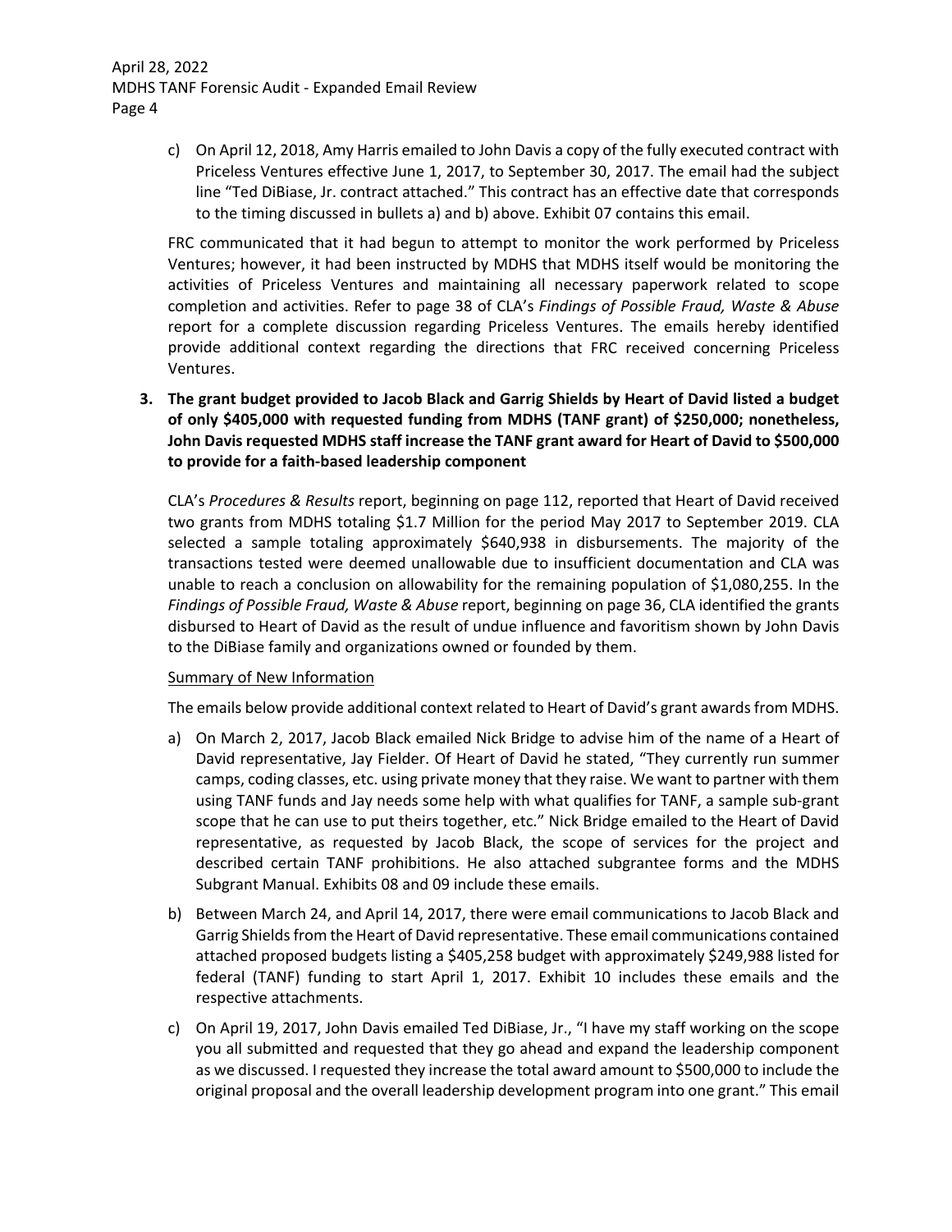c) On April 12, 2018, Amy Harris emailed to John Davis a copy of the fully executed contract with Priceless Ventures effective June 1, 2017, to September 30, 2017. The email had the subject line "Ted DiBiase, Jr. contract attached." This contract has an effective date that corresponds to the timing discussed in bullets a) and b) above. Exhibit 07 contains this email.

FRC communicated that it had begun to attempt to monitor the work performed by Priceless Ventures; however, it had been instructed by MDHS that MDHS itself would be monitoring the activities of Priceless Ventures and maintaining all necessary paperwork related to scope completion and activities. Refer to page 38 of CLA's *Findings of Possible Fraud, Waste & Abuse* report for a complete discussion regarding Priceless Ventures. The emails hereby identified provide additional context regarding the directions that FRC received concerning Priceless Ventures.

**3. The grant budget provided to Jacob Black and Garrig Shields by Heart of David listed a budget of only $405,000 with requested funding from MDHS (TANF grant) of $250,000; nonetheless, John Davis requested MDHS staff increase the TANF grant award for Heart of David to $500,000 to provide for a faith-based leadership component**

CLA's *Procedures & Results* report, beginning on page 112, reported that Heart of David received two grants from MDHS totaling $1.7 Million for the period May 2017 to September 2019. CLA selected a sample totaling approximately $640,938 in disbursements. The majority of the transactions tested were deemed unallowable due to insufficient documentation and CLA was unable to reach a conclusion on allowability for the remaining population of $1,080,255. In the *Findings of Possible Fraud, Waste & Abuse* report, beginning on page 36, CLA identified the grants disbursed to Heart of David as the result of undue influence and favoritism shown by John Davis to the DiBiase family and organizations owned or founded by them.

<u>Summary of New Information</u>

The emails below provide additional context related to Heart of David's grant awards from MDHS.

a) On March 2, 2017, Jacob Black emailed Nick Bridge to advise him of the name of a Heart of David representative, Jay Fielder. Of Heart of David he stated, "They currently run summer camps, coding classes, etc. using private money that they raise. We want to partner with them using TANF funds and Jay needs some help with what qualifies for TANF, a sample sub-grant scope that he can use to put theirs together, etc." Nick Bridge emailed to the Heart of David representative, as requested by Jacob Black, the scope of services for the project and described certain TANF prohibitions. He also attached subgrantee forms and the MDHS Subgrant Manual. Exhibits 08 and 09 include these emails.

b) Between March 24, and April 14, 2017, there were email communications to Jacob Black and Garrig Shields from the Heart of David representative. These email communications contained attached proposed budgets listing a $405,258 budget with approximately $249,988 listed for federal (TANF) funding to start April 1, 2017. Exhibit 10 includes these emails and the respective attachments.

c) On April 19, 2017, John Davis emailed Ted DiBiase, Jr., "I have my staff working on the scope you all submitted and requested that they go ahead and expand the leadership component as we discussed. I requested they increase the total award amount to $500,000 to include the original proposal and the overall leadership development program into one grant." This email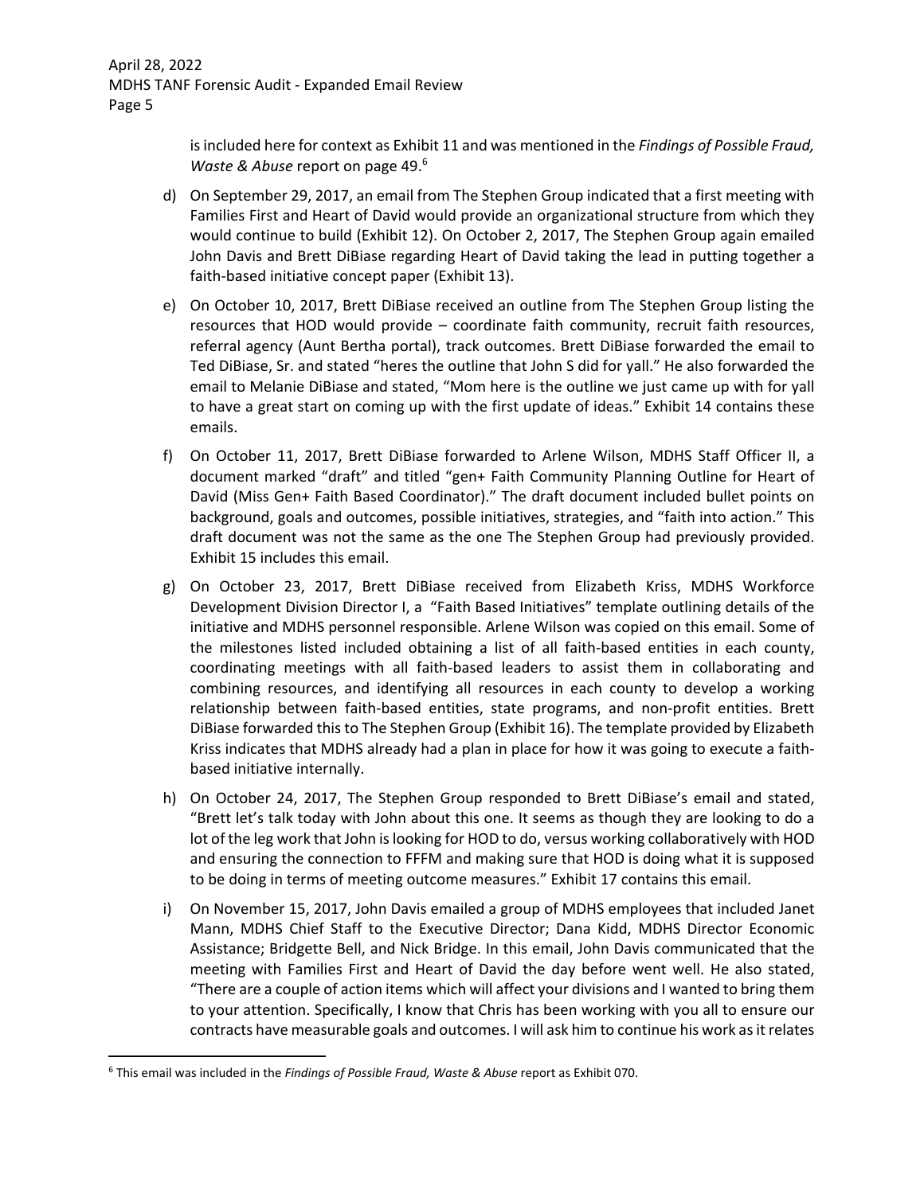is included here for context as Exhibit 11 and was mentioned in the *Findings of Possible Fraud, Waste & Abuse* report on page 49.[6]

d) On September 29, 2017, an email from The Stephen Group indicated that a first meeting with Families First and Heart of David would provide an organizational structure from which they would continue to build (Exhibit 12). On October 2, 2017, The Stephen Group again emailed John Davis and Brett DiBiase regarding Heart of David taking the lead in putting together a faith-based initiative concept paper (Exhibit 13).

e) On October 10, 2017, Brett DiBiase received an outline from The Stephen Group listing the resources that HOD would provide – coordinate faith community, recruit faith resources, referral agency (Aunt Bertha portal), track outcomes. Brett DiBiase forwarded the email to Ted DiBiase, Sr. and stated "heres the outline that John S did for yall." He also forwarded the email to Melanie DiBiase and stated, "Mom here is the outline we just came up with for yall to have a great start on coming up with the first update of ideas." Exhibit 14 contains these emails.

f) On October 11, 2017, Brett DiBiase forwarded to Arlene Wilson, MDHS Staff Officer II, a document marked "draft" and titled "gen+ Faith Community Planning Outline for Heart of David (Miss Gen+ Faith Based Coordinator)." The draft document included bullet points on background, goals and outcomes, possible initiatives, strategies, and "faith into action." This draft document was not the same as the one The Stephen Group had previously provided. Exhibit 15 includes this email.

g) On October 23, 2017, Brett DiBiase received from Elizabeth Kriss, MDHS Workforce Development Division Director I, a "Faith Based Initiatives" template outlining details of the initiative and MDHS personnel responsible. Arlene Wilson was copied on this email. Some of the milestones listed included obtaining a list of all faith-based entities in each county, coordinating meetings with all faith-based leaders to assist them in collaborating and combining resources, and identifying all resources in each county to develop a working relationship between faith-based entities, state programs, and non-profit entities. Brett DiBiase forwarded this to The Stephen Group (Exhibit 16). The template provided by Elizabeth Kriss indicates that MDHS already had a plan in place for how it was going to execute a faith-based initiative internally.

h) On October 24, 2017, The Stephen Group responded to Brett DiBiase's email and stated, "Brett let's talk today with John about this one. It seems as though they are looking to do a lot of the leg work that John is looking for HOD to do, versus working collaboratively with HOD and ensuring the connection to FFFM and making sure that HOD is doing what it is supposed to be doing in terms of meeting outcome measures." Exhibit 17 contains this email.

i) On November 15, 2017, John Davis emailed a group of MDHS employees that included Janet Mann, MDHS Chief Staff to the Executive Director; Dana Kidd, MDHS Director Economic Assistance; Bridgette Bell, and Nick Bridge. In this email, John Davis communicated that the meeting with Families First and Heart of David the day before went well. He also stated, "There are a couple of action items which will affect your divisions and I wanted to bring them to your attention. Specifically, I know that Chris has been working with you all to ensure our contracts have measurable goals and outcomes. I will ask him to continue his work as it relates

[6] This email was included in the *Findings of Possible Fraud, Waste & Abuse* report as Exhibit 070.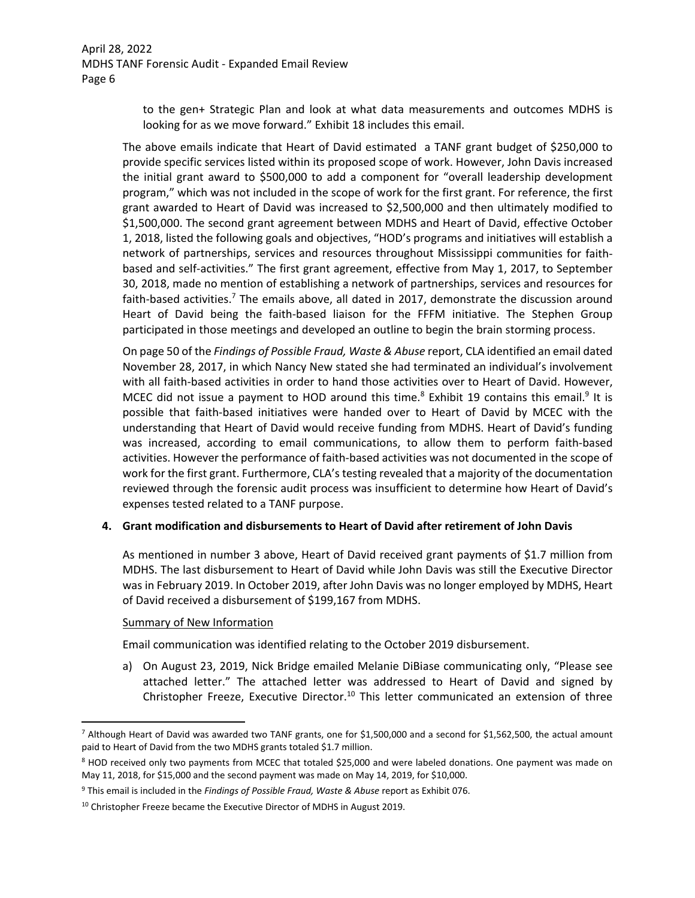to the gen+ Strategic Plan and look at what data measurements and outcomes MDHS is looking for as we move forward." Exhibit 18 includes this email.

The above emails indicate that Heart of David estimated a TANF grant budget of $250,000 to provide specific services listed within its proposed scope of work. However, John Davis increased the initial grant award to $500,000 to add a component for "overall leadership development program," which was not included in the scope of work for the first grant. For reference, the first grant awarded to Heart of David was increased to $2,500,000 and then ultimately modified to $1,500,000. The second grant agreement between MDHS and Heart of David, effective October 1, 2018, listed the following goals and objectives, "HOD's programs and initiatives will establish a network of partnerships, services and resources throughout Mississippi communities for faith-based and self-activities." The first grant agreement, effective from May 1, 2017, to September 30, 2018, made no mention of establishing a network of partnerships, services and resources for faith-based activities.[7] The emails above, all dated in 2017, demonstrate the discussion around Heart of David being the faith-based liaison for the FFFM initiative. The Stephen Group participated in those meetings and developed an outline to begin the brain storming process.

On page 50 of the *Findings of Possible Fraud, Waste & Abuse* report, CLA identified an email dated November 28, 2017, in which Nancy New stated she had terminated an individual's involvement with all faith-based activities in order to hand those activities over to Heart of David. However, MCEC did not issue a payment to HOD around this time.[8] Exhibit 19 contains this email.[9] It is possible that faith-based initiatives were handed over to Heart of David by MCEC with the understanding that Heart of David would receive funding from MDHS. Heart of David's funding was increased, according to email communications, to allow them to perform faith-based activities. However the performance of faith-based activities was not documented in the scope of work for the first grant. Furthermore, CLA's testing revealed that a majority of the documentation reviewed through the forensic audit process was insufficient to determine how Heart of David's expenses tested related to a TANF purpose.

**4. Grant modification and disbursements to Heart of David after retirement of John Davis**

As mentioned in number 3 above, Heart of David received grant payments of $1.7 million from MDHS. The last disbursement to Heart of David while John Davis was still the Executive Director was in February 2019. In October 2019, after John Davis was no longer employed by MDHS, Heart of David received a disbursement of $199,167 from MDHS.

<u>Summary of New Information</u>

Email communication was identified relating to the October 2019 disbursement.

a) On August 23, 2019, Nick Bridge emailed Melanie DiBiase communicating only, "Please see attached letter." The attached letter was addressed to Heart of David and signed by Christopher Freeze, Executive Director.[10] This letter communicated an extension of three

---

[7] Although Heart of David was awarded two TANF grants, one for $1,500,000 and a second for $1,562,500, the actual amount paid to Heart of David from the two MDHS grants totaled $1.7 million.

[8] HOD received only two payments from MCEC that totaled $25,000 and were labeled donations. One payment was made on May 11, 2018, for $15,000 and the second payment was made on May 14, 2019, for $10,000.

[9] This email is included in the *Findings of Possible Fraud, Waste & Abuse* report as Exhibit 076.

[10] Christopher Freeze became the Executive Director of MDHS in August 2019.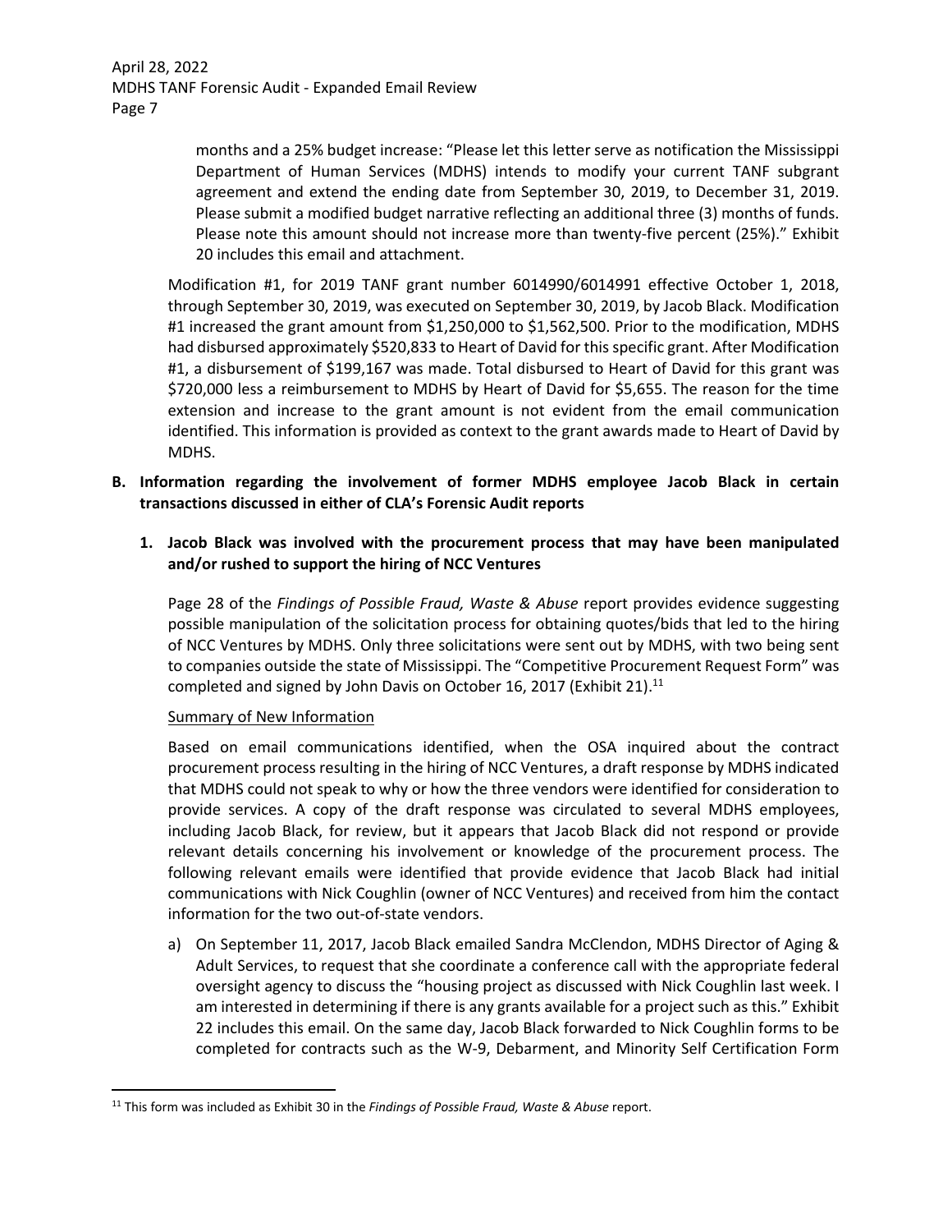months and a 25% budget increase: "Please let this letter serve as notification the Mississippi Department of Human Services (MDHS) intends to modify your current TANF subgrant agreement and extend the ending date from September 30, 2019, to December 31, 2019. Please submit a modified budget narrative reflecting an additional three (3) months of funds. Please note this amount should not increase more than twenty-five percent (25%)." Exhibit 20 includes this email and attachment.

Modification #1, for 2019 TANF grant number 6014990/6014991 effective October 1, 2018, through September 30, 2019, was executed on September 30, 2019, by Jacob Black. Modification #1 increased the grant amount from $1,250,000 to $1,562,500. Prior to the modification, MDHS had disbursed approximately $520,833 to Heart of David for this specific grant. After Modification #1, a disbursement of $199,167 was made. Total disbursed to Heart of David for this grant was $720,000 less a reimbursement to MDHS by Heart of David for $5,655. The reason for the time extension and increase to the grant amount is not evident from the email communication identified. This information is provided as context to the grant awards made to Heart of David by MDHS.

**B. Information regarding the involvement of former MDHS employee Jacob Black in certain transactions discussed in either of CLA's Forensic Audit reports**

**1. Jacob Black was involved with the procurement process that may have been manipulated and/or rushed to support the hiring of NCC Ventures**

Page 28 of the *Findings of Possible Fraud, Waste & Abuse* report provides evidence suggesting possible manipulation of the solicitation process for obtaining quotes/bids that led to the hiring of NCC Ventures by MDHS. Only three solicitations were sent out by MDHS, with two being sent to companies outside the state of Mississippi. The "Competitive Procurement Request Form" was completed and signed by John Davis on October 16, 2017 (Exhibit 21).[11]

Summary of New Information

Based on email communications identified, when the OSA inquired about the contract procurement process resulting in the hiring of NCC Ventures, a draft response by MDHS indicated that MDHS could not speak to why or how the three vendors were identified for consideration to provide services. A copy of the draft response was circulated to several MDHS employees, including Jacob Black, for review, but it appears that Jacob Black did not respond or provide relevant details concerning his involvement or knowledge of the procurement process. The following relevant emails were identified that provide evidence that Jacob Black had initial communications with Nick Coughlin (owner of NCC Ventures) and received from him the contact information for the two out-of-state vendors.

a) On September 11, 2017, Jacob Black emailed Sandra McClendon, MDHS Director of Aging & Adult Services, to request that she coordinate a conference call with the appropriate federal oversight agency to discuss the "housing project as discussed with Nick Coughlin last week. I am interested in determining if there is any grants available for a project such as this." Exhibit 22 includes this email. On the same day, Jacob Black forwarded to Nick Coughlin forms to be completed for contracts such as the W-9, Debarment, and Minority Self Certification Form

[11] This form was included as Exhibit 30 in the *Findings of Possible Fraud, Waste & Abuse* report.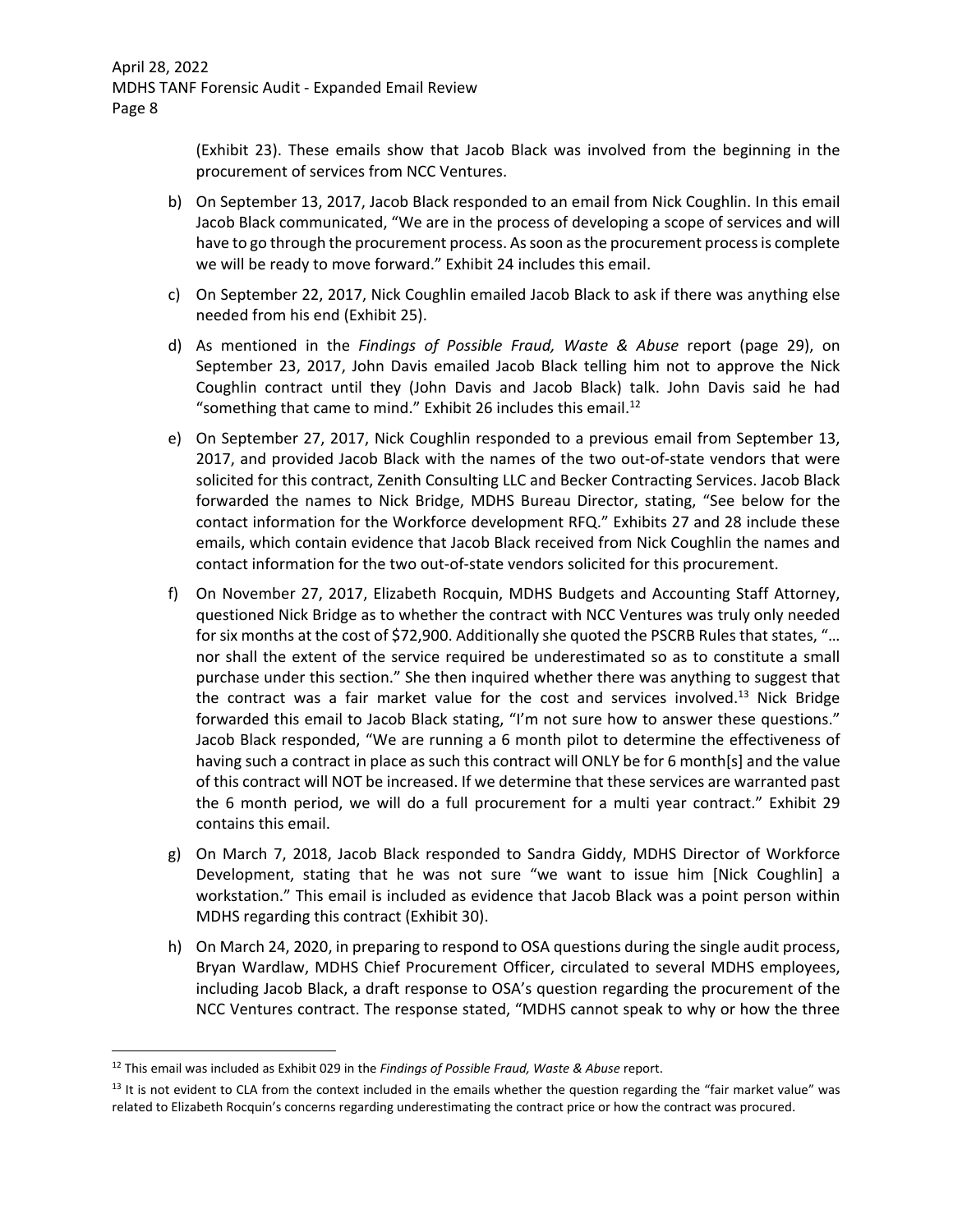(Exhibit 23). These emails show that Jacob Black was involved from the beginning in the procurement of services from NCC Ventures.

b) On September 13, 2017, Jacob Black responded to an email from Nick Coughlin. In this email Jacob Black communicated, "We are in the process of developing a scope of services and will have to go through the procurement process. As soon as the procurement process is complete we will be ready to move forward." Exhibit 24 includes this email.

c) On September 22, 2017, Nick Coughlin emailed Jacob Black to ask if there was anything else needed from his end (Exhibit 25).

d) As mentioned in the *Findings of Possible Fraud, Waste & Abuse* report (page 29), on September 23, 2017, John Davis emailed Jacob Black telling him not to approve the Nick Coughlin contract until they (John Davis and Jacob Black) talk. John Davis said he had "something that came to mind." Exhibit 26 includes this email.[12]

e) On September 27, 2017, Nick Coughlin responded to a previous email from September 13, 2017, and provided Jacob Black with the names of the two out-of-state vendors that were solicited for this contract, Zenith Consulting LLC and Becker Contracting Services. Jacob Black forwarded the names to Nick Bridge, MDHS Bureau Director, stating, "See below for the contact information for the Workforce development RFQ." Exhibits 27 and 28 include these emails, which contain evidence that Jacob Black received from Nick Coughlin the names and contact information for the two out-of-state vendors solicited for this procurement.

f) On November 27, 2017, Elizabeth Rocquin, MDHS Budgets and Accounting Staff Attorney, questioned Nick Bridge as to whether the contract with NCC Ventures was truly only needed for six months at the cost of $72,900. Additionally she quoted the PSCRB Rules that states, "… nor shall the extent of the service required be underestimated so as to constitute a small purchase under this section." She then inquired whether there was anything to suggest that the contract was a fair market value for the cost and services involved.[13] Nick Bridge forwarded this email to Jacob Black stating, "I'm not sure how to answer these questions." Jacob Black responded, "We are running a 6 month pilot to determine the effectiveness of having such a contract in place as such this contract will ONLY be for 6 month[s] and the value of this contract will NOT be increased. If we determine that these services are warranted past the 6 month period, we will do a full procurement for a multi year contract." Exhibit 29 contains this email.

g) On March 7, 2018, Jacob Black responded to Sandra Giddy, MDHS Director of Workforce Development, stating that he was not sure "we want to issue him [Nick Coughlin] a workstation." This email is included as evidence that Jacob Black was a point person within MDHS regarding this contract (Exhibit 30).

h) On March 24, 2020, in preparing to respond to OSA questions during the single audit process, Bryan Wardlaw, MDHS Chief Procurement Officer, circulated to several MDHS employees, including Jacob Black, a draft response to OSA's question regarding the procurement of the NCC Ventures contract. The response stated, "MDHS cannot speak to why or how the three

---

[12] This email was included as Exhibit 029 in the *Findings of Possible Fraud, Waste & Abuse* report.

[13] It is not evident to CLA from the context included in the emails whether the question regarding the "fair market value" was related to Elizabeth Rocquin's concerns regarding underestimating the contract price or how the contract was procured.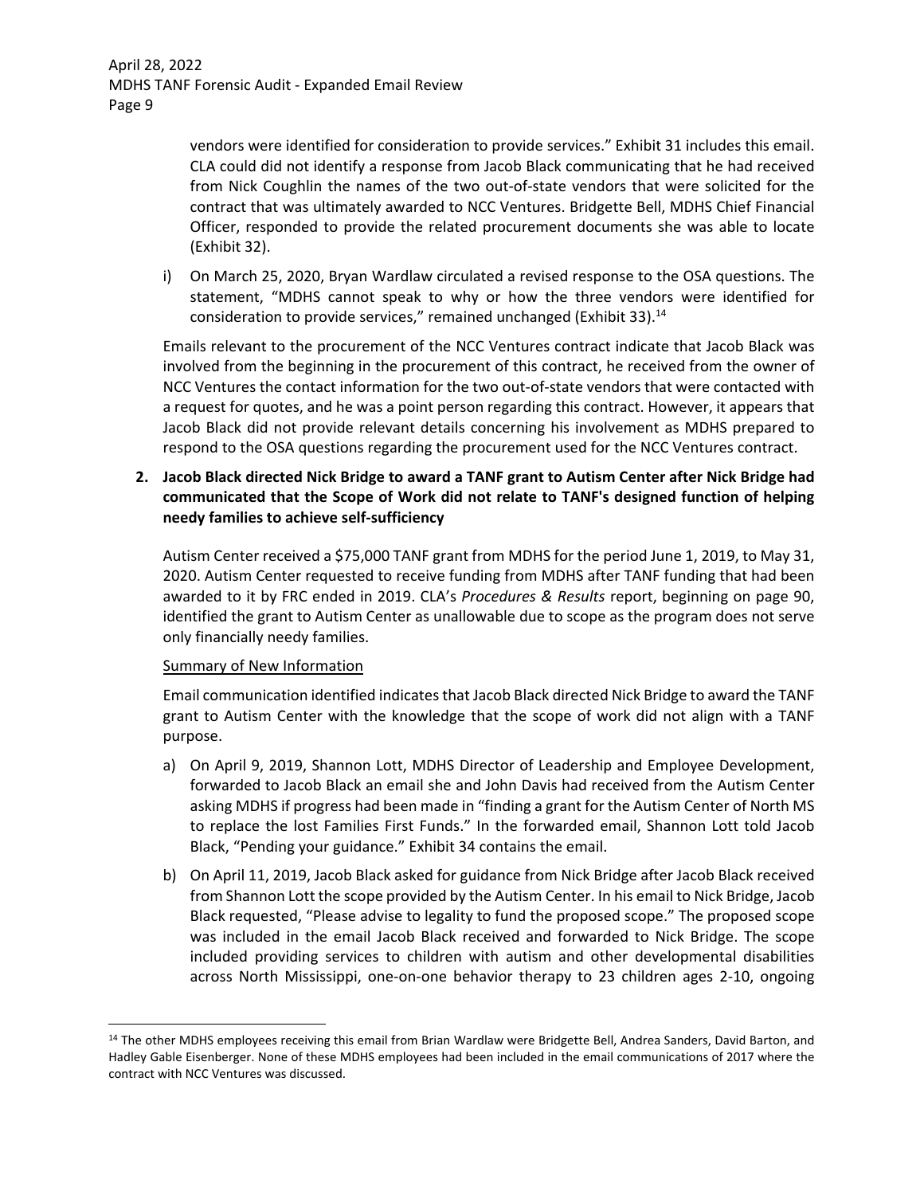vendors were identified for consideration to provide services." Exhibit 31 includes this email. CLA could did not identify a response from Jacob Black communicating that he had received from Nick Coughlin the names of the two out-of-state vendors that were solicited for the contract that was ultimately awarded to NCC Ventures. Bridgette Bell, MDHS Chief Financial Officer, responded to provide the related procurement documents she was able to locate (Exhibit 32).

i) On March 25, 2020, Bryan Wardlaw circulated a revised response to the OSA questions. The statement, "MDHS cannot speak to why or how the three vendors were identified for consideration to provide services," remained unchanged (Exhibit 33).[14]

Emails relevant to the procurement of the NCC Ventures contract indicate that Jacob Black was involved from the beginning in the procurement of this contract, he received from the owner of NCC Ventures the contact information for the two out-of-state vendors that were contacted with a request for quotes, and he was a point person regarding this contract. However, it appears that Jacob Black did not provide relevant details concerning his involvement as MDHS prepared to respond to the OSA questions regarding the procurement used for the NCC Ventures contract.

**2. Jacob Black directed Nick Bridge to award a TANF grant to Autism Center after Nick Bridge had communicated that the Scope of Work did not relate to TANF's designed function of helping needy families to achieve self-sufficiency**

Autism Center received a $75,000 TANF grant from MDHS for the period June 1, 2019, to May 31, 2020. Autism Center requested to receive funding from MDHS after TANF funding that had been awarded to it by FRC ended in 2019. CLA's *Procedures & Results* report, beginning on page 90, identified the grant to Autism Center as unallowable due to scope as the program does not serve only financially needy families.

Summary of New Information

Email communication identified indicates that Jacob Black directed Nick Bridge to award the TANF grant to Autism Center with the knowledge that the scope of work did not align with a TANF purpose.

a) On April 9, 2019, Shannon Lott, MDHS Director of Leadership and Employee Development, forwarded to Jacob Black an email she and John Davis had received from the Autism Center asking MDHS if progress had been made in "finding a grant for the Autism Center of North MS to replace the lost Families First Funds." In the forwarded email, Shannon Lott told Jacob Black, "Pending your guidance." Exhibit 34 contains the email.

b) On April 11, 2019, Jacob Black asked for guidance from Nick Bridge after Jacob Black received from Shannon Lott the scope provided by the Autism Center. In his email to Nick Bridge, Jacob Black requested, "Please advise to legality to fund the proposed scope." The proposed scope was included in the email Jacob Black received and forwarded to Nick Bridge. The scope included providing services to children with autism and other developmental disabilities across North Mississippi, one-on-one behavior therapy to 23 children ages 2-10, ongoing

[14] The other MDHS employees receiving this email from Brian Wardlaw were Bridgette Bell, Andrea Sanders, David Barton, and Hadley Gable Eisenberger. None of these MDHS employees had been included in the email communications of 2017 where the contract with NCC Ventures was discussed.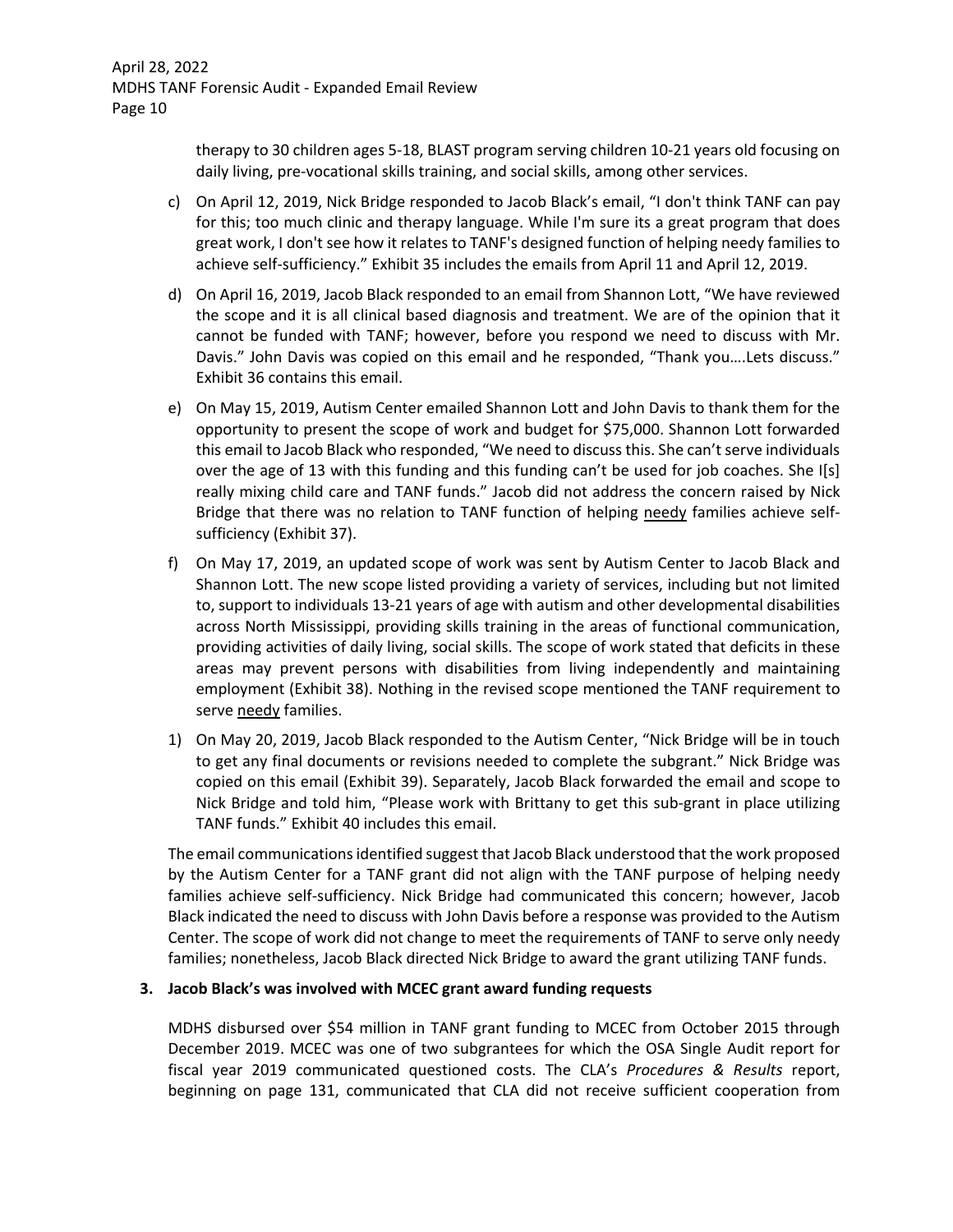therapy to 30 children ages 5-18, BLAST program serving children 10-21 years old focusing on daily living, pre-vocational skills training, and social skills, among other services.

c) On April 12, 2019, Nick Bridge responded to Jacob Black's email, "I don't think TANF can pay for this; too much clinic and therapy language. While I'm sure its a great program that does great work, I don't see how it relates to TANF's designed function of helping needy families to achieve self-sufficiency." Exhibit 35 includes the emails from April 11 and April 12, 2019.

d) On April 16, 2019, Jacob Black responded to an email from Shannon Lott, "We have reviewed the scope and it is all clinical based diagnosis and treatment. We are of the opinion that it cannot be funded with TANF; however, before you respond we need to discuss with Mr. Davis." John Davis was copied on this email and he responded, "Thank you….Lets discuss." Exhibit 36 contains this email.

e) On May 15, 2019, Autism Center emailed Shannon Lott and John Davis to thank them for the opportunity to present the scope of work and budget for $75,000. Shannon Lott forwarded this email to Jacob Black who responded, "We need to discuss this. She can't serve individuals over the age of 13 with this funding and this funding can't be used for job coaches. She I[s] really mixing child care and TANF funds." Jacob did not address the concern raised by Nick Bridge that there was no relation to TANF function of helping <u>needy</u> families achieve self-sufficiency (Exhibit 37).

f) On May 17, 2019, an updated scope of work was sent by Autism Center to Jacob Black and Shannon Lott. The new scope listed providing a variety of services, including but not limited to, support to individuals 13-21 years of age with autism and other developmental disabilities across North Mississippi, providing skills training in the areas of functional communication, providing activities of daily living, social skills. The scope of work stated that deficits in these areas may prevent persons with disabilities from living independently and maintaining employment (Exhibit 38). Nothing in the revised scope mentioned the TANF requirement to serve <u>needy</u> families.

1) On May 20, 2019, Jacob Black responded to the Autism Center, "Nick Bridge will be in touch to get any final documents or revisions needed to complete the subgrant." Nick Bridge was copied on this email (Exhibit 39). Separately, Jacob Black forwarded the email and scope to Nick Bridge and told him, "Please work with Brittany to get this sub-grant in place utilizing TANF funds." Exhibit 40 includes this email.

The email communications identified suggest that Jacob Black understood that the work proposed by the Autism Center for a TANF grant did not align with the TANF purpose of helping needy families achieve self-sufficiency. Nick Bridge had communicated this concern; however, Jacob Black indicated the need to discuss with John Davis before a response was provided to the Autism Center. The scope of work did not change to meet the requirements of TANF to serve only needy families; nonetheless, Jacob Black directed Nick Bridge to award the grant utilizing TANF funds.

**3. Jacob Black's was involved with MCEC grant award funding requests**

MDHS disbursed over $54 million in TANF grant funding to MCEC from October 2015 through December 2019. MCEC was one of two subgrantees for which the OSA Single Audit report for fiscal year 2019 communicated questioned costs. The CLA's *Procedures & Results* report, beginning on page 131, communicated that CLA did not receive sufficient cooperation from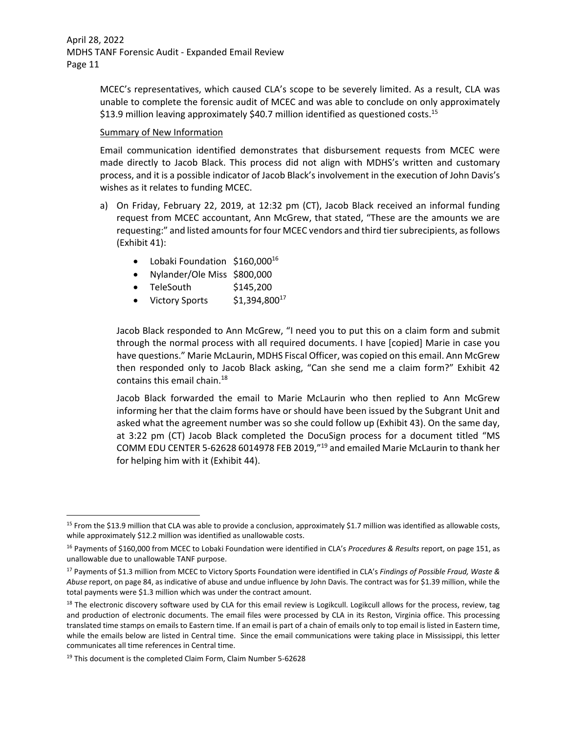MCEC's representatives, which caused CLA's scope to be severely limited. As a result, CLA was unable to complete the forensic audit of MCEC and was able to conclude on only approximately $13.9 million leaving approximately $40.7 million identified as questioned costs.[15]

Summary of New Information

Email communication identified demonstrates that disbursement requests from MCEC were made directly to Jacob Black. This process did not align with MDHS's written and customary process, and it is a possible indicator of Jacob Black's involvement in the execution of John Davis's wishes as it relates to funding MCEC.

a) On Friday, February 22, 2019, at 12:32 pm (CT), Jacob Black received an informal funding request from MCEC accountant, Ann McGrew, that stated, "These are the amounts we are requesting:" and listed amounts for four MCEC vendors and third tier subrecipients, as follows (Exhibit 41):

- Lobaki Foundation $160,000[16]
- Nylander/Ole Miss $800,000
- TeleSouth $145,200
- Victory Sports $1,394,800[17]

Jacob Black responded to Ann McGrew, "I need you to put this on a claim form and submit through the normal process with all required documents. I have [copied] Marie in case you have questions." Marie McLaurin, MDHS Fiscal Officer, was copied on this email. Ann McGrew then responded only to Jacob Black asking, "Can she send me a claim form?" Exhibit 42 contains this email chain.[18]

Jacob Black forwarded the email to Marie McLaurin who then replied to Ann McGrew informing her that the claim forms have or should have been issued by the Subgrant Unit and asked what the agreement number was so she could follow up (Exhibit 43). On the same day, at 3:22 pm (CT) Jacob Black completed the DocuSign process for a document titled "MS COMM EDU CENTER 5-62628 6014978 FEB 2019,"[19] and emailed Marie McLaurin to thank her for helping him with it (Exhibit 44).

---

[15] From the $13.9 million that CLA was able to provide a conclusion, approximately $1.7 million was identified as allowable costs, while approximately $12.2 million was identified as unallowable costs.

[16] Payments of $160,000 from MCEC to Lobaki Foundation were identified in CLA's *Procedures & Results* report, on page 151, as unallowable due to unallowable TANF purpose.

[17] Payments of $1.3 million from MCEC to Victory Sports Foundation were identified in CLA's *Findings of Possible Fraud, Waste & Abuse* report, on page 84, as indicative of abuse and undue influence by John Davis. The contract was for $1.39 million, while the total payments were $1.3 million which was under the contract amount.

[18] The electronic discovery software used by CLA for this email review is Logikcull. Logikcull allows for the process, review, tag and production of electronic documents. The email files were processed by CLA in its Reston, Virginia office. This processing translated time stamps on emails to Eastern time. If an email is part of a chain of emails only to top email is listed in Eastern time, while the emails below are listed in Central time. Since the email communications were taking place in Mississippi, this letter communicates all time references in Central time.

[19] This document is the completed Claim Form, Claim Number 5-62628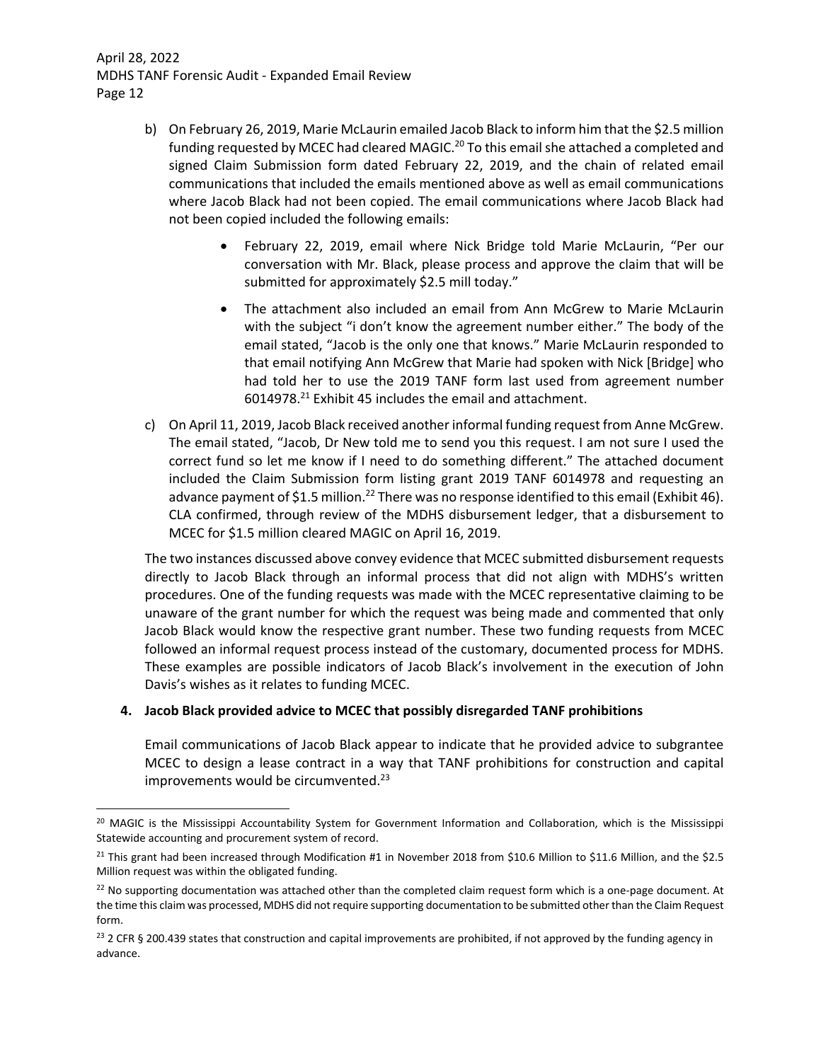b) On February 26, 2019, Marie McLaurin emailed Jacob Black to inform him that the $2.5 million funding requested by MCEC had cleared MAGIC.[20] To this email she attached a completed and signed Claim Submission form dated February 22, 2019, and the chain of related email communications that included the emails mentioned above as well as email communications where Jacob Black had not been copied. The email communications where Jacob Black had not been copied included the following emails:

   - February 22, 2019, email where Nick Bridge told Marie McLaurin, "Per our conversation with Mr. Black, please process and approve the claim that will be submitted for approximately $2.5 mill today."
   - The attachment also included an email from Ann McGrew to Marie McLaurin with the subject "i don't know the agreement number either." The body of the email stated, "Jacob is the only one that knows." Marie McLaurin responded to that email notifying Ann McGrew that Marie had spoken with Nick [Bridge] who had told her to use the 2019 TANF form last used from agreement number 6014978.[21] Exhibit 45 includes the email and attachment.

c) On April 11, 2019, Jacob Black received another informal funding request from Anne McGrew. The email stated, "Jacob, Dr New told me to send you this request. I am not sure I used the correct fund so let me know if I need to do something different." The attached document included the Claim Submission form listing grant 2019 TANF 6014978 and requesting an advance payment of $1.5 million.[22] There was no response identified to this email (Exhibit 46). CLA confirmed, through review of the MDHS disbursement ledger, that a disbursement to MCEC for $1.5 million cleared MAGIC on April 16, 2019.

The two instances discussed above convey evidence that MCEC submitted disbursement requests directly to Jacob Black through an informal process that did not align with MDHS's written procedures. One of the funding requests was made with the MCEC representative claiming to be unaware of the grant number for which the request was being made and commented that only Jacob Black would know the respective grant number. These two funding requests from MCEC followed an informal request process instead of the customary, documented process for MDHS. These examples are possible indicators of Jacob Black's involvement in the execution of John Davis's wishes as it relates to funding MCEC.

**4. Jacob Black provided advice to MCEC that possibly disregarded TANF prohibitions**

Email communications of Jacob Black appear to indicate that he provided advice to subgrantee MCEC to design a lease contract in a way that TANF prohibitions for construction and capital improvements would be circumvented.[23]

---

[20] MAGIC is the Mississippi Accountability System for Government Information and Collaboration, which is the Mississippi Statewide accounting and procurement system of record.

[21] This grant had been increased through Modification #1 in November 2018 from $10.6 Million to $11.6 Million, and the $2.5 Million request was within the obligated funding.

[22] No supporting documentation was attached other than the completed claim request form which is a one-page document. At the time this claim was processed, MDHS did not require supporting documentation to be submitted other than the Claim Request form.

[23] 2 CFR § 200.439 states that construction and capital improvements are prohibited, if not approved by the funding agency in advance.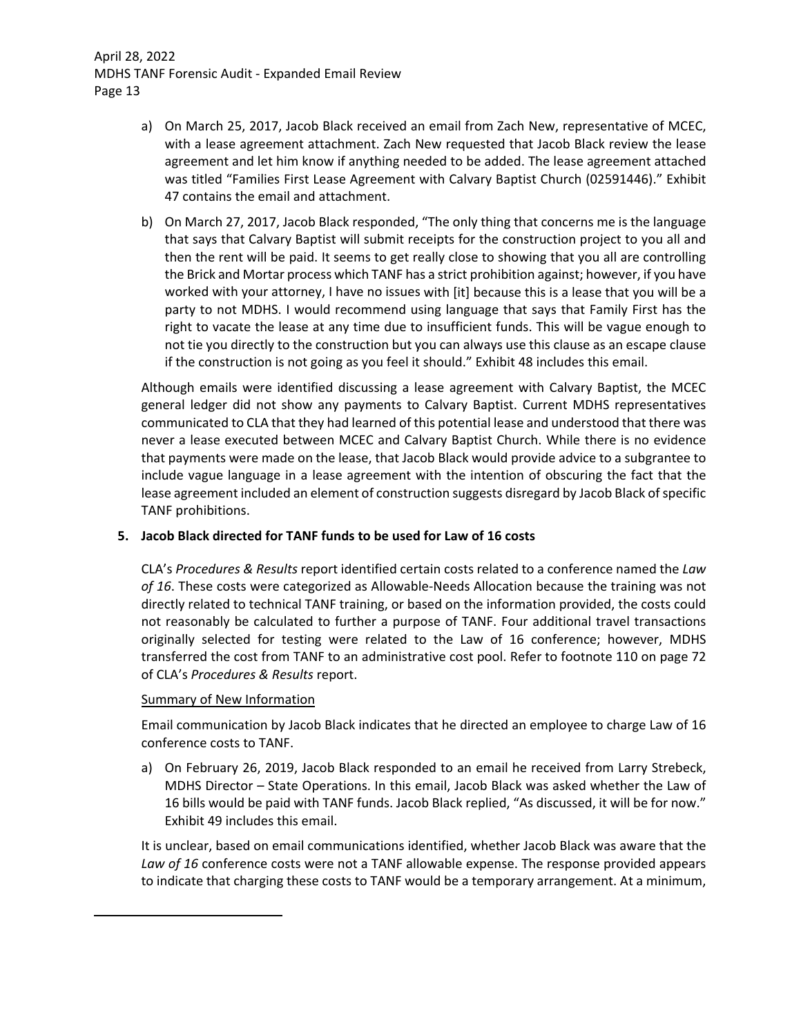a) On March 25, 2017, Jacob Black received an email from Zach New, representative of MCEC, with a lease agreement attachment. Zach New requested that Jacob Black review the lease agreement and let him know if anything needed to be added. The lease agreement attached was titled "Families First Lease Agreement with Calvary Baptist Church (02591446)." Exhibit 47 contains the email and attachment.

b) On March 27, 2017, Jacob Black responded, "The only thing that concerns me is the language that says that Calvary Baptist will submit receipts for the construction project to you all and then the rent will be paid. It seems to get really close to showing that you all are controlling the Brick and Mortar process which TANF has a strict prohibition against; however, if you have worked with your attorney, I have no issues with [it] because this is a lease that you will be a party to not MDHS. I would recommend using language that says that Family First has the right to vacate the lease at any time due to insufficient funds. This will be vague enough to not tie you directly to the construction but you can always use this clause as an escape clause if the construction is not going as you feel it should." Exhibit 48 includes this email.

Although emails were identified discussing a lease agreement with Calvary Baptist, the MCEC general ledger did not show any payments to Calvary Baptist. Current MDHS representatives communicated to CLA that they had learned of this potential lease and understood that there was never a lease executed between MCEC and Calvary Baptist Church. While there is no evidence that payments were made on the lease, that Jacob Black would provide advice to a subgrantee to include vague language in a lease agreement with the intention of obscuring the fact that the lease agreement included an element of construction suggests disregard by Jacob Black of specific TANF prohibitions.

**5. Jacob Black directed for TANF funds to be used for Law of 16 costs**

CLA's *Procedures & Results* report identified certain costs related to a conference named the *Law of 16*. These costs were categorized as Allowable-Needs Allocation because the training was not directly related to technical TANF training, or based on the information provided, the costs could not reasonably be calculated to further a purpose of TANF. Four additional travel transactions originally selected for testing were related to the Law of 16 conference; however, MDHS transferred the cost from TANF to an administrative cost pool. Refer to footnote 110 on page 72 of CLA's *Procedures & Results* report.

<u>Summary of New Information</u>

Email communication by Jacob Black indicates that he directed an employee to charge Law of 16 conference costs to TANF.

a) On February 26, 2019, Jacob Black responded to an email he received from Larry Strebeck, MDHS Director – State Operations. In this email, Jacob Black was asked whether the Law of 16 bills would be paid with TANF funds. Jacob Black replied, "As discussed, it will be for now." Exhibit 49 includes this email.

It is unclear, based on email communications identified, whether Jacob Black was aware that the *Law of 16* conference costs were not a TANF allowable expense. The response provided appears to indicate that charging these costs to TANF would be a temporary arrangement. At a minimum,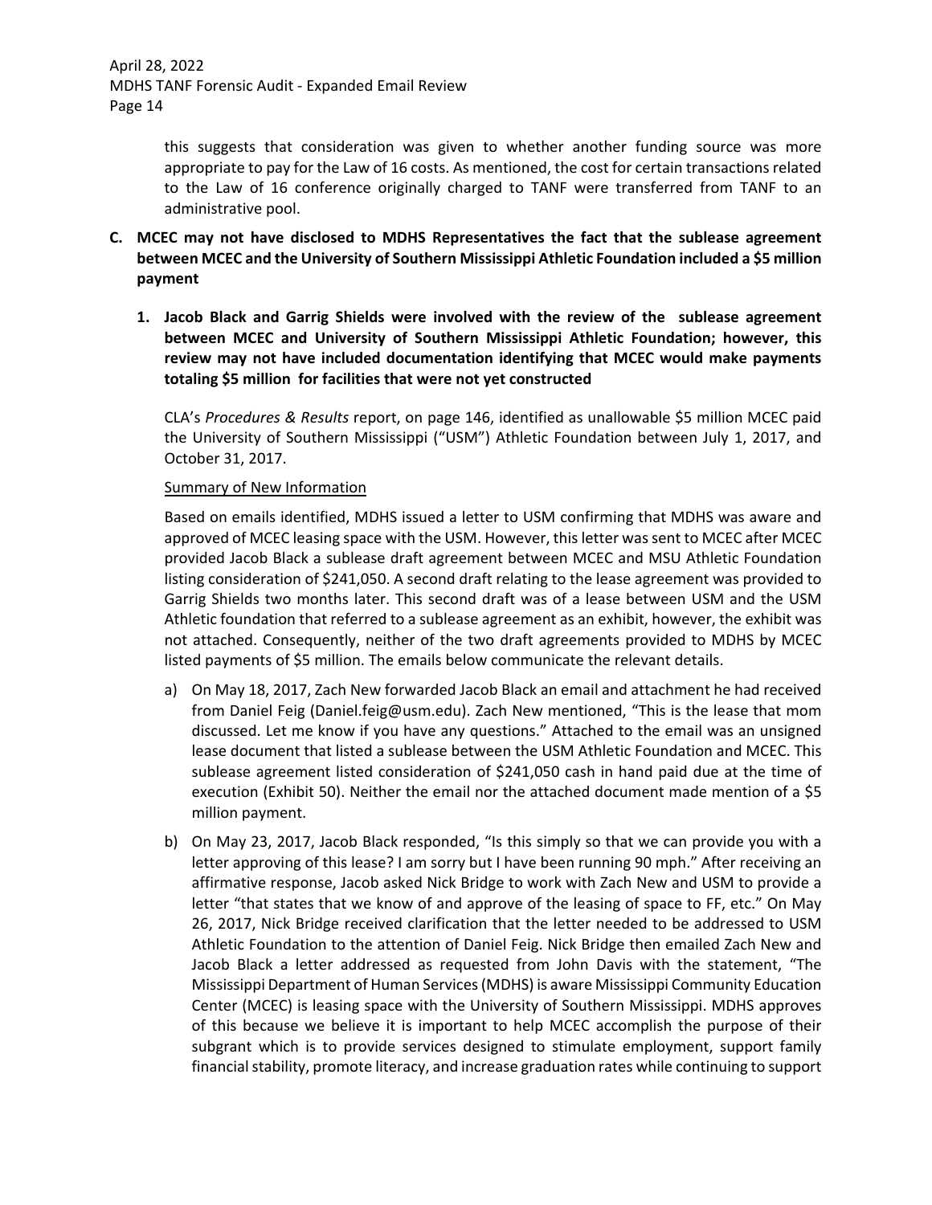this suggests that consideration was given to whether another funding source was more appropriate to pay for the Law of 16 costs. As mentioned, the cost for certain transactions related to the Law of 16 conference originally charged to TANF were transferred from TANF to an administrative pool.

**C. MCEC may not have disclosed to MDHS Representatives the fact that the sublease agreement between MCEC and the University of Southern Mississippi Athletic Foundation included a $5 million payment**

**1. Jacob Black and Garrig Shields were involved with the review of the sublease agreement between MCEC and University of Southern Mississippi Athletic Foundation; however, this review may not have included documentation identifying that MCEC would make payments totaling $5 million for facilities that were not yet constructed**

CLA's *Procedures & Results* report, on page 146, identified as unallowable $5 million MCEC paid the University of Southern Mississippi ("USM") Athletic Foundation between July 1, 2017, and October 31, 2017.

<u>Summary of New Information</u>

Based on emails identified, MDHS issued a letter to USM confirming that MDHS was aware and approved of MCEC leasing space with the USM. However, this letter was sent to MCEC after MCEC provided Jacob Black a sublease draft agreement between MCEC and MSU Athletic Foundation listing consideration of $241,050. A second draft relating to the lease agreement was provided to Garrig Shields two months later. This second draft was of a lease between USM and the USM Athletic foundation that referred to a sublease agreement as an exhibit, however, the exhibit was not attached. Consequently, neither of the two draft agreements provided to MDHS by MCEC listed payments of $5 million. The emails below communicate the relevant details.

a) On May 18, 2017, Zach New forwarded Jacob Black an email and attachment he had received from Daniel Feig (Daniel.feig@usm.edu). Zach New mentioned, "This is the lease that mom discussed. Let me know if you have any questions." Attached to the email was an unsigned lease document that listed a sublease between the USM Athletic Foundation and MCEC. This sublease agreement listed consideration of $241,050 cash in hand paid due at the time of execution (Exhibit 50). Neither the email nor the attached document made mention of a $5 million payment.

b) On May 23, 2017, Jacob Black responded, "Is this simply so that we can provide you with a letter approving of this lease? I am sorry but I have been running 90 mph." After receiving an affirmative response, Jacob asked Nick Bridge to work with Zach New and USM to provide a letter "that states that we know of and approve of the leasing of space to FF, etc." On May 26, 2017, Nick Bridge received clarification that the letter needed to be addressed to USM Athletic Foundation to the attention of Daniel Feig. Nick Bridge then emailed Zach New and Jacob Black a letter addressed as requested from John Davis with the statement, "The Mississippi Department of Human Services (MDHS) is aware Mississippi Community Education Center (MCEC) is leasing space with the University of Southern Mississippi. MDHS approves of this because we believe it is important to help MCEC accomplish the purpose of their subgrant which is to provide services designed to stimulate employment, support family financial stability, promote literacy, and increase graduation rates while continuing to support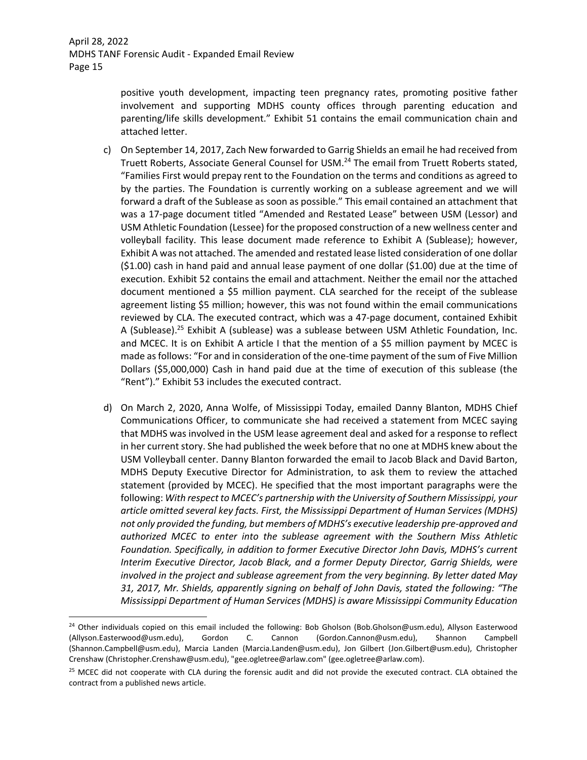positive youth development, impacting teen pregnancy rates, promoting positive father involvement and supporting MDHS county offices through parenting education and parenting/life skills development." Exhibit 51 contains the email communication chain and attached letter.

c) On September 14, 2017, Zach New forwarded to Garrig Shields an email he had received from Truett Roberts, Associate General Counsel for USM.[24] The email from Truett Roberts stated, "Families First would prepay rent to the Foundation on the terms and conditions as agreed to by the parties. The Foundation is currently working on a sublease agreement and we will forward a draft of the Sublease as soon as possible." This email contained an attachment that was a 17-page document titled "Amended and Restated Lease" between USM (Lessor) and USM Athletic Foundation (Lessee) for the proposed construction of a new wellness center and volleyball facility. This lease document made reference to Exhibit A (Sublease); however, Exhibit A was not attached. The amended and restated lease listed consideration of one dollar ($1.00) cash in hand paid and annual lease payment of one dollar ($1.00) due at the time of execution. Exhibit 52 contains the email and attachment. Neither the email nor the attached document mentioned a $5 million payment. CLA searched for the receipt of the sublease agreement listing $5 million; however, this was not found within the email communications reviewed by CLA. The executed contract, which was a 47-page document, contained Exhibit A (Sublease).[25] Exhibit A (sublease) was a sublease between USM Athletic Foundation, Inc. and MCEC. It is on Exhibit A article I that the mention of a $5 million payment by MCEC is made as follows: "For and in consideration of the one-time payment of the sum of Five Million Dollars ($5,000,000) Cash in hand paid due at the time of execution of this sublease (the "Rent")." Exhibit 53 includes the executed contract.

d) On March 2, 2020, Anna Wolfe, of Mississippi Today, emailed Danny Blanton, MDHS Chief Communications Officer, to communicate she had received a statement from MCEC saying that MDHS was involved in the USM lease agreement deal and asked for a response to reflect in her current story. She had published the week before that no one at MDHS knew about the USM Volleyball center. Danny Blanton forwarded the email to Jacob Black and David Barton, MDHS Deputy Executive Director for Administration, to ask them to review the attached statement (provided by MCEC). He specified that the most important paragraphs were the following: *With respect to MCEC's partnership with the University of Southern Mississippi, your article omitted several key facts. First, the Mississippi Department of Human Services (MDHS) not only provided the funding, but members of MDHS's executive leadership pre-approved and authorized MCEC to enter into the sublease agreement with the Southern Miss Athletic Foundation. Specifically, in addition to former Executive Director John Davis, MDHS's current Interim Executive Director, Jacob Black, and a former Deputy Director, Garrig Shields, were involved in the project and sublease agreement from the very beginning. By letter dated May 31, 2017, Mr. Shields, apparently signing on behalf of John Davis, stated the following: "The Mississippi Department of Human Services (MDHS) is aware Mississippi Community Education*

---

[24] Other individuals copied on this email included the following: Bob Gholson (Bob.Gholson@usm.edu), Allyson Easterwood (Allyson.Easterwood@usm.edu), Gordon C. Cannon (Gordon.Cannon@usm.edu), Shannon Campbell (Shannon.Campbell@usm.edu), Marcia Landen (Marcia.Landen@usm.edu), Jon Gilbert (Jon.Gilbert@usm.edu), Christopher Crenshaw (Christopher.Crenshaw@usm.edu), "gee.ogletree@arlaw.com" (gee.ogletree@arlaw.com).

[25] MCEC did not cooperate with CLA during the forensic audit and did not provide the executed contract. CLA obtained the contract from a published news article.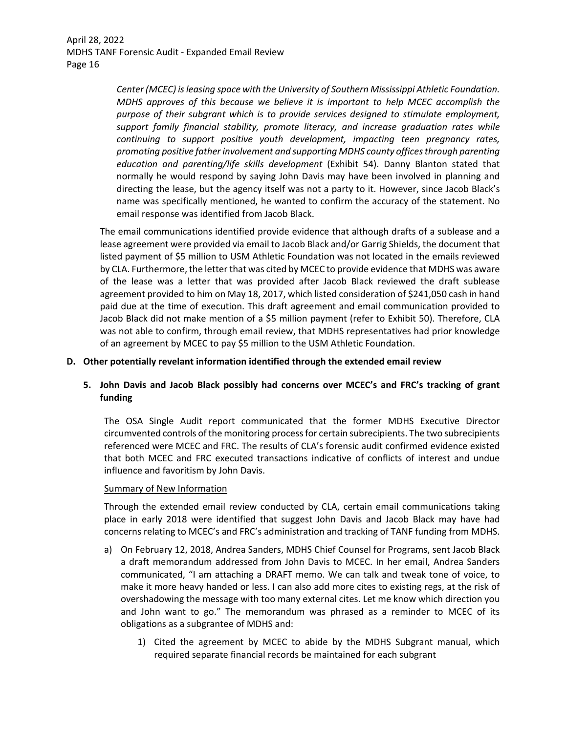*Center (MCEC) is leasing space with the University of Southern Mississippi Athletic Foundation. MDHS approves of this because we believe it is important to help MCEC accomplish the purpose of their subgrant which is to provide services designed to stimulate employment, support family financial stability, promote literacy, and increase graduation rates while continuing to support positive youth development, impacting teen pregnancy rates, promoting positive father involvement and supporting MDHS county offices through parenting education and parenting/life skills development* (Exhibit 54). Danny Blanton stated that normally he would respond by saying John Davis may have been involved in planning and directing the lease, but the agency itself was not a party to it. However, since Jacob Black's name was specifically mentioned, he wanted to confirm the accuracy of the statement. No email response was identified from Jacob Black.

The email communications identified provide evidence that although drafts of a sublease and a lease agreement were provided via email to Jacob Black and/or Garrig Shields, the document that listed payment of $5 million to USM Athletic Foundation was not located in the emails reviewed by CLA. Furthermore, the letter that was cited by MCEC to provide evidence that MDHS was aware of the lease was a letter that was provided after Jacob Black reviewed the draft sublease agreement provided to him on May 18, 2017, which listed consideration of $241,050 cash in hand paid due at the time of execution. This draft agreement and email communication provided to Jacob Black did not make mention of a $5 million payment (refer to Exhibit 50). Therefore, CLA was not able to confirm, through email review, that MDHS representatives had prior knowledge of an agreement by MCEC to pay $5 million to the USM Athletic Foundation.

## D. Other potentially revelant information identified through the extended email review

### 5. John Davis and Jacob Black possibly had concerns over MCEC's and FRC's tracking of grant funding

The OSA Single Audit report communicated that the former MDHS Executive Director circumvented controls of the monitoring process for certain subrecipients. The two subrecipients referenced were MCEC and FRC. The results of CLA's forensic audit confirmed evidence existed that both MCEC and FRC executed transactions indicative of conflicts of interest and undue influence and favoritism by John Davis.

<u>Summary of New Information</u>

Through the extended email review conducted by CLA, certain email communications taking place in early 2018 were identified that suggest John Davis and Jacob Black may have had concerns relating to MCEC's and FRC's administration and tracking of TANF funding from MDHS.

a) On February 12, 2018, Andrea Sanders, MDHS Chief Counsel for Programs, sent Jacob Black a draft memorandum addressed from John Davis to MCEC. In her email, Andrea Sanders communicated, "I am attaching a DRAFT memo. We can talk and tweak tone of voice, to make it more heavy handed or less. I can also add more cites to existing regs, at the risk of overshadowing the message with too many external cites. Let me know which direction you and John want to go." The memorandum was phrased as a reminder to MCEC of its obligations as a subgrantee of MDHS and:

   1) Cited the agreement by MCEC to abide by the MDHS Subgrant manual, which required separate financial records be maintained for each subgrant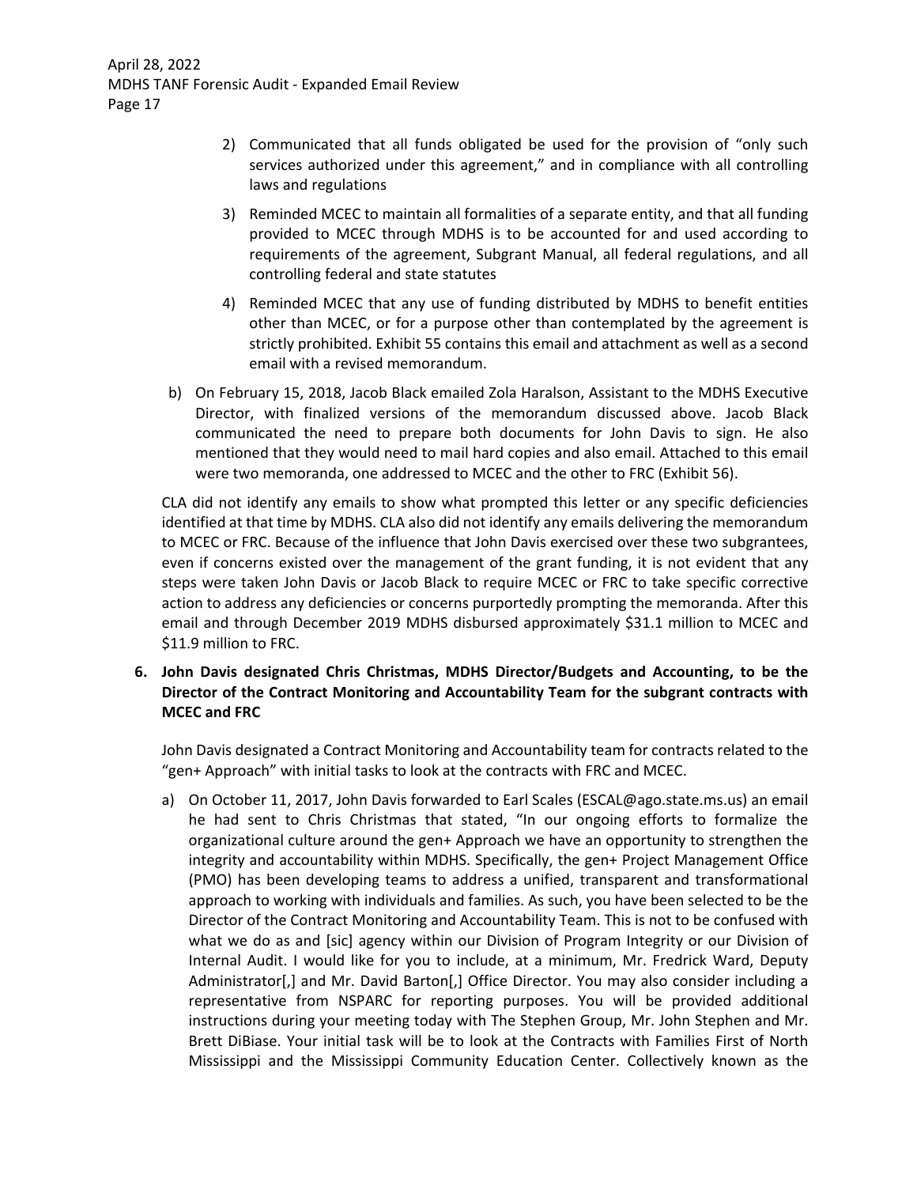2) Communicated that all funds obligated be used for the provision of "only such services authorized under this agreement," and in compliance with all controlling laws and regulations

3) Reminded MCEC to maintain all formalities of a separate entity, and that all funding provided to MCEC through MDHS is to be accounted for and used according to requirements of the agreement, Subgrant Manual, all federal regulations, and all controlling federal and state statutes

4) Reminded MCEC that any use of funding distributed by MDHS to benefit entities other than MCEC, or for a purpose other than contemplated by the agreement is strictly prohibited. Exhibit 55 contains this email and attachment as well as a second email with a revised memorandum.

b) On February 15, 2018, Jacob Black emailed Zola Haralson, Assistant to the MDHS Executive Director, with finalized versions of the memorandum discussed above. Jacob Black communicated the need to prepare both documents for John Davis to sign. He also mentioned that they would need to mail hard copies and also email. Attached to this email were two memoranda, one addressed to MCEC and the other to FRC (Exhibit 56).

CLA did not identify any emails to show what prompted this letter or any specific deficiencies identified at that time by MDHS. CLA also did not identify any emails delivering the memorandum to MCEC or FRC. Because of the influence that John Davis exercised over these two subgrantees, even if concerns existed over the management of the grant funding, it is not evident that any steps were taken John Davis or Jacob Black to require MCEC or FRC to take specific corrective action to address any deficiencies or concerns purportedly prompting the memoranda. After this email and through December 2019 MDHS disbursed approximately $31.1 million to MCEC and $11.9 million to FRC.

**6. John Davis designated Chris Christmas, MDHS Director/Budgets and Accounting, to be the Director of the Contract Monitoring and Accountability Team for the subgrant contracts with MCEC and FRC**

John Davis designated a Contract Monitoring and Accountability team for contracts related to the "gen+ Approach" with initial tasks to look at the contracts with FRC and MCEC.

a) On October 11, 2017, John Davis forwarded to Earl Scales (ESCAL@ago.state.ms.us) an email he had sent to Chris Christmas that stated, "In our ongoing efforts to formalize the organizational culture around the gen+ Approach we have an opportunity to strengthen the integrity and accountability within MDHS. Specifically, the gen+ Project Management Office (PMO) has been developing teams to address a unified, transparent and transformational approach to working with individuals and families. As such, you have been selected to be the Director of the Contract Monitoring and Accountability Team. This is not to be confused with what we do as and [sic] agency within our Division of Program Integrity or our Division of Internal Audit. I would like for you to include, at a minimum, Mr. Fredrick Ward, Deputy Administrator[,] and Mr. David Barton[,] Office Director. You may also consider including a representative from NSPARC for reporting purposes. You will be provided additional instructions during your meeting today with The Stephen Group, Mr. John Stephen and Mr. Brett DiBiase. Your initial task will be to look at the Contracts with Families First of North Mississippi and the Mississippi Community Education Center. Collectively known as the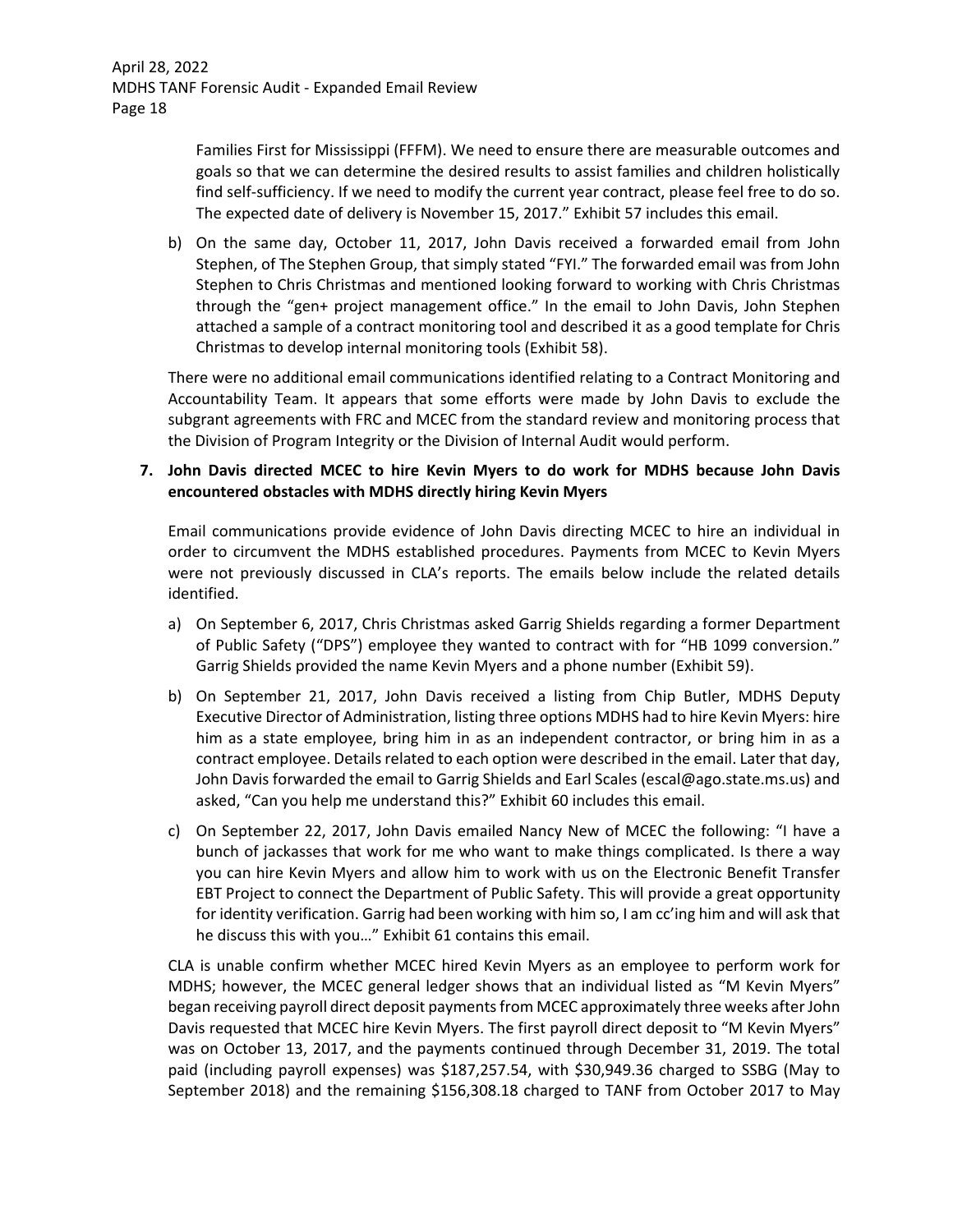Families First for Mississippi (FFFM). We need to ensure there are measurable outcomes and goals so that we can determine the desired results to assist families and children holistically find self-sufficiency. If we need to modify the current year contract, please feel free to do so. The expected date of delivery is November 15, 2017." Exhibit 57 includes this email.

b) On the same day, October 11, 2017, John Davis received a forwarded email from John Stephen, of The Stephen Group, that simply stated "FYI." The forwarded email was from John Stephen to Chris Christmas and mentioned looking forward to working with Chris Christmas through the "gen+ project management office." In the email to John Davis, John Stephen attached a sample of a contract monitoring tool and described it as a good template for Chris Christmas to develop internal monitoring tools (Exhibit 58).

There were no additional email communications identified relating to a Contract Monitoring and Accountability Team. It appears that some efforts were made by John Davis to exclude the subgrant agreements with FRC and MCEC from the standard review and monitoring process that the Division of Program Integrity or the Division of Internal Audit would perform.

**7. John Davis directed MCEC to hire Kevin Myers to do work for MDHS because John Davis encountered obstacles with MDHS directly hiring Kevin Myers**

Email communications provide evidence of John Davis directing MCEC to hire an individual in order to circumvent the MDHS established procedures. Payments from MCEC to Kevin Myers were not previously discussed in CLA's reports. The emails below include the related details identified.

a) On September 6, 2017, Chris Christmas asked Garrig Shields regarding a former Department of Public Safety ("DPS") employee they wanted to contract with for "HB 1099 conversion." Garrig Shields provided the name Kevin Myers and a phone number (Exhibit 59).

b) On September 21, 2017, John Davis received a listing from Chip Butler, MDHS Deputy Executive Director of Administration, listing three options MDHS had to hire Kevin Myers: hire him as a state employee, bring him in as an independent contractor, or bring him in as a contract employee. Details related to each option were described in the email. Later that day, John Davis forwarded the email to Garrig Shields and Earl Scales (escal@ago.state.ms.us) and asked, "Can you help me understand this?" Exhibit 60 includes this email.

c) On September 22, 2017, John Davis emailed Nancy New of MCEC the following: "I have a bunch of jackasses that work for me who want to make things complicated. Is there a way you can hire Kevin Myers and allow him to work with us on the Electronic Benefit Transfer EBT Project to connect the Department of Public Safety. This will provide a great opportunity for identity verification. Garrig had been working with him so, I am cc'ing him and will ask that he discuss this with you…" Exhibit 61 contains this email.

CLA is unable confirm whether MCEC hired Kevin Myers as an employee to perform work for MDHS; however, the MCEC general ledger shows that an individual listed as "M Kevin Myers" began receiving payroll direct deposit payments from MCEC approximately three weeks after John Davis requested that MCEC hire Kevin Myers. The first payroll direct deposit to "M Kevin Myers" was on October 13, 2017, and the payments continued through December 31, 2019. The total paid (including payroll expenses) was $187,257.54, with $30,949.36 charged to SSBG (May to September 2018) and the remaining $156,308.18 charged to TANF from October 2017 to May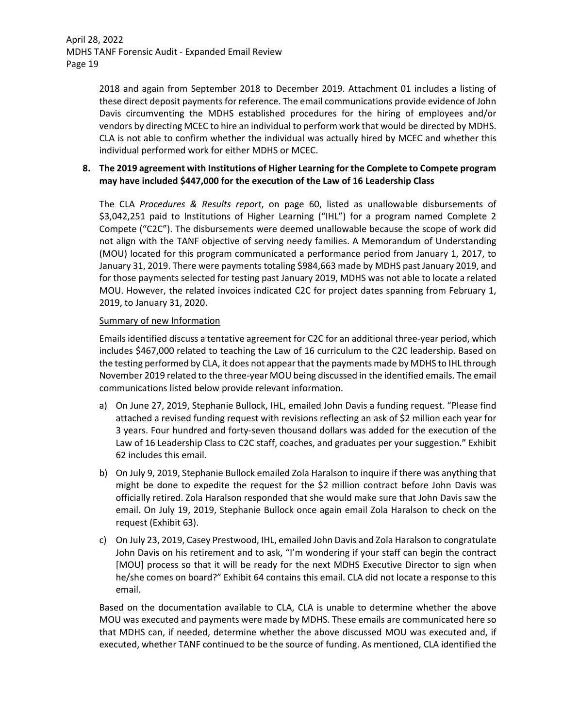2018 and again from September 2018 to December 2019. Attachment 01 includes a listing of these direct deposit payments for reference. The email communications provide evidence of John Davis circumventing the MDHS established procedures for the hiring of employees and/or vendors by directing MCEC to hire an individual to perform work that would be directed by MDHS. CLA is not able to confirm whether the individual was actually hired by MCEC and whether this individual performed work for either MDHS or MCEC.

**8. The 2019 agreement with Institutions of Higher Learning for the Complete to Compete program may have included $447,000 for the execution of the Law of 16 Leadership Class**

The CLA *Procedures & Results report*, on page 60, listed as unallowable disbursements of $3,042,251 paid to Institutions of Higher Learning ("IHL") for a program named Complete 2 Compete ("C2C"). The disbursements were deemed unallowable because the scope of work did not align with the TANF objective of serving needy families. A Memorandum of Understanding (MOU) located for this program communicated a performance period from January 1, 2017, to January 31, 2019. There were payments totaling $984,663 made by MDHS past January 2019, and for those payments selected for testing past January 2019, MDHS was not able to locate a related MOU. However, the related invoices indicated C2C for project dates spanning from February 1, 2019, to January 31, 2020.

Summary of new Information

Emails identified discuss a tentative agreement for C2C for an additional three-year period, which includes $467,000 related to teaching the Law of 16 curriculum to the C2C leadership. Based on the testing performed by CLA, it does not appear that the payments made by MDHS to IHL through November 2019 related to the three-year MOU being discussed in the identified emails. The email communications listed below provide relevant information.

a) On June 27, 2019, Stephanie Bullock, IHL, emailed John Davis a funding request. "Please find attached a revised funding request with revisions reflecting an ask of $2 million each year for 3 years. Four hundred and forty-seven thousand dollars was added for the execution of the Law of 16 Leadership Class to C2C staff, coaches, and graduates per your suggestion." Exhibit 62 includes this email.

b) On July 9, 2019, Stephanie Bullock emailed Zola Haralson to inquire if there was anything that might be done to expedite the request for the $2 million contract before John Davis was officially retired. Zola Haralson responded that she would make sure that John Davis saw the email. On July 19, 2019, Stephanie Bullock once again email Zola Haralson to check on the request (Exhibit 63).

c) On July 23, 2019, Casey Prestwood, IHL, emailed John Davis and Zola Haralson to congratulate John Davis on his retirement and to ask, "I'm wondering if your staff can begin the contract [MOU] process so that it will be ready for the next MDHS Executive Director to sign when he/she comes on board?" Exhibit 64 contains this email. CLA did not locate a response to this email.

Based on the documentation available to CLA, CLA is unable to determine whether the above MOU was executed and payments were made by MDHS. These emails are communicated here so that MDHS can, if needed, determine whether the above discussed MOU was executed and, if executed, whether TANF continued to be the source of funding. As mentioned, CLA identified the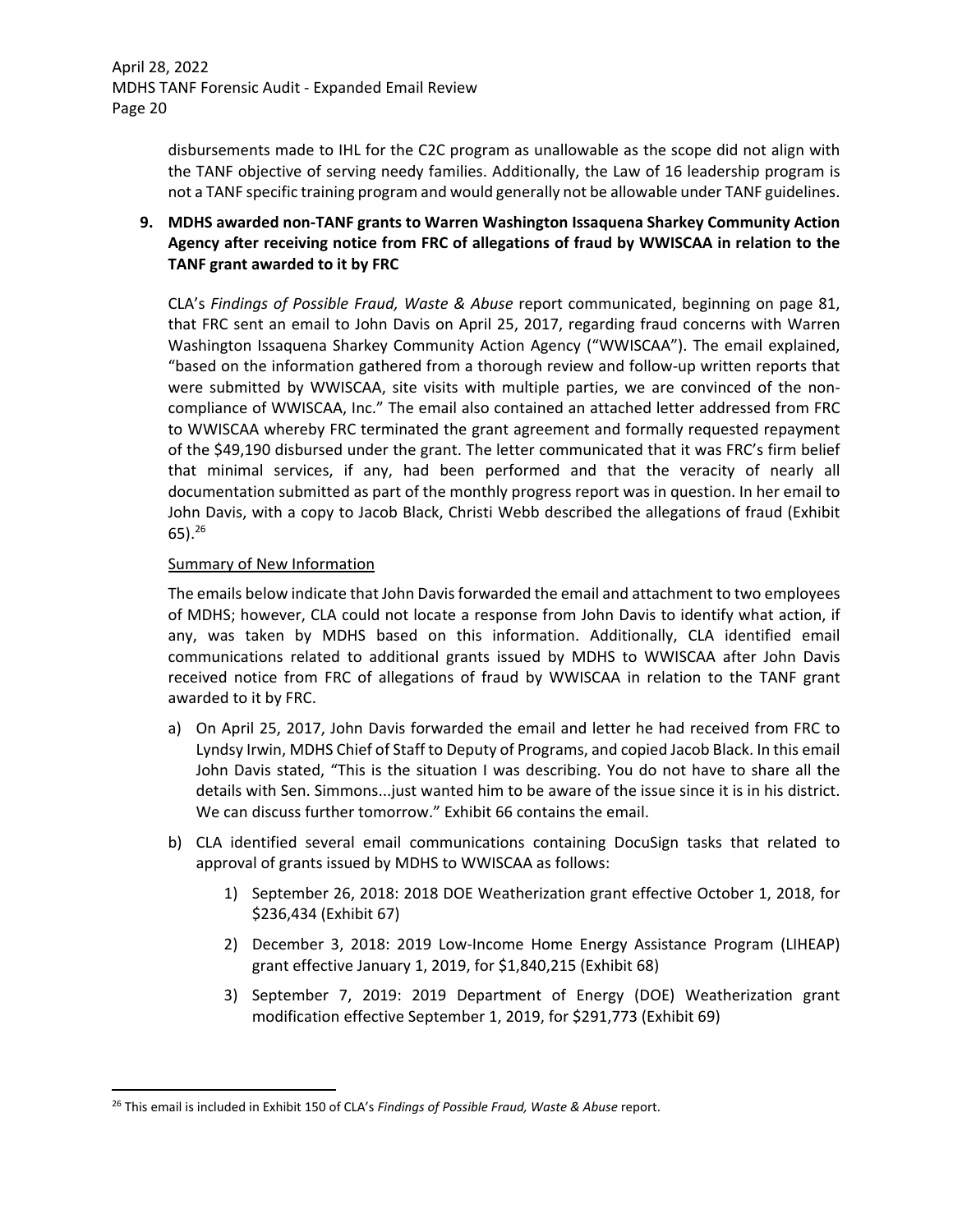disbursements made to IHL for the C2C program as unallowable as the scope did not align with the TANF objective of serving needy families. Additionally, the Law of 16 leadership program is not a TANF specific training program and would generally not be allowable under TANF guidelines.

### 9. MDHS awarded non-TANF grants to Warren Washington Issaquena Sharkey Community Action Agency after receiving notice from FRC of allegations of fraud by WWISCAA in relation to the TANF grant awarded to it by FRC

CLA's *Findings of Possible Fraud, Waste & Abuse* report communicated, beginning on page 81, that FRC sent an email to John Davis on April 25, 2017, regarding fraud concerns with Warren Washington Issaquena Sharkey Community Action Agency ("WWISCAA"). The email explained, "based on the information gathered from a thorough review and follow-up written reports that were submitted by WWISCAA, site visits with multiple parties, we are convinced of the non-compliance of WWISCAA, Inc." The email also contained an attached letter addressed from FRC to WWISCAA whereby FRC terminated the grant agreement and formally requested repayment of the $49,190 disbursed under the grant. The letter communicated that it was FRC's firm belief that minimal services, if any, had been performed and that the veracity of nearly all documentation submitted as part of the monthly progress report was in question. In her email to John Davis, with a copy to Jacob Black, Christi Webb described the allegations of fraud (Exhibit 65).[26]

Summary of New Information

The emails below indicate that John Davis forwarded the email and attachment to two employees of MDHS; however, CLA could not locate a response from John Davis to identify what action, if any, was taken by MDHS based on this information. Additionally, CLA identified email communications related to additional grants issued by MDHS to WWISCAA after John Davis received notice from FRC of allegations of fraud by WWISCAA in relation to the TANF grant awarded to it by FRC.

a) On April 25, 2017, John Davis forwarded the email and letter he had received from FRC to Lyndsy Irwin, MDHS Chief of Staff to Deputy of Programs, and copied Jacob Black. In this email John Davis stated, "This is the situation I was describing. You do not have to share all the details with Sen. Simmons...just wanted him to be aware of the issue since it is in his district. We can discuss further tomorrow." Exhibit 66 contains the email.

b) CLA identified several email communications containing DocuSign tasks that related to approval of grants issued by MDHS to WWISCAA as follows:

   1) September 26, 2018: 2018 DOE Weatherization grant effective October 1, 2018, for $236,434 (Exhibit 67)

   2) December 3, 2018: 2019 Low-Income Home Energy Assistance Program (LIHEAP) grant effective January 1, 2019, for $1,840,215 (Exhibit 68)

   3) September 7, 2019: 2019 Department of Energy (DOE) Weatherization grant modification effective September 1, 2019, for $291,773 (Exhibit 69)

[26] This email is included in Exhibit 150 of CLA's *Findings of Possible Fraud, Waste & Abuse* report.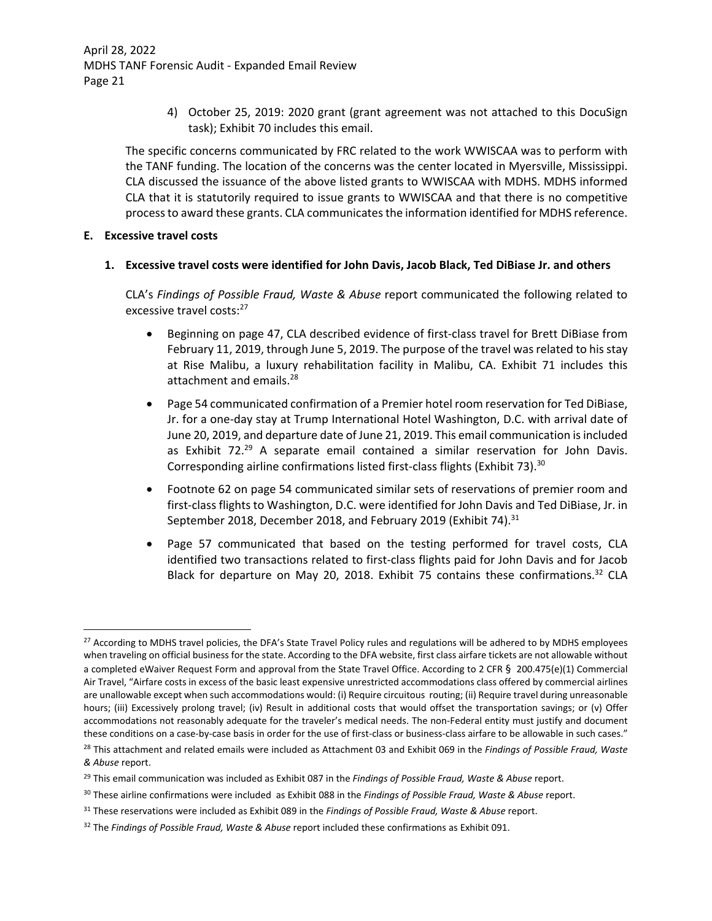4) October 25, 2019: 2020 grant (grant agreement was not attached to this DocuSign task); Exhibit 70 includes this email.

The specific concerns communicated by FRC related to the work WWISCAA was to perform with the TANF funding. The location of the concerns was the center located in Myersville, Mississippi. CLA discussed the issuance of the above listed grants to WWISCAA with MDHS. MDHS informed CLA that it is statutorily required to issue grants to WWISCAA and that there is no competitive process to award these grants. CLA communicates the information identified for MDHS reference.

**E. Excessive travel costs**

**1. Excessive travel costs were identified for John Davis, Jacob Black, Ted DiBiase Jr. and others**

CLA's *Findings of Possible Fraud, Waste & Abuse* report communicated the following related to excessive travel costs:[27]

- Beginning on page 47, CLA described evidence of first-class travel for Brett DiBiase from February 11, 2019, through June 5, 2019. The purpose of the travel was related to his stay at Rise Malibu, a luxury rehabilitation facility in Malibu, CA. Exhibit 71 includes this attachment and emails.[28]
- Page 54 communicated confirmation of a Premier hotel room reservation for Ted DiBiase, Jr. for a one-day stay at Trump International Hotel Washington, D.C. with arrival date of June 20, 2019, and departure date of June 21, 2019. This email communication is included as Exhibit 72.[29] A separate email contained a similar reservation for John Davis. Corresponding airline confirmations listed first-class flights (Exhibit 73).[30]
- Footnote 62 on page 54 communicated similar sets of reservations of premier room and first-class flights to Washington, D.C. were identified for John Davis and Ted DiBiase, Jr. in September 2018, December 2018, and February 2019 (Exhibit 74).[31]
- Page 57 communicated that based on the testing performed for travel costs, CLA identified two transactions related to first-class flights paid for John Davis and for Jacob Black for departure on May 20, 2018. Exhibit 75 contains these confirmations.[32] CLA

---

[27] According to MDHS travel policies, the DFA's State Travel Policy rules and regulations will be adhered to by MDHS employees when traveling on official business for the state. According to the DFA website, first class airfare tickets are not allowable without a completed eWaiver Request Form and approval from the State Travel Office. According to 2 CFR § 200.475(e)(1) Commercial Air Travel, "Airfare costs in excess of the basic least expensive unrestricted accommodations class offered by commercial airlines are unallowable except when such accommodations would: (i) Require circuitous routing; (ii) Require travel during unreasonable hours; (iii) Excessively prolong travel; (iv) Result in additional costs that would offset the transportation savings; or (v) Offer accommodations not reasonably adequate for the traveler's medical needs. The non-Federal entity must justify and document these conditions on a case-by-case basis in order for the use of first-class or business-class airfare to be allowable in such cases."

[28] This attachment and related emails were included as Attachment 03 and Exhibit 069 in the *Findings of Possible Fraud, Waste & Abuse* report.

[29] This email communication was included as Exhibit 087 in the *Findings of Possible Fraud, Waste & Abuse* report.

[30] These airline confirmations were included as Exhibit 088 in the *Findings of Possible Fraud, Waste & Abuse* report.

[31] These reservations were included as Exhibit 089 in the *Findings of Possible Fraud, Waste & Abuse* report.

[32] The *Findings of Possible Fraud, Waste & Abuse* report included these confirmations as Exhibit 091.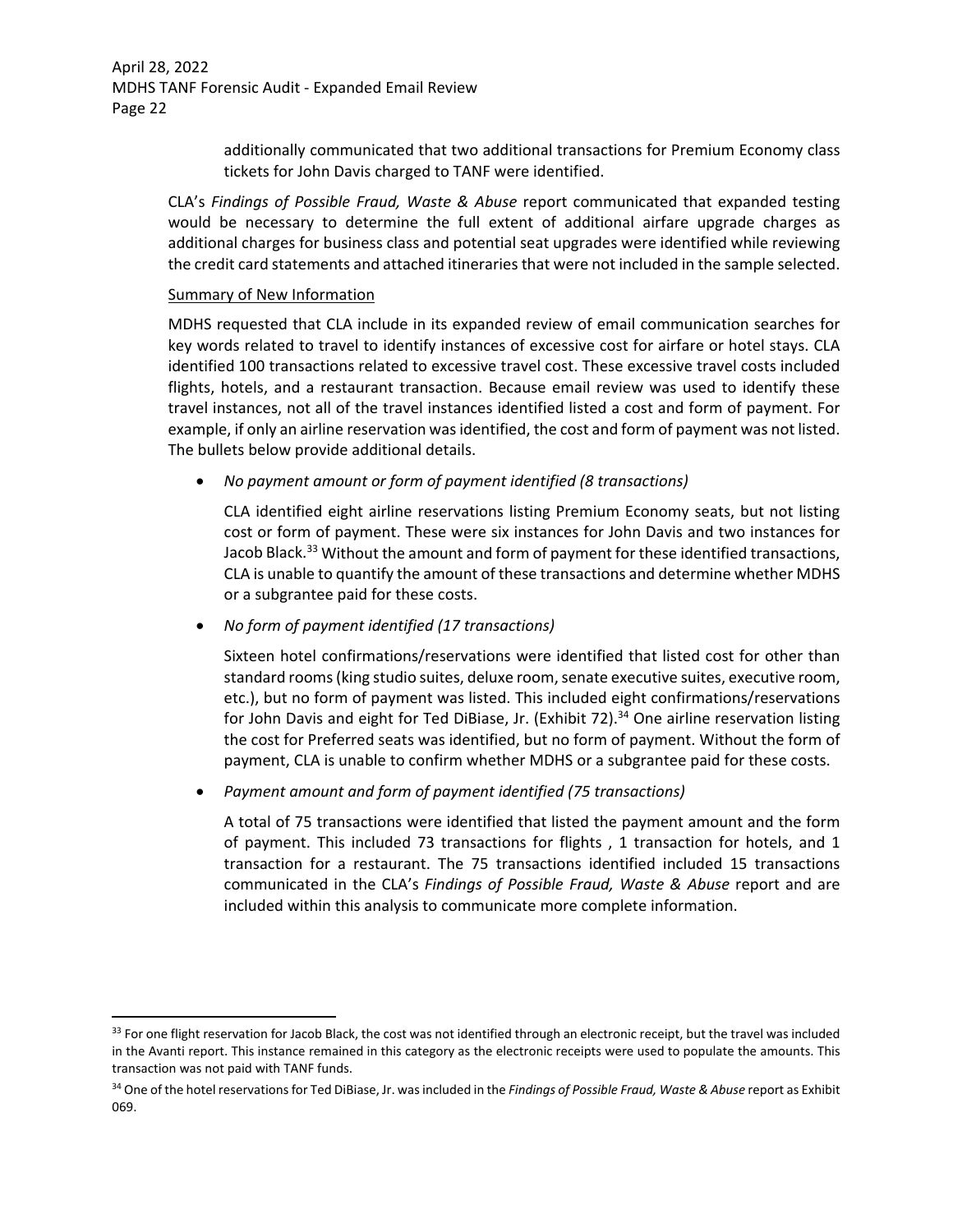additionally communicated that two additional transactions for Premium Economy class tickets for John Davis charged to TANF were identified.

CLA's *Findings of Possible Fraud, Waste & Abuse* report communicated that expanded testing would be necessary to determine the full extent of additional airfare upgrade charges as additional charges for business class and potential seat upgrades were identified while reviewing the credit card statements and attached itineraries that were not included in the sample selected.

Summary of New Information

MDHS requested that CLA include in its expanded review of email communication searches for key words related to travel to identify instances of excessive cost for airfare or hotel stays. CLA identified 100 transactions related to excessive travel cost. These excessive travel costs included flights, hotels, and a restaurant transaction. Because email review was used to identify these travel instances, not all of the travel instances identified listed a cost and form of payment. For example, if only an airline reservation was identified, the cost and form of payment was not listed. The bullets below provide additional details.

- *No payment amount or form of payment identified (8 transactions)*

  CLA identified eight airline reservations listing Premium Economy seats, but not listing cost or form of payment. These were six instances for John Davis and two instances for Jacob Black.[33] Without the amount and form of payment for these identified transactions, CLA is unable to quantify the amount of these transactions and determine whether MDHS or a subgrantee paid for these costs.

- *No form of payment identified (17 transactions)*

  Sixteen hotel confirmations/reservations were identified that listed cost for other than standard rooms (king studio suites, deluxe room, senate executive suites, executive room, etc.), but no form of payment was listed. This included eight confirmations/reservations for John Davis and eight for Ted DiBiase, Jr. (Exhibit 72).[34] One airline reservation listing the cost for Preferred seats was identified, but no form of payment. Without the form of payment, CLA is unable to confirm whether MDHS or a subgrantee paid for these costs.

- *Payment amount and form of payment identified (75 transactions)*

  A total of 75 transactions were identified that listed the payment amount and the form of payment. This included 73 transactions for flights , 1 transaction for hotels, and 1 transaction for a restaurant. The 75 transactions identified included 15 transactions communicated in the CLA's *Findings of Possible Fraud, Waste & Abuse* report and are included within this analysis to communicate more complete information.

[33] For one flight reservation for Jacob Black, the cost was not identified through an electronic receipt, but the travel was included in the Avanti report. This instance remained in this category as the electronic receipts were used to populate the amounts. This transaction was not paid with TANF funds.

[34] One of the hotel reservations for Ted DiBiase, Jr. was included in the *Findings of Possible Fraud, Waste & Abuse* report as Exhibit 069.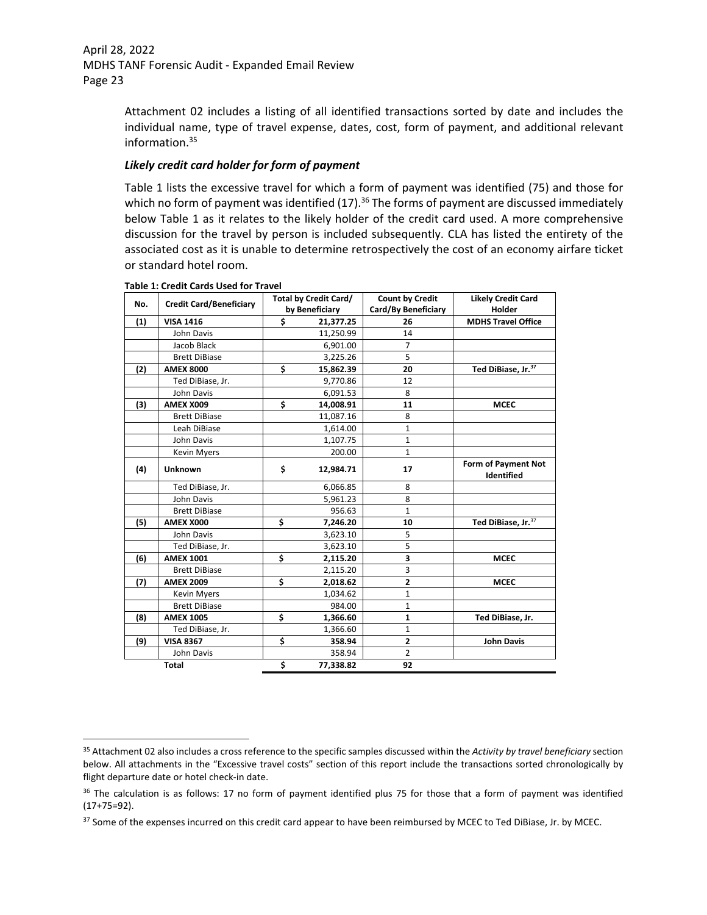Attachment 02 includes a listing of all identified transactions sorted by date and includes the individual name, type of travel expense, dates, cost, form of payment, and additional relevant information.[35]

### *Likely credit card holder for form of payment*

Table 1 lists the excessive travel for which a form of payment was identified (75) and those for which no form of payment was identified (17).[36] The forms of payment are discussed immediately below Table 1 as it relates to the likely holder of the credit card used. A more comprehensive discussion for the travel by person is included subsequently. CLA has listed the entirety of the associated cost as it is unable to determine retrospectively the cost of an economy airfare ticket or standard hotel room.

**Table 1: Credit Cards Used for Travel**

| No. | Credit Card/Beneficiary | Total by Credit Card/ by Beneficiary | Count by Credit Card/By Beneficiary | Likely Credit Card Holder |
|---|---|---|---|---|
| **(1)** | **VISA 1416** | **$ 21,377.25** | **26** | **MDHS Travel Office** |
| | John Davis | 11,250.99 | 14 | |
| | Jacob Black | 6,901.00 | 7 | |
| | Brett DiBiase | 3,225.26 | 5 | |
| **(2)** | **AMEX 8000** | **$ 15,862.39** | **20** | **Ted DiBiase, Jr.[37]** |
| | Ted DiBiase, Jr. | 9,770.86 | 12 | |
| | John Davis | 6,091.53 | 8 | |
| **(3)** | **AMEX X009** | **$ 14,008.91** | **11** | **MCEC** |
| | Brett DiBiase | 11,087.16 | 8 | |
| | Leah DiBiase | 1,614.00 | 1 | |
| | John Davis | 1,107.75 | 1 | |
| | Kevin Myers | 200.00 | 1 | |
| **(4)** | **Unknown** | **$ 12,984.71** | **17** | **Form of Payment Not Identified** |
| | Ted DiBiase, Jr. | 6,066.85 | 8 | |
| | John Davis | 5,961.23 | 8 | |
| | Brett DiBiase | 956.63 | 1 | |
| **(5)** | **AMEX X000** | **$ 7,246.20** | **10** | **Ted DiBiase, Jr.[37]** |
| | John Davis | 3,623.10 | 5 | |
| | Ted DiBiase, Jr. | 3,623.10 | 5 | |
| **(6)** | **AMEX 1001** | **$ 2,115.20** | **3** | **MCEC** |
| | Brett DiBiase | 2,115.20 | 3 | |
| **(7)** | **AMEX 2009** | **$ 2,018.62** | **2** | **MCEC** |
| | Kevin Myers | 1,034.62 | 1 | |
| | Brett DiBiase | 984.00 | 1 | |
| **(8)** | **AMEX 1005** | **$ 1,366.60** | **1** | **Ted DiBiase, Jr.** |
| | Ted DiBiase, Jr. | 1,366.60 | 1 | |
| **(9)** | **VISA 8367** | **$ 358.94** | **2** | **John Davis** |
| | John Davis | 358.94 | 2 | |
| | **Total** | **$ 77,338.82** | **92** | |

---

[35] Attachment 02 also includes a cross reference to the specific samples discussed within the *Activity by travel beneficiary* section below. All attachments in the "Excessive travel costs" section of this report include the transactions sorted chronologically by flight departure date or hotel check-in date.

[36] The calculation is as follows: 17 no form of payment identified plus 75 for those that a form of payment was identified (17+75=92).

[37] Some of the expenses incurred on this credit card appear to have been reimbursed by MCEC to Ted DiBiase, Jr. by MCEC.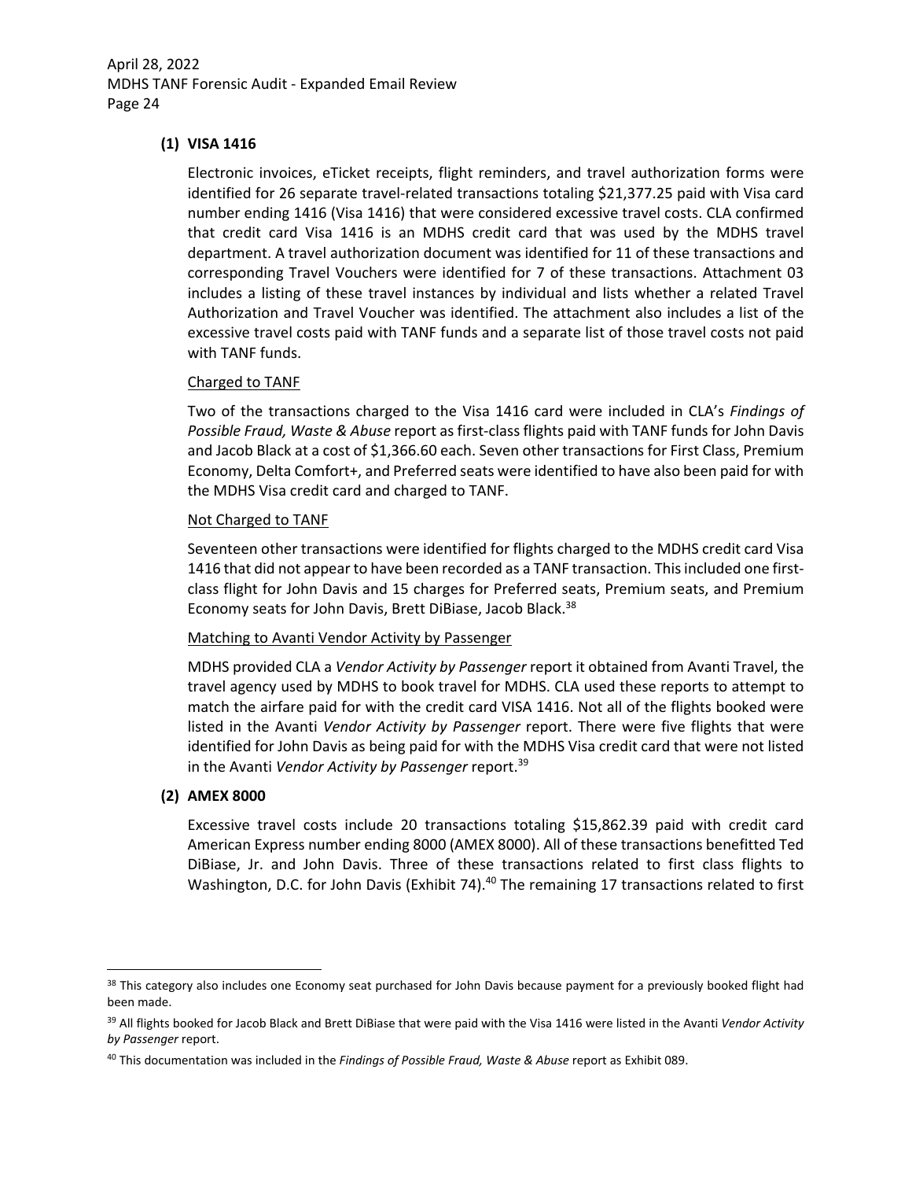**(1) VISA 1416**

Electronic invoices, eTicket receipts, flight reminders, and travel authorization forms were identified for 26 separate travel-related transactions totaling $21,377.25 paid with Visa card number ending 1416 (Visa 1416) that were considered excessive travel costs. CLA confirmed that credit card Visa 1416 is an MDHS credit card that was used by the MDHS travel department. A travel authorization document was identified for 11 of these transactions and corresponding Travel Vouchers were identified for 7 of these transactions. Attachment 03 includes a listing of these travel instances by individual and lists whether a related Travel Authorization and Travel Voucher was identified. The attachment also includes a list of the excessive travel costs paid with TANF funds and a separate list of those travel costs not paid with TANF funds.

Charged to TANF

Two of the transactions charged to the Visa 1416 card were included in CLA's *Findings of Possible Fraud, Waste & Abuse* report as first-class flights paid with TANF funds for John Davis and Jacob Black at a cost of $1,366.60 each. Seven other transactions for First Class, Premium Economy, Delta Comfort+, and Preferred seats were identified to have also been paid for with the MDHS Visa credit card and charged to TANF.

Not Charged to TANF

Seventeen other transactions were identified for flights charged to the MDHS credit card Visa 1416 that did not appear to have been recorded as a TANF transaction. This included one first-class flight for John Davis and 15 charges for Preferred seats, Premium seats, and Premium Economy seats for John Davis, Brett DiBiase, Jacob Black.[38]

Matching to Avanti Vendor Activity by Passenger

MDHS provided CLA a *Vendor Activity by Passenger* report it obtained from Avanti Travel, the travel agency used by MDHS to book travel for MDHS. CLA used these reports to attempt to match the airfare paid for with the credit card VISA 1416. Not all of the flights booked were listed in the Avanti *Vendor Activity by Passenger* report. There were five flights that were identified for John Davis as being paid for with the MDHS Visa credit card that were not listed in the Avanti *Vendor Activity by Passenger* report.[39]

**(2) AMEX 8000**

Excessive travel costs include 20 transactions totaling $15,862.39 paid with credit card American Express number ending 8000 (AMEX 8000). All of these transactions benefitted Ted DiBiase, Jr. and John Davis. Three of these transactions related to first class flights to Washington, D.C. for John Davis (Exhibit 74).[40] The remaining 17 transactions related to first

---

[38] This category also includes one Economy seat purchased for John Davis because payment for a previously booked flight had been made.

[39] All flights booked for Jacob Black and Brett DiBiase that were paid with the Visa 1416 were listed in the Avanti *Vendor Activity by Passenger* report.

[40] This documentation was included in the *Findings of Possible Fraud, Waste & Abuse* report as Exhibit 089.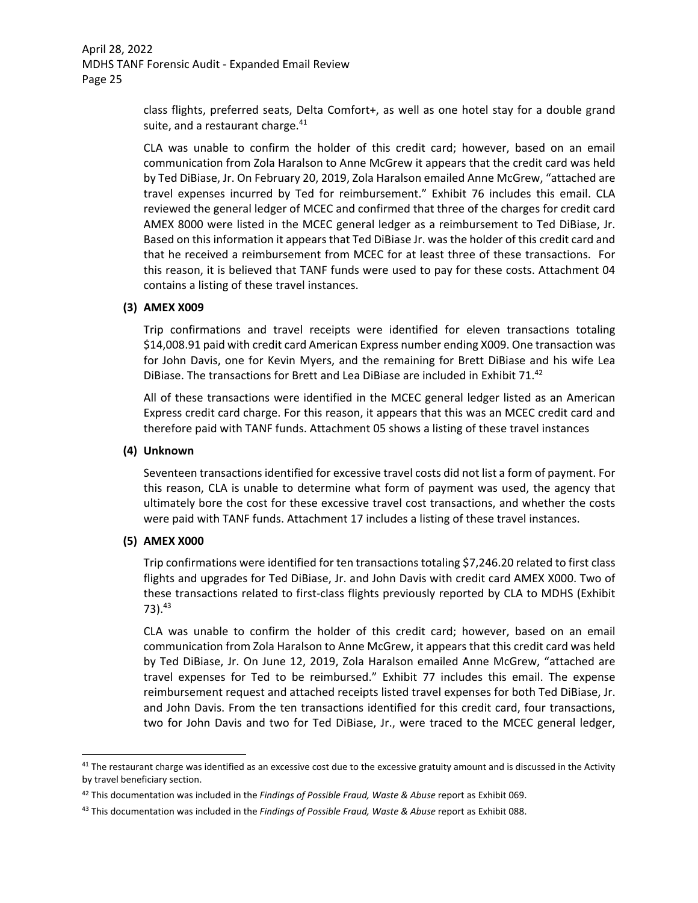class flights, preferred seats, Delta Comfort+, as well as one hotel stay for a double grand suite, and a restaurant charge.[41]

CLA was unable to confirm the holder of this credit card; however, based on an email communication from Zola Haralson to Anne McGrew it appears that the credit card was held by Ted DiBiase, Jr. On February 20, 2019, Zola Haralson emailed Anne McGrew, "attached are travel expenses incurred by Ted for reimbursement." Exhibit 76 includes this email. CLA reviewed the general ledger of MCEC and confirmed that three of the charges for credit card AMEX 8000 were listed in the MCEC general ledger as a reimbursement to Ted DiBiase, Jr. Based on this information it appears that Ted DiBiase Jr. was the holder of this credit card and that he received a reimbursement from MCEC for at least three of these transactions. For this reason, it is believed that TANF funds were used to pay for these costs. Attachment 04 contains a listing of these travel instances.

**(3) AMEX X009**

Trip confirmations and travel receipts were identified for eleven transactions totaling $14,008.91 paid with credit card American Express number ending X009. One transaction was for John Davis, one for Kevin Myers, and the remaining for Brett DiBiase and his wife Lea DiBiase. The transactions for Brett and Lea DiBiase are included in Exhibit 71.[42]

All of these transactions were identified in the MCEC general ledger listed as an American Express credit card charge. For this reason, it appears that this was an MCEC credit card and therefore paid with TANF funds. Attachment 05 shows a listing of these travel instances

**(4) Unknown**

Seventeen transactions identified for excessive travel costs did not list a form of payment. For this reason, CLA is unable to determine what form of payment was used, the agency that ultimately bore the cost for these excessive travel cost transactions, and whether the costs were paid with TANF funds. Attachment 17 includes a listing of these travel instances.

**(5) AMEX X000**

Trip confirmations were identified for ten transactions totaling $7,246.20 related to first class flights and upgrades for Ted DiBiase, Jr. and John Davis with credit card AMEX X000. Two of these transactions related to first-class flights previously reported by CLA to MDHS (Exhibit 73).[43]

CLA was unable to confirm the holder of this credit card; however, based on an email communication from Zola Haralson to Anne McGrew, it appears that this credit card was held by Ted DiBiase, Jr. On June 12, 2019, Zola Haralson emailed Anne McGrew, "attached are travel expenses for Ted to be reimbursed." Exhibit 77 includes this email. The expense reimbursement request and attached receipts listed travel expenses for both Ted DiBiase, Jr. and John Davis. From the ten transactions identified for this credit card, four transactions, two for John Davis and two for Ted DiBiase, Jr., were traced to the MCEC general ledger,

---

[41] The restaurant charge was identified as an excessive cost due to the excessive gratuity amount and is discussed in the Activity by travel beneficiary section.

[42] This documentation was included in the *Findings of Possible Fraud, Waste & Abuse* report as Exhibit 069.

[43] This documentation was included in the *Findings of Possible Fraud, Waste & Abuse* report as Exhibit 088.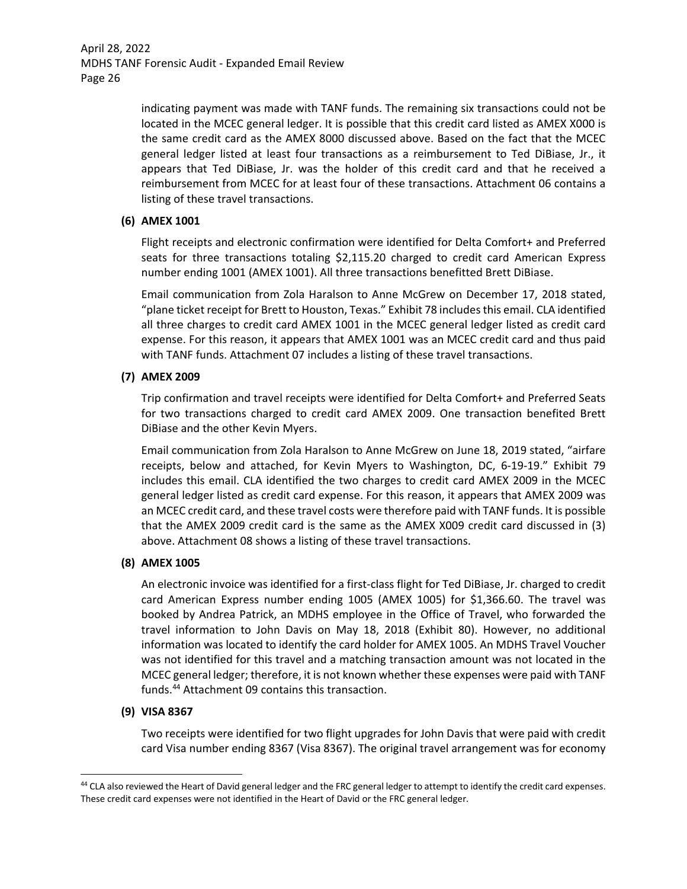indicating payment was made with TANF funds. The remaining six transactions could not be located in the MCEC general ledger. It is possible that this credit card listed as AMEX X000 is the same credit card as the AMEX 8000 discussed above. Based on the fact that the MCEC general ledger listed at least four transactions as a reimbursement to Ted DiBiase, Jr., it appears that Ted DiBiase, Jr. was the holder of this credit card and that he received a reimbursement from MCEC for at least four of these transactions. Attachment 06 contains a listing of these travel transactions.

**(6) AMEX 1001**

Flight receipts and electronic confirmation were identified for Delta Comfort+ and Preferred seats for three transactions totaling $2,115.20 charged to credit card American Express number ending 1001 (AMEX 1001). All three transactions benefitted Brett DiBiase.

Email communication from Zola Haralson to Anne McGrew on December 17, 2018 stated, "plane ticket receipt for Brett to Houston, Texas." Exhibit 78 includes this email. CLA identified all three charges to credit card AMEX 1001 in the MCEC general ledger listed as credit card expense. For this reason, it appears that AMEX 1001 was an MCEC credit card and thus paid with TANF funds. Attachment 07 includes a listing of these travel transactions.

**(7) AMEX 2009**

Trip confirmation and travel receipts were identified for Delta Comfort+ and Preferred Seats for two transactions charged to credit card AMEX 2009. One transaction benefited Brett DiBiase and the other Kevin Myers.

Email communication from Zola Haralson to Anne McGrew on June 18, 2019 stated, "airfare receipts, below and attached, for Kevin Myers to Washington, DC, 6-19-19." Exhibit 79 includes this email. CLA identified the two charges to credit card AMEX 2009 in the MCEC general ledger listed as credit card expense. For this reason, it appears that AMEX 2009 was an MCEC credit card, and these travel costs were therefore paid with TANF funds. It is possible that the AMEX 2009 credit card is the same as the AMEX X009 credit card discussed in (3) above. Attachment 08 shows a listing of these travel transactions.

**(8) AMEX 1005**

An electronic invoice was identified for a first-class flight for Ted DiBiase, Jr. charged to credit card American Express number ending 1005 (AMEX 1005) for $1,366.60. The travel was booked by Andrea Patrick, an MDHS employee in the Office of Travel, who forwarded the travel information to John Davis on May 18, 2018 (Exhibit 80). However, no additional information was located to identify the card holder for AMEX 1005. An MDHS Travel Voucher was not identified for this travel and a matching transaction amount was not located in the MCEC general ledger; therefore, it is not known whether these expenses were paid with TANF funds.[44] Attachment 09 contains this transaction.

**(9) VISA 8367**

Two receipts were identified for two flight upgrades for John Davis that were paid with credit card Visa number ending 8367 (Visa 8367). The original travel arrangement was for economy

---

[44] CLA also reviewed the Heart of David general ledger and the FRC general ledger to attempt to identify the credit card expenses. These credit card expenses were not identified in the Heart of David or the FRC general ledger.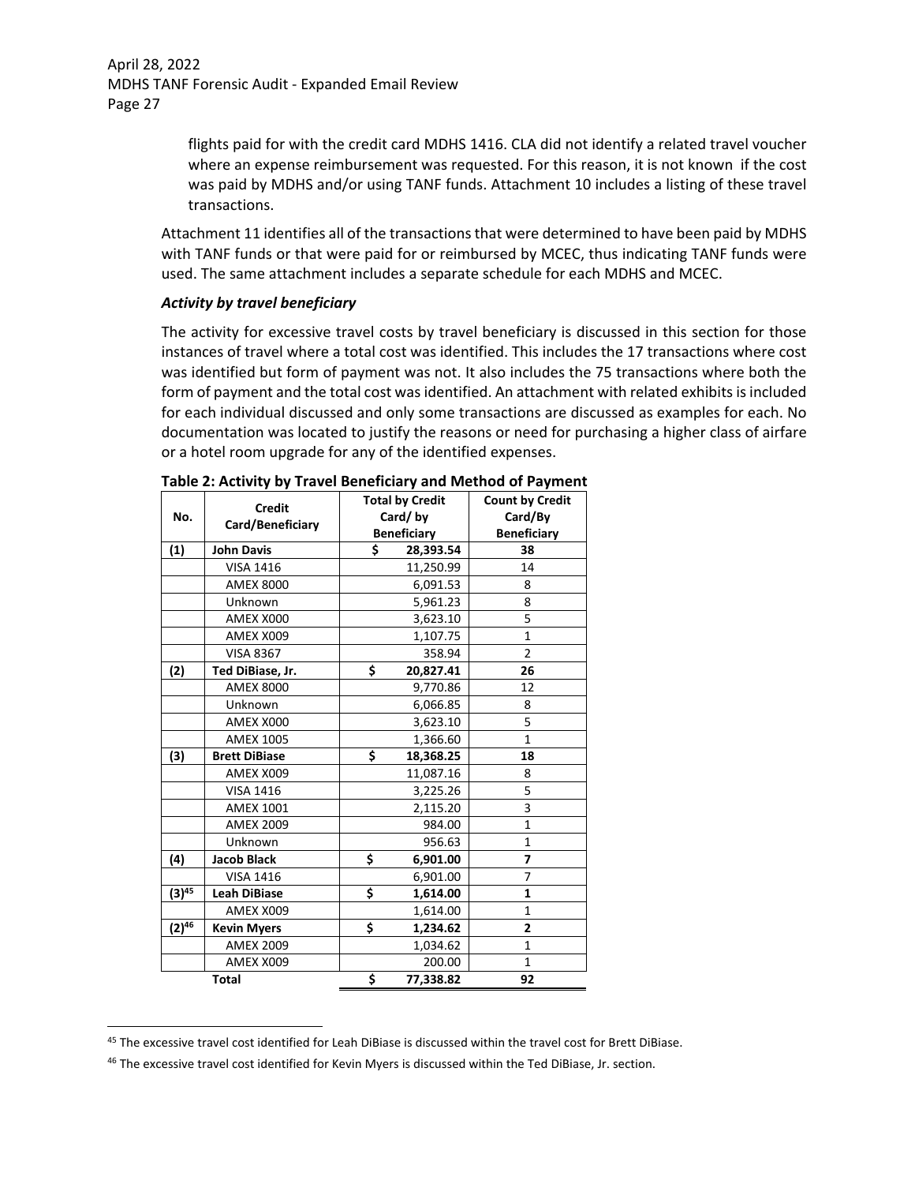flights paid for with the credit card MDHS 1416. CLA did not identify a related travel voucher where an expense reimbursement was requested. For this reason, it is not known if the cost was paid by MDHS and/or using TANF funds. Attachment 10 includes a listing of these travel transactions.

Attachment 11 identifies all of the transactions that were determined to have been paid by MDHS with TANF funds or that were paid for or reimbursed by MCEC, thus indicating TANF funds were used. The same attachment includes a separate schedule for each MDHS and MCEC.

### *Activity by travel beneficiary*

The activity for excessive travel costs by travel beneficiary is discussed in this section for those instances of travel where a total cost was identified. This includes the 17 transactions where cost was identified but form of payment was not. It also includes the 75 transactions where both the form of payment and the total cost was identified. An attachment with related exhibits is included for each individual discussed and only some transactions are discussed as examples for each. No documentation was located to justify the reasons or need for purchasing a higher class of airfare or a hotel room upgrade for any of the identified expenses.

**Table 2: Activity by Travel Beneficiary and Method of Payment**

| No. | Credit Card/Beneficiary | Total by Credit Card/ by Beneficiary | Count by Credit Card/By Beneficiary |
|---|---|---|---|
| **(1)** | **John Davis** | **$ 28,393.54** | **38** |
| | VISA 1416 | 11,250.99 | 14 |
| | AMEX 8000 | 6,091.53 | 8 |
| | Unknown | 5,961.23 | 8 |
| | AMEX X000 | 3,623.10 | 5 |
| | AMEX X009 | 1,107.75 | 1 |
| | VISA 8367 | 358.94 | 2 |
| **(2)** | **Ted DiBiase, Jr.** | **$ 20,827.41** | **26** |
| | AMEX 8000 | 9,770.86 | 12 |
| | Unknown | 6,066.85 | 8 |
| | AMEX X000 | 3,623.10 | 5 |
| | AMEX 1005 | 1,366.60 | 1 |
| **(3)** | **Brett DiBiase** | **$ 18,368.25** | **18** |
| | AMEX X009 | 11,087.16 | 8 |
| | VISA 1416 | 3,225.26 | 5 |
| | AMEX 1001 | 2,115.20 | 3 |
| | AMEX 2009 | 984.00 | 1 |
| | Unknown | 956.63 | 1 |
| **(4)** | **Jacob Black** | **$ 6,901.00** | **7** |
| | VISA 1416 | 6,901.00 | 7 |
| **(3)[45]** | **Leah DiBiase** | **$ 1,614.00** | **1** |
| | AMEX X009 | 1,614.00 | 1 |
| **(2)[46]** | **Kevin Myers** | **$ 1,234.62** | **2** |
| | AMEX 2009 | 1,034.62 | 1 |
| | AMEX X009 | 200.00 | 1 |
| | **Total** | **$ 77,338.82** | **92** |

---

[45] The excessive travel cost identified for Leah DiBiase is discussed within the travel cost for Brett DiBiase.

[46] The excessive travel cost identified for Kevin Myers is discussed within the Ted DiBiase, Jr. section.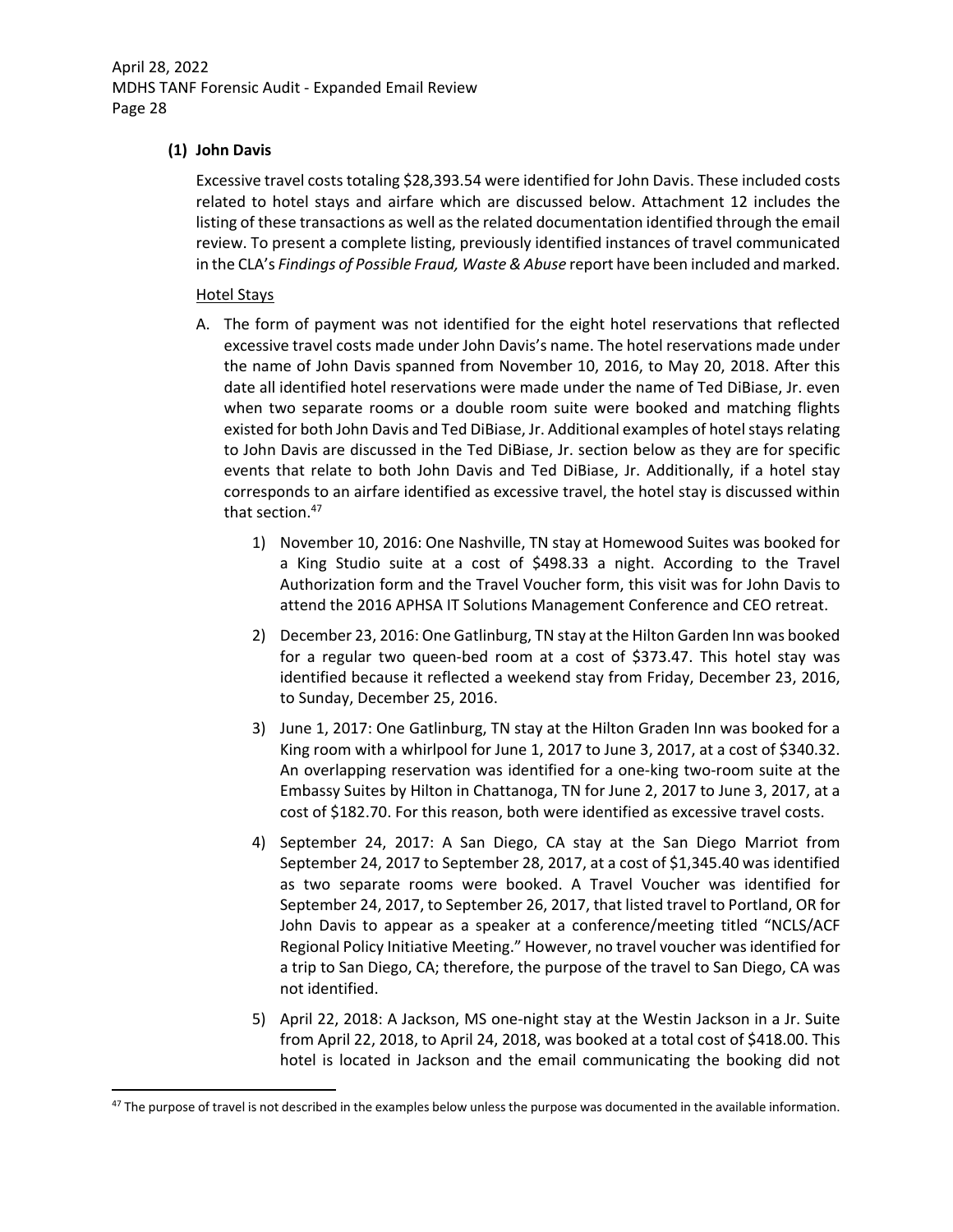### (1) John Davis

Excessive travel costs totaling $28,393.54 were identified for John Davis. These included costs related to hotel stays and airfare which are discussed below. Attachment 12 includes the listing of these transactions as well as the related documentation identified through the email review. To present a complete listing, previously identified instances of travel communicated in the CLA's *Findings of Possible Fraud, Waste & Abuse* report have been included and marked.

Hotel Stays

A. The form of payment was not identified for the eight hotel reservations that reflected excessive travel costs made under John Davis's name. The hotel reservations made under the name of John Davis spanned from November 10, 2016, to May 20, 2018. After this date all identified hotel reservations were made under the name of Ted DiBiase, Jr. even when two separate rooms or a double room suite were booked and matching flights existed for both John Davis and Ted DiBiase, Jr. Additional examples of hotel stays relating to John Davis are discussed in the Ted DiBiase, Jr. section below as they are for specific events that relate to both John Davis and Ted DiBiase, Jr. Additionally, if a hotel stay corresponds to an airfare identified as excessive travel, the hotel stay is discussed within that section.[47]

   1) November 10, 2016: One Nashville, TN stay at Homewood Suites was booked for a King Studio suite at a cost of $498.33 a night. According to the Travel Authorization form and the Travel Voucher form, this visit was for John Davis to attend the 2016 APHSA IT Solutions Management Conference and CEO retreat.

   2) December 23, 2016: One Gatlinburg, TN stay at the Hilton Garden Inn was booked for a regular two queen-bed room at a cost of $373.47. This hotel stay was identified because it reflected a weekend stay from Friday, December 23, 2016, to Sunday, December 25, 2016.

   3) June 1, 2017: One Gatlinburg, TN stay at the Hilton Graden Inn was booked for a King room with a whirlpool for June 1, 2017 to June 3, 2017, at a cost of $340.32. An overlapping reservation was identified for a one-king two-room suite at the Embassy Suites by Hilton in Chattanoga, TN for June 2, 2017 to June 3, 2017, at a cost of $182.70. For this reason, both were identified as excessive travel costs.

   4) September 24, 2017: A San Diego, CA stay at the San Diego Marriot from September 24, 2017 to September 28, 2017, at a cost of $1,345.40 was identified as two separate rooms were booked. A Travel Voucher was identified for September 24, 2017, to September 26, 2017, that listed travel to Portland, OR for John Davis to appear as a speaker at a conference/meeting titled "NCLS/ACF Regional Policy Initiative Meeting." However, no travel voucher was identified for a trip to San Diego, CA; therefore, the purpose of the travel to San Diego, CA was not identified.

   5) April 22, 2018: A Jackson, MS one-night stay at the Westin Jackson in a Jr. Suite from April 22, 2018, to April 24, 2018, was booked at a total cost of $418.00. This hotel is located in Jackson and the email communicating the booking did not

[47] The purpose of travel is not described in the examples below unless the purpose was documented in the available information.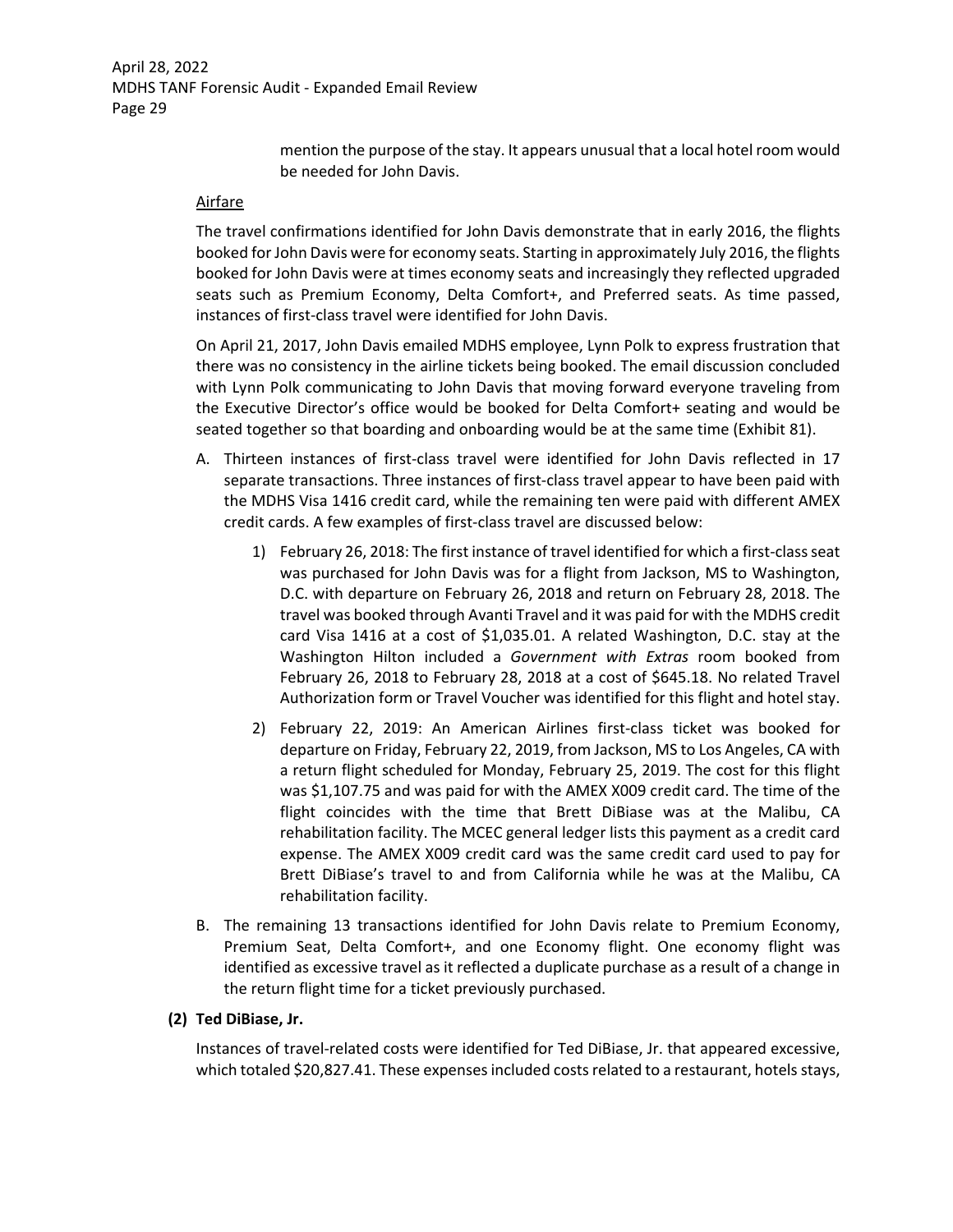mention the purpose of the stay. It appears unusual that a local hotel room would be needed for John Davis.

Airfare

The travel confirmations identified for John Davis demonstrate that in early 2016, the flights booked for John Davis were for economy seats. Starting in approximately July 2016, the flights booked for John Davis were at times economy seats and increasingly they reflected upgraded seats such as Premium Economy, Delta Comfort+, and Preferred seats. As time passed, instances of first-class travel were identified for John Davis.

On April 21, 2017, John Davis emailed MDHS employee, Lynn Polk to express frustration that there was no consistency in the airline tickets being booked. The email discussion concluded with Lynn Polk communicating to John Davis that moving forward everyone traveling from the Executive Director's office would be booked for Delta Comfort+ seating and would be seated together so that boarding and onboarding would be at the same time (Exhibit 81).

A. Thirteen instances of first-class travel were identified for John Davis reflected in 17 separate transactions. Three instances of first-class travel appear to have been paid with the MDHS Visa 1416 credit card, while the remaining ten were paid with different AMEX credit cards. A few examples of first-class travel are discussed below:

    1) February 26, 2018: The first instance of travel identified for which a first-class seat was purchased for John Davis was for a flight from Jackson, MS to Washington, D.C. with departure on February 26, 2018 and return on February 28, 2018. The travel was booked through Avanti Travel and it was paid for with the MDHS credit card Visa 1416 at a cost of $1,035.01. A related Washington, D.C. stay at the Washington Hilton included a *Government with Extras* room booked from February 26, 2018 to February 28, 2018 at a cost of $645.18. No related Travel Authorization form or Travel Voucher was identified for this flight and hotel stay.

    2) February 22, 2019: An American Airlines first-class ticket was booked for departure on Friday, February 22, 2019, from Jackson, MS to Los Angeles, CA with a return flight scheduled for Monday, February 25, 2019. The cost for this flight was $1,107.75 and was paid for with the AMEX X009 credit card. The time of the flight coincides with the time that Brett DiBiase was at the Malibu, CA rehabilitation facility. The MCEC general ledger lists this payment as a credit card expense. The AMEX X009 credit card was the same credit card used to pay for Brett DiBiase's travel to and from California while he was at the Malibu, CA rehabilitation facility.

B. The remaining 13 transactions identified for John Davis relate to Premium Economy, Premium Seat, Delta Comfort+, and one Economy flight. One economy flight was identified as excessive travel as it reflected a duplicate purchase as a result of a change in the return flight time for a ticket previously purchased.

**(2) Ted DiBiase, Jr.**

Instances of travel-related costs were identified for Ted DiBiase, Jr. that appeared excessive, which totaled $20,827.41. These expenses included costs related to a restaurant, hotels stays,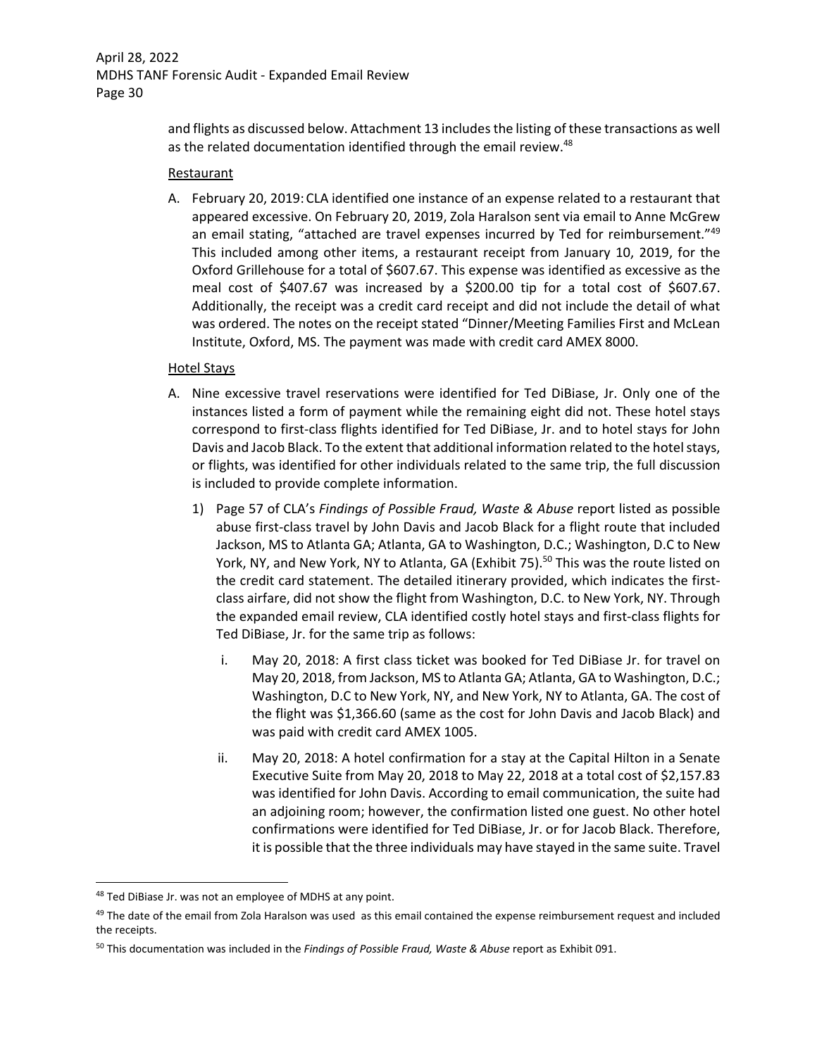and flights as discussed below. Attachment 13 includes the listing of these transactions as well as the related documentation identified through the email review.[48]

Restaurant

A. February 20, 2019: CLA identified one instance of an expense related to a restaurant that appeared excessive. On February 20, 2019, Zola Haralson sent via email to Anne McGrew an email stating, "attached are travel expenses incurred by Ted for reimbursement."[49] This included among other items, a restaurant receipt from January 10, 2019, for the Oxford Grillehouse for a total of $607.67. This expense was identified as excessive as the meal cost of $407.67 was increased by a $200.00 tip for a total cost of $607.67. Additionally, the receipt was a credit card receipt and did not include the detail of what was ordered. The notes on the receipt stated "Dinner/Meeting Families First and McLean Institute, Oxford, MS. The payment was made with credit card AMEX 8000.

Hotel Stays

A. Nine excessive travel reservations were identified for Ted DiBiase, Jr. Only one of the instances listed a form of payment while the remaining eight did not. These hotel stays correspond to first-class flights identified for Ted DiBiase, Jr. and to hotel stays for John Davis and Jacob Black. To the extent that additional information related to the hotel stays, or flights, was identified for other individuals related to the same trip, the full discussion is included to provide complete information.

   1) Page 57 of CLA's *Findings of Possible Fraud, Waste & Abuse* report listed as possible abuse first-class travel by John Davis and Jacob Black for a flight route that included Jackson, MS to Atlanta GA; Atlanta, GA to Washington, D.C.; Washington, D.C to New York, NY, and New York, NY to Atlanta, GA (Exhibit 75).[50] This was the route listed on the credit card statement. The detailed itinerary provided, which indicates the first-class airfare, did not show the flight from Washington, D.C. to New York, NY. Through the expanded email review, CLA identified costly hotel stays and first-class flights for Ted DiBiase, Jr. for the same trip as follows:

      i. May 20, 2018: A first class ticket was booked for Ted DiBiase Jr. for travel on May 20, 2018, from Jackson, MS to Atlanta GA; Atlanta, GA to Washington, D.C.; Washington, D.C to New York, NY, and New York, NY to Atlanta, GA. The cost of the flight was $1,366.60 (same as the cost for John Davis and Jacob Black) and was paid with credit card AMEX 1005.

      ii. May 20, 2018: A hotel confirmation for a stay at the Capital Hilton in a Senate Executive Suite from May 20, 2018 to May 22, 2018 at a total cost of $2,157.83 was identified for John Davis. According to email communication, the suite had an adjoining room; however, the confirmation listed one guest. No other hotel confirmations were identified for Ted DiBiase, Jr. or for Jacob Black. Therefore, it is possible that the three individuals may have stayed in the same suite. Travel

---

[48] Ted DiBiase Jr. was not an employee of MDHS at any point.

[49] The date of the email from Zola Haralson was used as this email contained the expense reimbursement request and included the receipts.

[50] This documentation was included in the *Findings of Possible Fraud, Waste & Abuse* report as Exhibit 091.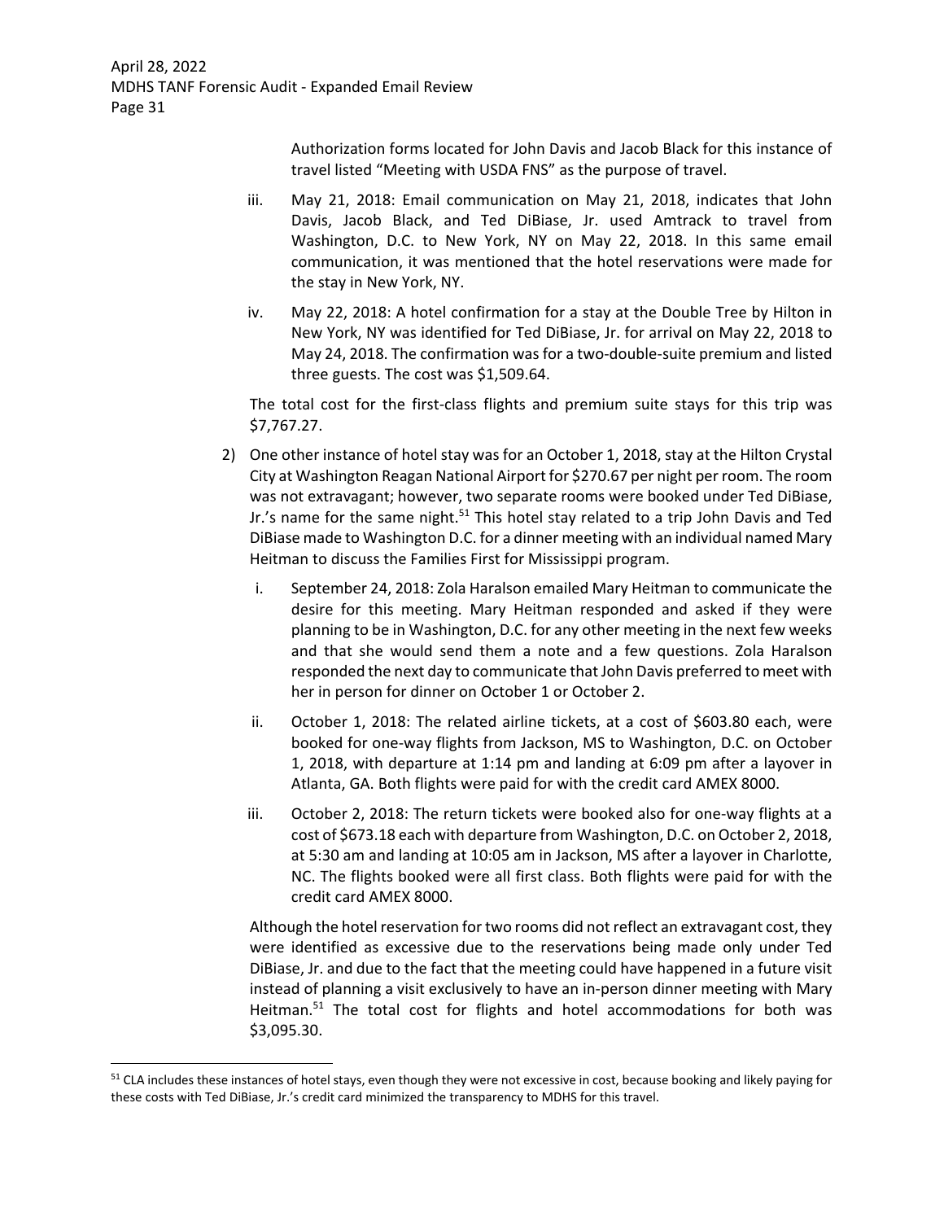Authorization forms located for John Davis and Jacob Black for this instance of travel listed "Meeting with USDA FNS" as the purpose of travel.

iii. May 21, 2018: Email communication on May 21, 2018, indicates that John Davis, Jacob Black, and Ted DiBiase, Jr. used Amtrack to travel from Washington, D.C. to New York, NY on May 22, 2018. In this same email communication, it was mentioned that the hotel reservations were made for the stay in New York, NY.

iv. May 22, 2018: A hotel confirmation for a stay at the Double Tree by Hilton in New York, NY was identified for Ted DiBiase, Jr. for arrival on May 22, 2018 to May 24, 2018. The confirmation was for a two-double-suite premium and listed three guests. The cost was $1,509.64.

The total cost for the first-class flights and premium suite stays for this trip was $7,767.27.

2) One other instance of hotel stay was for an October 1, 2018, stay at the Hilton Crystal City at Washington Reagan National Airport for $270.67 per night per room. The room was not extravagant; however, two separate rooms were booked under Ted DiBiase, Jr.'s name for the same night.[51] This hotel stay related to a trip John Davis and Ted DiBiase made to Washington D.C. for a dinner meeting with an individual named Mary Heitman to discuss the Families First for Mississippi program.

   i. September 24, 2018: Zola Haralson emailed Mary Heitman to communicate the desire for this meeting. Mary Heitman responded and asked if they were planning to be in Washington, D.C. for any other meeting in the next few weeks and that she would send them a note and a few questions. Zola Haralson responded the next day to communicate that John Davis preferred to meet with her in person for dinner on October 1 or October 2.

   ii. October 1, 2018: The related airline tickets, at a cost of $603.80 each, were booked for one-way flights from Jackson, MS to Washington, D.C. on October 1, 2018, with departure at 1:14 pm and landing at 6:09 pm after a layover in Atlanta, GA. Both flights were paid for with the credit card AMEX 8000.

   iii. October 2, 2018: The return tickets were booked also for one-way flights at a cost of $673.18 each with departure from Washington, D.C. on October 2, 2018, at 5:30 am and landing at 10:05 am in Jackson, MS after a layover in Charlotte, NC. The flights booked were all first class. Both flights were paid for with the credit card AMEX 8000.

   Although the hotel reservation for two rooms did not reflect an extravagant cost, they were identified as excessive due to the reservations being made only under Ted DiBiase, Jr. and due to the fact that the meeting could have happened in a future visit instead of planning a visit exclusively to have an in-person dinner meeting with Mary Heitman.[51] The total cost for flights and hotel accommodations for both was $3,095.30.

---

[51] CLA includes these instances of hotel stays, even though they were not excessive in cost, because booking and likely paying for these costs with Ted DiBiase, Jr.'s credit card minimized the transparency to MDHS for this travel.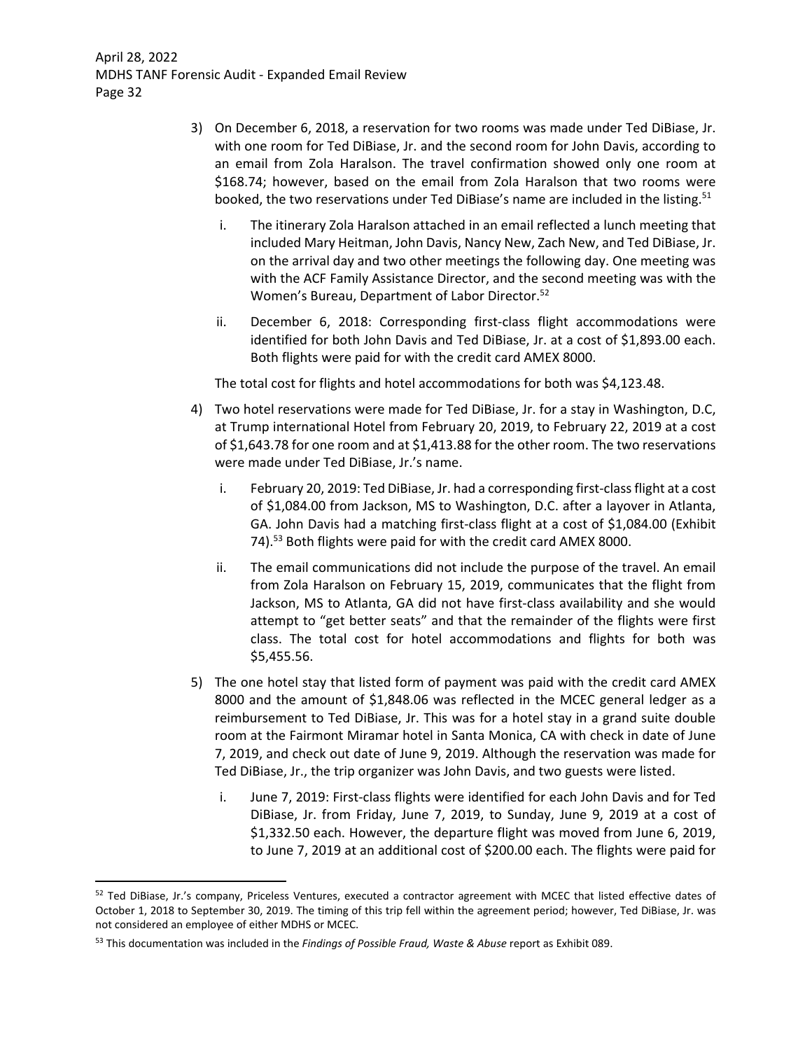3) On December 6, 2018, a reservation for two rooms was made under Ted DiBiase, Jr. with one room for Ted DiBiase, Jr. and the second room for John Davis, according to an email from Zola Haralson. The travel confirmation showed only one room at $168.74; however, based on the email from Zola Haralson that two rooms were booked, the two reservations under Ted DiBiase's name are included in the listing.[51]

   i. The itinerary Zola Haralson attached in an email reflected a lunch meeting that included Mary Heitman, John Davis, Nancy New, Zach New, and Ted DiBiase, Jr. on the arrival day and two other meetings the following day. One meeting was with the ACF Family Assistance Director, and the second meeting was with the Women's Bureau, Department of Labor Director.[52]

   ii. December 6, 2018: Corresponding first-class flight accommodations were identified for both John Davis and Ted DiBiase, Jr. at a cost of $1,893.00 each. Both flights were paid for with the credit card AMEX 8000.

   The total cost for flights and hotel accommodations for both was $4,123.48.

4) Two hotel reservations were made for Ted DiBiase, Jr. for a stay in Washington, D.C, at Trump international Hotel from February 20, 2019, to February 22, 2019 at a cost of $1,643.78 for one room and at $1,413.88 for the other room. The two reservations were made under Ted DiBiase, Jr.'s name.

   i. February 20, 2019: Ted DiBiase, Jr. had a corresponding first-class flight at a cost of $1,084.00 from Jackson, MS to Washington, D.C. after a layover in Atlanta, GA. John Davis had a matching first-class flight at a cost of $1,084.00 (Exhibit 74).[53] Both flights were paid for with the credit card AMEX 8000.

   ii. The email communications did not include the purpose of the travel. An email from Zola Haralson on February 15, 2019, communicates that the flight from Jackson, MS to Atlanta, GA did not have first-class availability and she would attempt to "get better seats" and that the remainder of the flights were first class. The total cost for hotel accommodations and flights for both was $5,455.56.

5) The one hotel stay that listed form of payment was paid with the credit card AMEX 8000 and the amount of $1,848.06 was reflected in the MCEC general ledger as a reimbursement to Ted DiBiase, Jr. This was for a hotel stay in a grand suite double room at the Fairmont Miramar hotel in Santa Monica, CA with check in date of June 7, 2019, and check out date of June 9, 2019. Although the reservation was made for Ted DiBiase, Jr., the trip organizer was John Davis, and two guests were listed.

   i. June 7, 2019: First-class flights were identified for each John Davis and for Ted DiBiase, Jr. from Friday, June 7, 2019, to Sunday, June 9, 2019 at a cost of $1,332.50 each. However, the departure flight was moved from June 6, 2019, to June 7, 2019 at an additional cost of $200.00 each. The flights were paid for

---

[52] Ted DiBiase, Jr.'s company, Priceless Ventures, executed a contractor agreement with MCEC that listed effective dates of October 1, 2018 to September 30, 2019. The timing of this trip fell within the agreement period; however, Ted DiBiase, Jr. was not considered an employee of either MDHS or MCEC.

[53] This documentation was included in the *Findings of Possible Fraud, Waste & Abuse* report as Exhibit 089.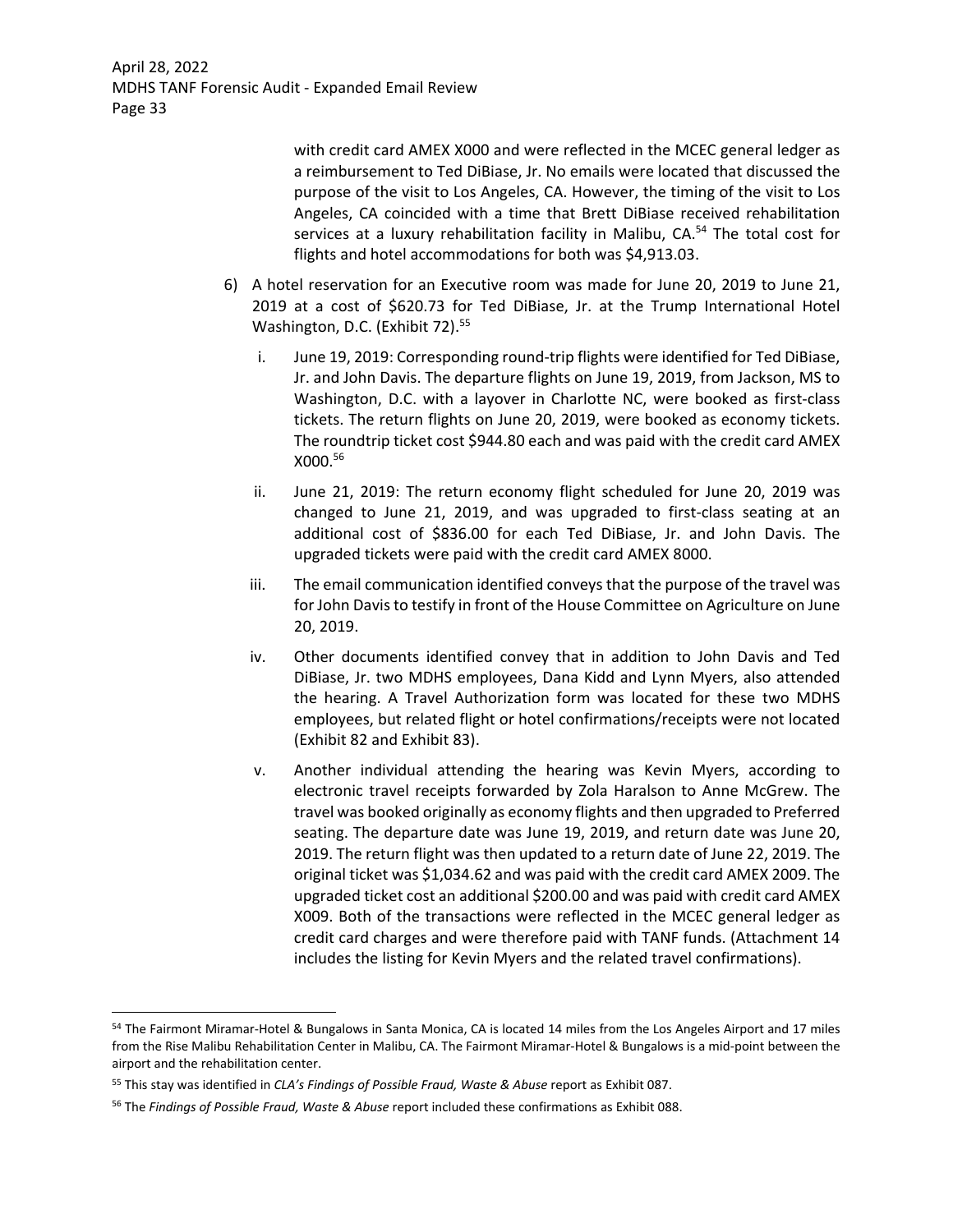with credit card AMEX X000 and were reflected in the MCEC general ledger as a reimbursement to Ted DiBiase, Jr. No emails were located that discussed the purpose of the visit to Los Angeles, CA. However, the timing of the visit to Los Angeles, CA coincided with a time that Brett DiBiase received rehabilitation services at a luxury rehabilitation facility in Malibu, CA.[54] The total cost for flights and hotel accommodations for both was $4,913.03.

6) A hotel reservation for an Executive room was made for June 20, 2019 to June 21, 2019 at a cost of $620.73 for Ted DiBiase, Jr. at the Trump International Hotel Washington, D.C. (Exhibit 72).[55]

   i. June 19, 2019: Corresponding round-trip flights were identified for Ted DiBiase, Jr. and John Davis. The departure flights on June 19, 2019, from Jackson, MS to Washington, D.C. with a layover in Charlotte NC, were booked as first-class tickets. The return flights on June 20, 2019, were booked as economy tickets. The roundtrip ticket cost $944.80 each and was paid with the credit card AMEX X000.[56]

   ii. June 21, 2019: The return economy flight scheduled for June 20, 2019 was changed to June 21, 2019, and was upgraded to first-class seating at an additional cost of $836.00 for each Ted DiBiase, Jr. and John Davis. The upgraded tickets were paid with the credit card AMEX 8000.

   iii. The email communication identified conveys that the purpose of the travel was for John Davis to testify in front of the House Committee on Agriculture on June 20, 2019.

   iv. Other documents identified convey that in addition to John Davis and Ted DiBiase, Jr. two MDHS employees, Dana Kidd and Lynn Myers, also attended the hearing. A Travel Authorization form was located for these two MDHS employees, but related flight or hotel confirmations/receipts were not located (Exhibit 82 and Exhibit 83).

   v. Another individual attending the hearing was Kevin Myers, according to electronic travel receipts forwarded by Zola Haralson to Anne McGrew. The travel was booked originally as economy flights and then upgraded to Preferred seating. The departure date was June 19, 2019, and return date was June 20, 2019. The return flight was then updated to a return date of June 22, 2019. The original ticket was $1,034.62 and was paid with the credit card AMEX 2009. The upgraded ticket cost an additional $200.00 and was paid with credit card AMEX X009. Both of the transactions were reflected in the MCEC general ledger as credit card charges and were therefore paid with TANF funds. (Attachment 14 includes the listing for Kevin Myers and the related travel confirmations).

---

[54] The Fairmont Miramar-Hotel & Bungalows in Santa Monica, CA is located 14 miles from the Los Angeles Airport and 17 miles from the Rise Malibu Rehabilitation Center in Malibu, CA. The Fairmont Miramar-Hotel & Bungalows is a mid-point between the airport and the rehabilitation center.

[55] This stay was identified in *CLA's Findings of Possible Fraud, Waste & Abuse* report as Exhibit 087.

[56] The *Findings of Possible Fraud, Waste & Abuse* report included these confirmations as Exhibit 088.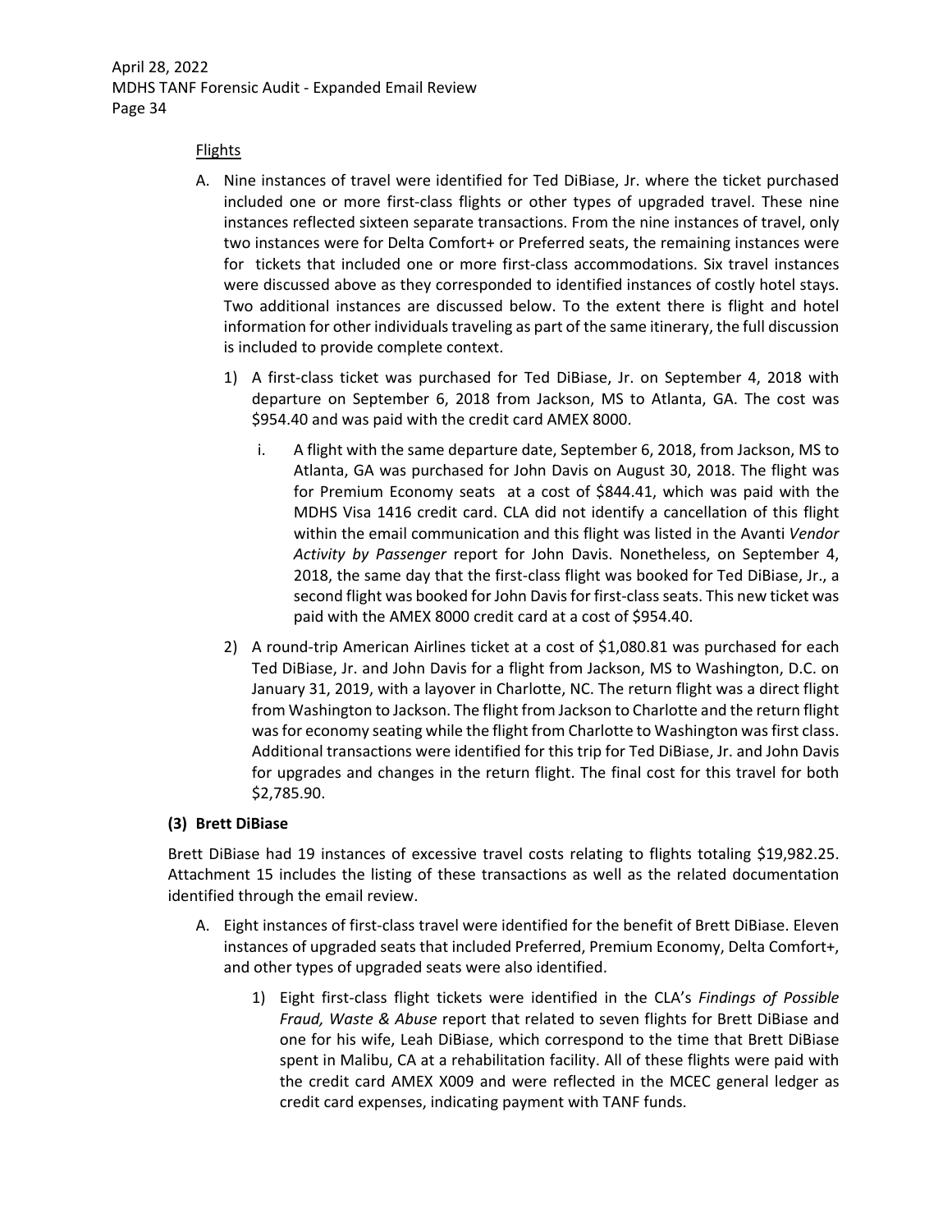Flights

A. Nine instances of travel were identified for Ted DiBiase, Jr. where the ticket purchased included one or more first-class flights or other types of upgraded travel. These nine instances reflected sixteen separate transactions. From the nine instances of travel, only two instances were for Delta Comfort+ or Preferred seats, the remaining instances were for tickets that included one or more first-class accommodations. Six travel instances were discussed above as they corresponded to identified instances of costly hotel stays. Two additional instances are discussed below. To the extent there is flight and hotel information for other individuals traveling as part of the same itinerary, the full discussion is included to provide complete context.

   1) A first-class ticket was purchased for Ted DiBiase, Jr. on September 4, 2018 with departure on September 6, 2018 from Jackson, MS to Atlanta, GA. The cost was $954.40 and was paid with the credit card AMEX 8000.

      i. A flight with the same departure date, September 6, 2018, from Jackson, MS to Atlanta, GA was purchased for John Davis on August 30, 2018. The flight was for Premium Economy seats at a cost of $844.41, which was paid with the MDHS Visa 1416 credit card. CLA did not identify a cancellation of this flight within the email communication and this flight was listed in the Avanti *Vendor Activity by Passenger* report for John Davis. Nonetheless, on September 4, 2018, the same day that the first-class flight was booked for Ted DiBiase, Jr., a second flight was booked for John Davis for first-class seats. This new ticket was paid with the AMEX 8000 credit card at a cost of $954.40.

   2) A round-trip American Airlines ticket at a cost of $1,080.81 was purchased for each Ted DiBiase, Jr. and John Davis for a flight from Jackson, MS to Washington, D.C. on January 31, 2019, with a layover in Charlotte, NC. The return flight was a direct flight from Washington to Jackson. The flight from Jackson to Charlotte and the return flight was for economy seating while the flight from Charlotte to Washington was first class. Additional transactions were identified for this trip for Ted DiBiase, Jr. and John Davis for upgrades and changes in the return flight. The final cost for this travel for both $2,785.90.

**(3) Brett DiBiase**

Brett DiBiase had 19 instances of excessive travel costs relating to flights totaling $19,982.25. Attachment 15 includes the listing of these transactions as well as the related documentation identified through the email review.

A. Eight instances of first-class travel were identified for the benefit of Brett DiBiase. Eleven instances of upgraded seats that included Preferred, Premium Economy, Delta Comfort+, and other types of upgraded seats were also identified.

   1) Eight first-class flight tickets were identified in the CLA's *Findings of Possible Fraud, Waste & Abuse* report that related to seven flights for Brett DiBiase and one for his wife, Leah DiBiase, which correspond to the time that Brett DiBiase spent in Malibu, CA at a rehabilitation facility. All of these flights were paid with the credit card AMEX X009 and were reflected in the MCEC general ledger as credit card expenses, indicating payment with TANF funds.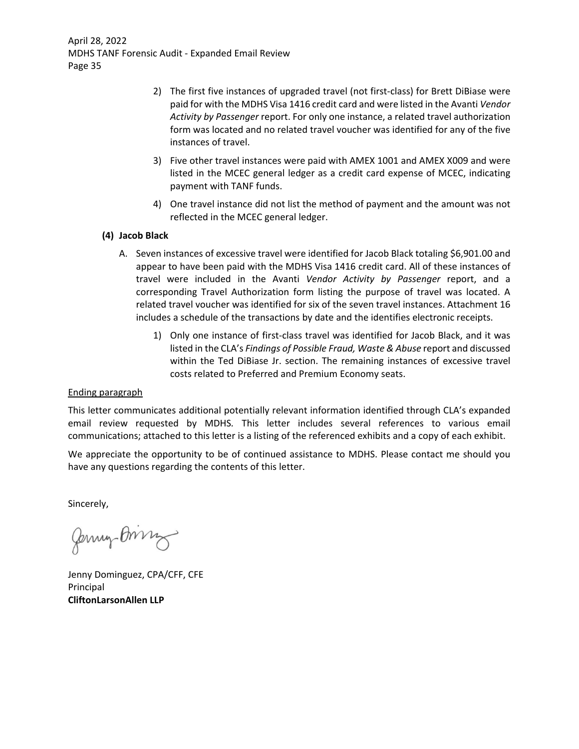2) The first five instances of upgraded travel (not first-class) for Brett DiBiase were paid for with the MDHS Visa 1416 credit card and were listed in the Avanti *Vendor Activity by Passenger* report. For only one instance, a related travel authorization form was located and no related travel voucher was identified for any of the five instances of travel.

3) Five other travel instances were paid with AMEX 1001 and AMEX X009 and were listed in the MCEC general ledger as a credit card expense of MCEC, indicating payment with TANF funds.

4) One travel instance did not list the method of payment and the amount was not reflected in the MCEC general ledger.

**(4) Jacob Black**

A. Seven instances of excessive travel were identified for Jacob Black totaling $6,901.00 and appear to have been paid with the MDHS Visa 1416 credit card. All of these instances of travel were included in the Avanti *Vendor Activity by Passenger* report, and a corresponding Travel Authorization form listing the purpose of travel was located. A related travel voucher was identified for six of the seven travel instances. Attachment 16 includes a schedule of the transactions by date and the identifies electronic receipts.

   1) Only one instance of first-class travel was identified for Jacob Black, and it was listed in the CLA's *Findings of Possible Fraud, Waste & Abuse* report and discussed within the Ted DiBiase Jr. section. The remaining instances of excessive travel costs related to Preferred and Premium Economy seats.

<u>Ending paragraph</u>

This letter communicates additional potentially relevant information identified through CLA's expanded email review requested by MDHS. This letter includes several references to various email communications; attached to this letter is a listing of the referenced exhibits and a copy of each exhibit.

We appreciate the opportunity to be of continued assistance to MDHS. Please contact me should you have any questions regarding the contents of this letter.

Sincerely,

Jenny Dominguez, CPA/CFF, CFE
Principal
**CliftonLarsonAllen LLP**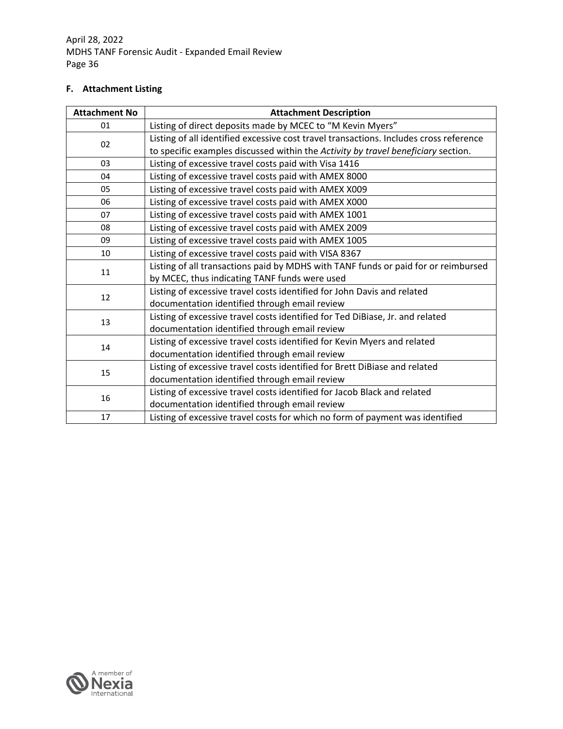### F. Attachment Listing

| Attachment No | Attachment Description |
|---|---|
| 01 | Listing of direct deposits made by MCEC to "M Kevin Myers" |
| 02 | Listing of all identified excessive cost travel transactions. Includes cross reference to specific examples discussed within the *Activity by travel beneficiary* section. |
| 03 | Listing of excessive travel costs paid with Visa 1416 |
| 04 | Listing of excessive travel costs paid with AMEX 8000 |
| 05 | Listing of excessive travel costs paid with AMEX X009 |
| 06 | Listing of excessive travel costs paid with AMEX X000 |
| 07 | Listing of excessive travel costs paid with AMEX 1001 |
| 08 | Listing of excessive travel costs paid with AMEX 2009 |
| 09 | Listing of excessive travel costs paid with AMEX 1005 |
| 10 | Listing of excessive travel costs paid with VISA 8367 |
| 11 | Listing of all transactions paid by MDHS with TANF funds or paid for or reimbursed by MCEC, thus indicating TANF funds were used |
| 12 | Listing of excessive travel costs identified for John Davis and related documentation identified through email review |
| 13 | Listing of excessive travel costs identified for Ted DiBiase, Jr. and related documentation identified through email review |
| 14 | Listing of excessive travel costs identified for Kevin Myers and related documentation identified through email review |
| 15 | Listing of excessive travel costs identified for Brett DiBiase and related documentation identified through email review |
| 16 | Listing of excessive travel costs identified for Jacob Black and related documentation identified through email review |
| 17 | Listing of excessive travel costs for which no form of payment was identified |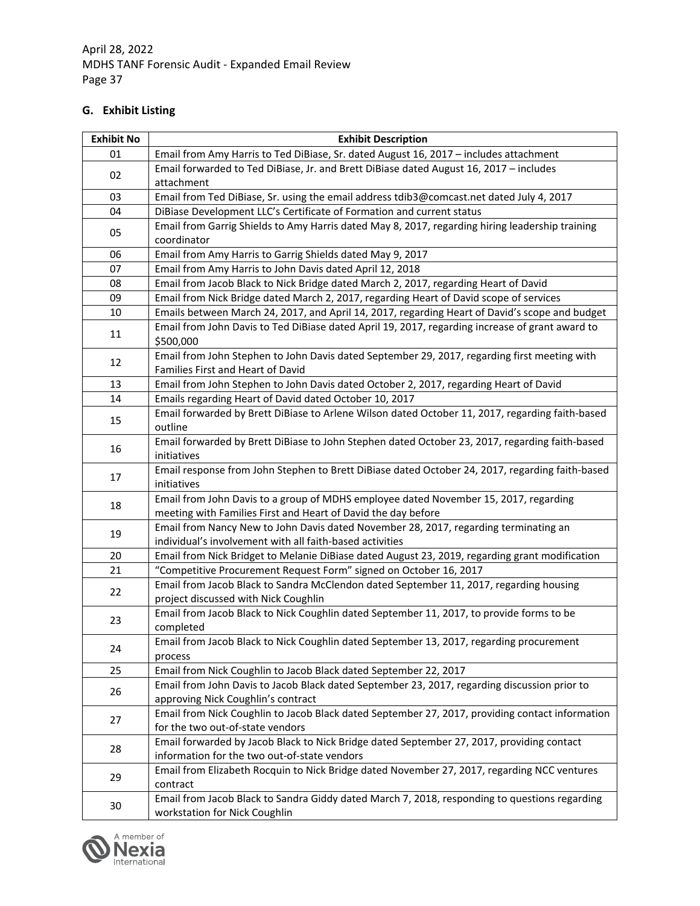## G. Exhibit Listing

| Exhibit No | Exhibit Description |
|---|---|
| 01 | Email from Amy Harris to Ted DiBiase, Sr. dated August 16, 2017 – includes attachment |
| 02 | Email forwarded to Ted DiBiase, Jr. and Brett DiBiase dated August 16, 2017 – includes attachment |
| 03 | Email from Ted DiBiase, Sr. using the email address tdib3@comcast.net dated July 4, 2017 |
| 04 | DiBiase Development LLC's Certificate of Formation and current status |
| 05 | Email from Garrig Shields to Amy Harris dated May 8, 2017, regarding hiring leadership training coordinator |
| 06 | Email from Amy Harris to Garrig Shields dated May 9, 2017 |
| 07 | Email from Amy Harris to John Davis dated April 12, 2018 |
| 08 | Email from Jacob Black to Nick Bridge dated March 2, 2017, regarding Heart of David |
| 09 | Email from Nick Bridge dated March 2, 2017, regarding Heart of David scope of services |
| 10 | Emails between March 24, 2017, and April 14, 2017, regarding Heart of David's scope and budget |
| 11 | Email from John Davis to Ted DiBiase dated April 19, 2017, regarding increase of grant award to $500,000 |
| 12 | Email from John Stephen to John Davis dated September 29, 2017, regarding first meeting with Families First and Heart of David |
| 13 | Email from John Stephen to John Davis dated October 2, 2017, regarding Heart of David |
| 14 | Emails regarding Heart of David dated October 10, 2017 |
| 15 | Email forwarded by Brett DiBiase to Arlene Wilson dated October 11, 2017, regarding faith-based outline |
| 16 | Email forwarded by Brett DiBiase to John Stephen dated October 23, 2017, regarding faith-based initiatives |
| 17 | Email response from John Stephen to Brett DiBiase dated October 24, 2017, regarding faith-based initiatives |
| 18 | Email from John Davis to a group of MDHS employee dated November 15, 2017, regarding meeting with Families First and Heart of David the day before |
| 19 | Email from Nancy New to John Davis dated November 28, 2017, regarding terminating an individual's involvement with all faith-based activities |
| 20 | Email from Nick Bridget to Melanie DiBiase dated August 23, 2019, regarding grant modification |
| 21 | "Competitive Procurement Request Form" signed on October 16, 2017 |
| 22 | Email from Jacob Black to Sandra McClendon dated September 11, 2017, regarding housing project discussed with Nick Coughlin |
| 23 | Email from Jacob Black to Nick Coughlin dated September 11, 2017, to provide forms to be completed |
| 24 | Email from Jacob Black to Nick Coughlin dated September 13, 2017, regarding procurement process |
| 25 | Email from Nick Coughlin to Jacob Black dated September 22, 2017 |
| 26 | Email from John Davis to Jacob Black dated September 23, 2017, regarding discussion prior to approving Nick Coughlin's contract |
| 27 | Email from Nick Coughlin to Jacob Black dated September 27, 2017, providing contact information for the two out-of-state vendors |
| 28 | Email forwarded by Jacob Black to Nick Bridge dated September 27, 2017, providing contact information for the two out-of-state vendors |
| 29 | Email from Elizabeth Rocquin to Nick Bridge dated November 27, 2017, regarding NCC ventures contract |
| 30 | Email from Jacob Black to Sandra Giddy dated March 7, 2018, responding to questions regarding workstation for Nick Coughlin |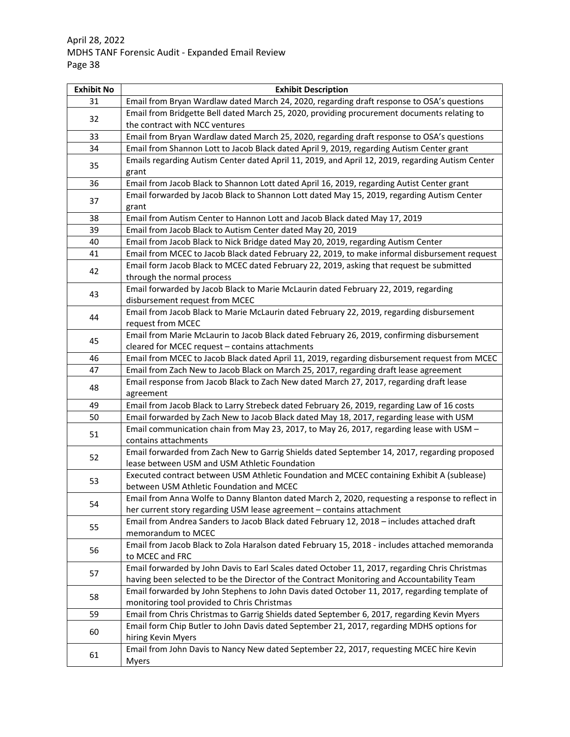| Exhibit No | Exhibit Description |
|---|---|
| 31 | Email from Bryan Wardlaw dated March 24, 2020, regarding draft response to OSA's questions |
| 32 | Email from Bridgette Bell dated March 25, 2020, providing procurement documents relating to the contract with NCC ventures |
| 33 | Email from Bryan Wardlaw dated March 25, 2020, regarding draft response to OSA's questions |
| 34 | Email from Shannon Lott to Jacob Black dated April 9, 2019, regarding Autism Center grant |
| 35 | Emails regarding Autism Center dated April 11, 2019, and April 12, 2019, regarding Autism Center grant |
| 36 | Email from Jacob Black to Shannon Lott dated April 16, 2019, regarding Autist Center grant |
| 37 | Email forwarded by Jacob Black to Shannon Lott dated May 15, 2019, regarding Autism Center grant |
| 38 | Email from Autism Center to Hannon Lott and Jacob Black dated May 17, 2019 |
| 39 | Email from Jacob Black to Autism Center dated May 20, 2019 |
| 40 | Email from Jacob Black to Nick Bridge dated May 20, 2019, regarding Autism Center |
| 41 | Email from MCEC to Jacob Black dated February 22, 2019, to make informal disbursement request |
| 42 | Email form Jacob Black to MCEC dated February 22, 2019, asking that request be submitted through the normal process |
| 43 | Email forwarded by Jacob Black to Marie McLaurin dated February 22, 2019, regarding disbursement request from MCEC |
| 44 | Email from Jacob Black to Marie McLaurin dated February 22, 2019, regarding disbursement request from MCEC |
| 45 | Email from Marie McLaurin to Jacob Black dated February 26, 2019, confirming disbursement cleared for MCEC request – contains attachments |
| 46 | Email from MCEC to Jacob Black dated April 11, 2019, regarding disbursement request from MCEC |
| 47 | Email from Zach New to Jacob Black on March 25, 2017, regarding draft lease agreement |
| 48 | Email response from Jacob Black to Zach New dated March 27, 2017, regarding draft lease agreement |
| 49 | Email from Jacob Black to Larry Strebeck dated February 26, 2019, regarding Law of 16 costs |
| 50 | Email forwarded by Zach New to Jacob Black dated May 18, 2017, regarding lease with USM |
| 51 | Email communication chain from May 23, 2017, to May 26, 2017, regarding lease with USM – contains attachments |
| 52 | Email forwarded from Zach New to Garrig Shields dated September 14, 2017, regarding proposed lease between USM and USM Athletic Foundation |
| 53 | Executed contract between USM Athletic Foundation and MCEC containing Exhibit A (sublease) between USM Athletic Foundation and MCEC |
| 54 | Email from Anna Wolfe to Danny Blanton dated March 2, 2020, requesting a response to reflect in her current story regarding USM lease agreement – contains attachment |
| 55 | Email from Andrea Sanders to Jacob Black dated February 12, 2018 – includes attached draft memorandum to MCEC |
| 56 | Email from Jacob Black to Zola Haralson dated February 15, 2018 - includes attached memoranda to MCEC and FRC |
| 57 | Email forwarded by John Davis to Earl Scales dated October 11, 2017, regarding Chris Christmas having been selected to be the Director of the Contract Monitoring and Accountability Team |
| 58 | Email forwarded by John Stephens to John Davis dated October 11, 2017, regarding template of monitoring tool provided to Chris Christmas |
| 59 | Email from Chris Christmas to Garrig Shields dated September 6, 2017, regarding Kevin Myers |
| 60 | Email form Chip Butler to John Davis dated September 21, 2017, regarding MDHS options for hiring Kevin Myers |
| 61 | Email from John Davis to Nancy New dated September 22, 2017, requesting MCEC hire Kevin Myers |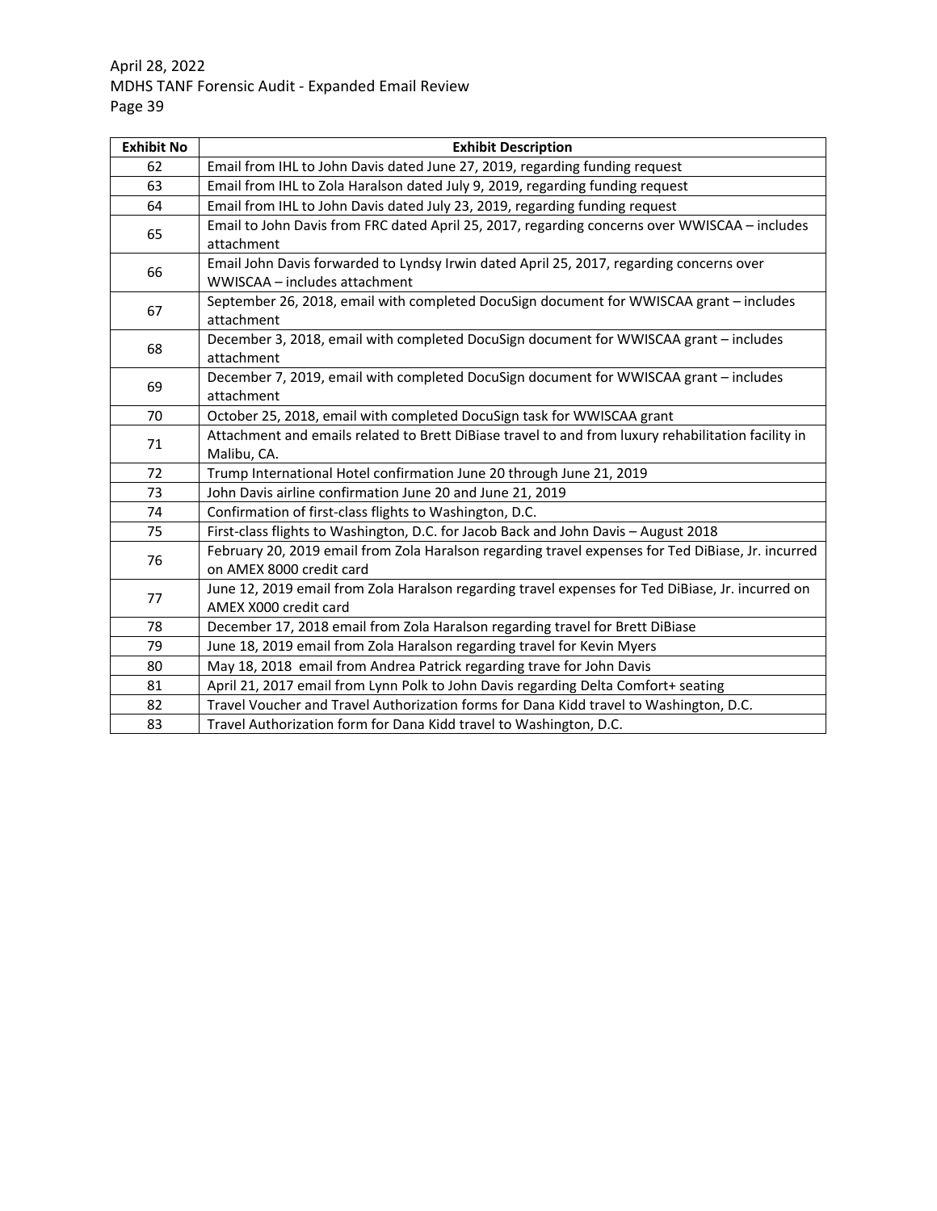| Exhibit No | Exhibit Description |
|---|---|
| 62 | Email from IHL to John Davis dated June 27, 2019, regarding funding request |
| 63 | Email from IHL to Zola Haralson dated July 9, 2019, regarding funding request |
| 64 | Email from IHL to John Davis dated July 23, 2019, regarding funding request |
| 65 | Email to John Davis from FRC dated April 25, 2017, regarding concerns over WWISCAA – includes attachment |
| 66 | Email John Davis forwarded to Lyndsy Irwin dated April 25, 2017, regarding concerns over WWISCAA – includes attachment |
| 67 | September 26, 2018, email with completed DocuSign document for WWISCAA grant – includes attachment |
| 68 | December 3, 2018, email with completed DocuSign document for WWISCAA grant – includes attachment |
| 69 | December 7, 2019, email with completed DocuSign document for WWISCAA grant – includes attachment |
| 70 | October 25, 2018, email with completed DocuSign task for WWISCAA grant |
| 71 | Attachment and emails related to Brett DiBiase travel to and from luxury rehabilitation facility in Malibu, CA. |
| 72 | Trump International Hotel confirmation June 20 through June 21, 2019 |
| 73 | John Davis airline confirmation June 20 and June 21, 2019 |
| 74 | Confirmation of first-class flights to Washington, D.C. |
| 75 | First-class flights to Washington, D.C. for Jacob Back and John Davis – August 2018 |
| 76 | February 20, 2019 email from Zola Haralson regarding travel expenses for Ted DiBiase, Jr. incurred on AMEX 8000 credit card |
| 77 | June 12, 2019 email from Zola Haralson regarding travel expenses for Ted DiBiase, Jr. incurred on AMEX X000 credit card |
| 78 | December 17, 2018 email from Zola Haralson regarding travel for Brett DiBiase |
| 79 | June 18, 2019 email from Zola Haralson regarding travel for Kevin Myers |
| 80 | May 18, 2018 email from Andrea Patrick regarding trave for John Davis |
| 81 | April 21, 2017 email from Lynn Polk to John Davis regarding Delta Comfort+ seating |
| 82 | Travel Voucher and Travel Authorization forms for Dana Kidd travel to Washington, D.C. |
| 83 | Travel Authorization form for Dana Kidd travel to Washington, D.C. |